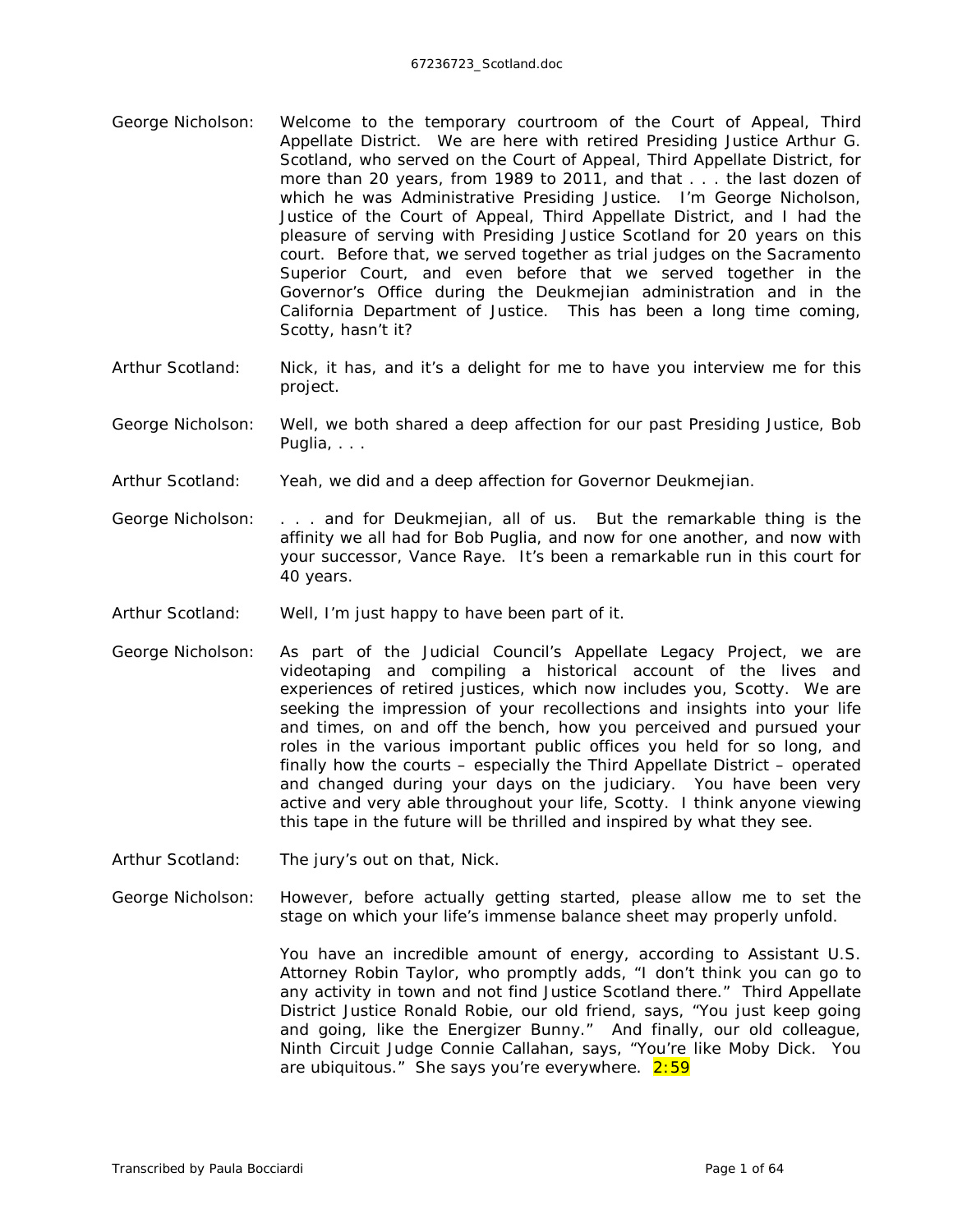George Nicholson: Welcome to the temporary courtroom of the Court of Appeal, Third Appellate District. We are here with retired Presiding Justice Arthur G. Scotland, who served on the Court of Appeal, Third Appellate District, for more than 20 years, from 1989 to 2011, and that . . . the last dozen of which he was Administrative Presiding Justice. I'm George Nicholson, Justice of the Court of Appeal, Third Appellate District, and I had the pleasure of serving with Presiding Justice Scotland for 20 years on this court. Before that, we served together as trial judges on the Sacramento Superior Court, and even before that we served together in the Governor's Office during the Deukmejian administration and in the California Department of Justice. This has been a long time coming, Scotty, hasn't it?

Arthur Scotland: Nick, it has, and it's a delight for me to have you interview me for this project.

George Nicholson: Well, we both shared a deep affection for our past Presiding Justice, Bob Puglia, . . .

Arthur Scotland: Yeah, we did and a deep affection for Governor Deukmejian.

George Nicholson: . . . and for Deukmejian, all of us. But the remarkable thing is the affinity we all had for Bob Puglia, and now for one another, and now with your successor, Vance Raye. It's been a remarkable run in this court for 40 years.

Arthur Scotland: Well, I'm just happy to have been part of it.

George Nicholson: As part of the Judicial Council's Appellate Legacy Project, we are videotaping and compiling a historical account of the lives and experiences of retired justices, which now includes you, Scotty. We are seeking the impression of your recollections and insights into your life and times, on and off the bench, how you perceived and pursued your roles in the various important public offices you held for so long, and finally how the courts – especially the Third Appellate District – operated and changed during your days on the judiciary. You have been very active and very able throughout your life, Scotty. I think anyone viewing this tape in the future will be thrilled and inspired by what they see.

Arthur Scotland: The jury's out on that, Nick.

George Nicholson: However, before actually getting started, please allow me to set the stage on which your life's immense balance sheet may properly unfold.

You have an incredible amount of energy, according to Assistant U.S. Attorney Robin Taylor, who promptly adds, "I don't think you can go to any activity in town and not find Justice Scotland there." Third Appellate District Justice Ronald Robie, our old friend, says, "You just keep going and going, like the Energizer Bunny." And finally, our old colleague, Ninth Circuit Judge Connie Callahan, says, "You're like Moby Dick. You are ubiquitous." She says you're everywhere. 2:59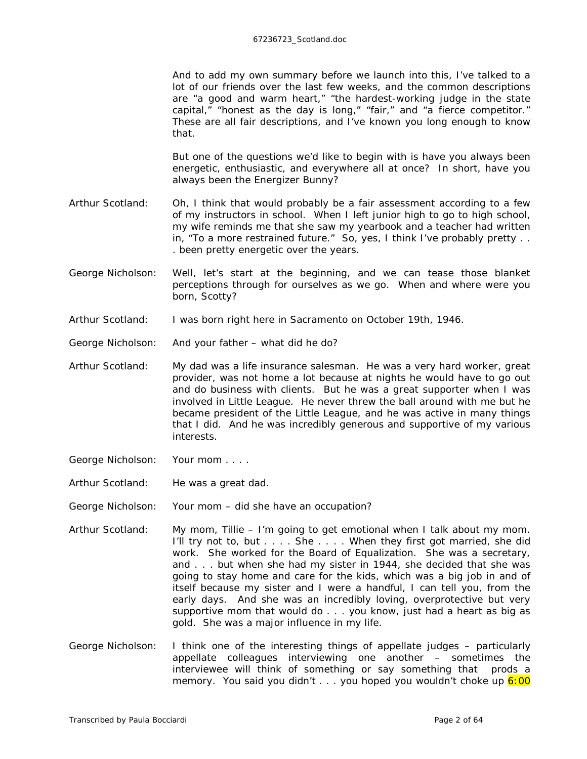And to add my own summary before we launch into this, I've talked to a lot of our friends over the last few weeks, and the common descriptions are "a good and warm heart," "the hardest-working judge in the state capital," "honest as the day is long," "fair," and "a fierce competitor." These are all fair descriptions, and I've known you long enough to know that.

But one of the questions we'd like to begin with is have you always been energetic, enthusiastic, and everywhere all at once? In short, have you always been the Energizer Bunny?

**Arthur Scotland:** Oh, I think that would probably be a fair assessment according to a few of my instructors in school. When I left junior high to go to high school, my wife reminds me that she saw my yearbook and a teacher had written in, "To a more restrained future." So, yes, I think I've probably pretty . . . been pretty energetic over the years.

**George Nicholson:** Well, let's start at the beginning, and we can tease those blanket perceptions through for ourselves as we go. When and where were you born, Scotty?

**Arthur Scotland:** I was born right here in Sacramento on October 19th, 1946.

**George Nicholson:** And your father – what did he do?

**Arthur Scotland:** My dad was a life insurance salesman. He was a very hard worker, great provider, was not home a lot because at nights he would have to go out and do business with clients. But he was a great supporter when I was involved in Little League. He never threw the ball around with me but he became president of the Little League, and he was active in many things that I did. And he was incredibly generous and supportive of my various interests.

**George Nicholson:** Your mom . . . .

**Arthur Scotland:** He was a great dad.

**George Nicholson:** Your mom – did she have an occupation?

**Arthur Scotland:** My mom, Tillie – I'm going to get emotional when I talk about my mom. I'll try not to, but . . . . She . . . . When they first got married, she did work. She worked for the Board of Equalization. She was a secretary, and . . . but when she had my sister in 1944, she decided that she was going to stay home and care for the kids, which was a big job in and of itself because my sister and I were a handful, I can tell you, from the early days. And she was an incredibly loving, overprotective but very supportive mom that would do . . . you know, just had a heart as big as gold. She was a major influence in my life.

**George Nicholson:** I think one of the interesting things of appellate judges – particularly appellate colleagues interviewing one another – sometimes the interviewee will think of something or say something that prods a memory. You said you didn't . . . you hoped you wouldn't choke up 6:00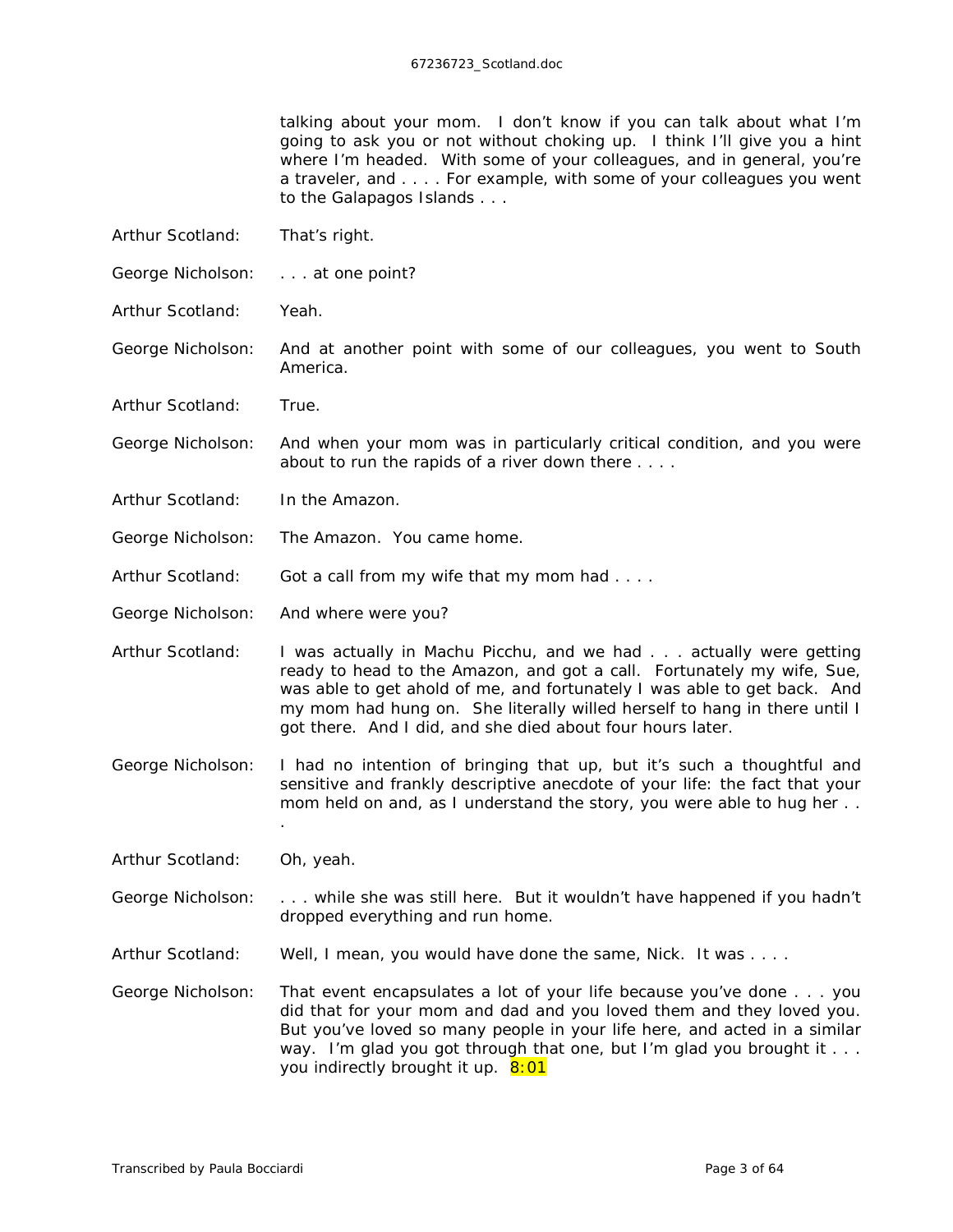talking about your mom. I don't know if you can talk about what I'm going to ask you or not without choking up. I think I'll give you a hint where I'm headed. With some of your colleagues, and in general, you're a traveler, and . . . . For example, with some of your colleagues you went to the Galapagos Islands . . .

Arthur Scotland: That's right.

George Nicholson: . . . at one point?

Arthur Scotland: Yeah.

George Nicholson: And at another point with some of our colleagues, you went to South America.

Arthur Scotland: True.

George Nicholson: And when your mom was in particularly critical condition, and you were about to run the rapids of a river down there . . . .

Arthur Scotland: In the Amazon.

George Nicholson: The Amazon. You came home.

Arthur Scotland: Got a call from my wife that my mom had . . . .

George Nicholson: And where were you?

Arthur Scotland: I was actually in Machu Picchu, and we had . . . actually were getting ready to head to the Amazon, and got a call. Fortunately my wife, Sue, was able to get ahold of me, and fortunately I was able to get back. And my mom had hung on. She literally willed herself to hang in there until I got there. And I did, and she died about four hours later.

George Nicholson: I had no intention of bringing that up, but it's such a thoughtful and sensitive and frankly descriptive anecdote of your life: the fact that your mom held on and, as I understand the story, you were able to hug her . . .

Arthur Scotland: Oh, yeah.

George Nicholson: . . . while she was still here. But it wouldn't have happened if you hadn't dropped everything and run home.

Arthur Scotland: Well, I mean, you would have done the same, Nick. It was . . . .

George Nicholson: That event encapsulates a lot of your life because you've done . . . you did that for your mom and dad and you loved them and they loved you. But you've loved so many people in your life here, and acted in a similar way. I'm glad you got through that one, but I'm glad you brought it . . . you indirectly brought it up. 8:01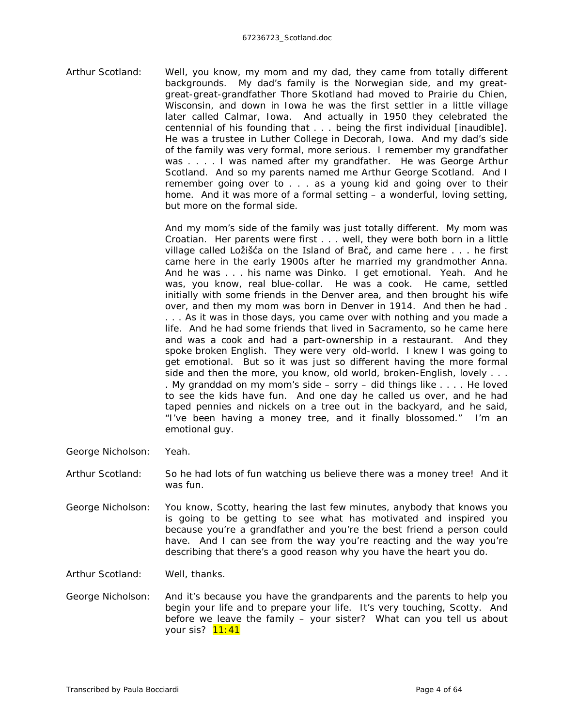Arthur Scotland: Well, you know, my mom and my dad, they came from totally different backgrounds. My dad's family is the Norwegian side, and my great-great-great-grandfather Thore Skotland had moved to Prairie du Chien, Wisconsin, and down in Iowa he was the first settler in a little village later called Calmar, Iowa. And actually in 1950 they celebrated the centennial of his founding that . . . being the first individual [inaudible]. He was a trustee in Luther College in Decorah, Iowa. And my dad's side of the family was very formal, more serious. I remember my grandfather was . . . . I was named after my grandfather. He was George Arthur Scotland. And so my parents named me Arthur George Scotland. And I remember going over to . . . as a young kid and going over to their home. And it was more of a formal setting – a wonderful, loving setting, but more on the formal side.

And my mom's side of the family was just totally different. My mom was Croatian. Her parents were first . . . well, they were both born in a little village called Ložišća on the Island of Brač, and came here . . . he first came here in the early 1900s after he married my grandmother Anna. And he was . . . his name was Dinko. I get emotional. Yeah. And he was, you know, real blue-collar. He was a cook. He came, settled initially with some friends in the Denver area, and then brought his wife over, and then my mom was born in Denver in 1914. And then he had . . . . As it was in those days, you came over with nothing and you made a life. And he had some friends that lived in Sacramento, so he came here and was a cook and had a part-ownership in a restaurant. And they spoke broken English. They were very old-world. I knew I was going to get emotional. But so it was just so different having the more formal side and then the more, you know, old world, broken-English, lovely . . . . My granddad on my mom's side – sorry – did things like . . . . He loved to see the kids have fun. And one day he called us over, and he had taped pennies and nickels on a tree out in the backyard, and he said, "I've been having a money tree, and it finally blossomed." I'm an emotional guy.

George Nicholson: Yeah.

Arthur Scotland: So he had lots of fun watching us believe there was a money tree! And it was fun.

George Nicholson: You know, Scotty, hearing the last few minutes, anybody that knows you is going to be getting to see what has motivated and inspired you because you're a grandfather and you're the best friend a person could have. And I can see from the way you're reacting and the way you're describing that there's a good reason why you have the heart you do.

Arthur Scotland: Well, thanks.

George Nicholson: And it's because you have the grandparents and the parents to help you begin your life and to prepare your life. It's very touching, Scotty. And before we leave the family – your sister? What can you tell us about your sis? 11:41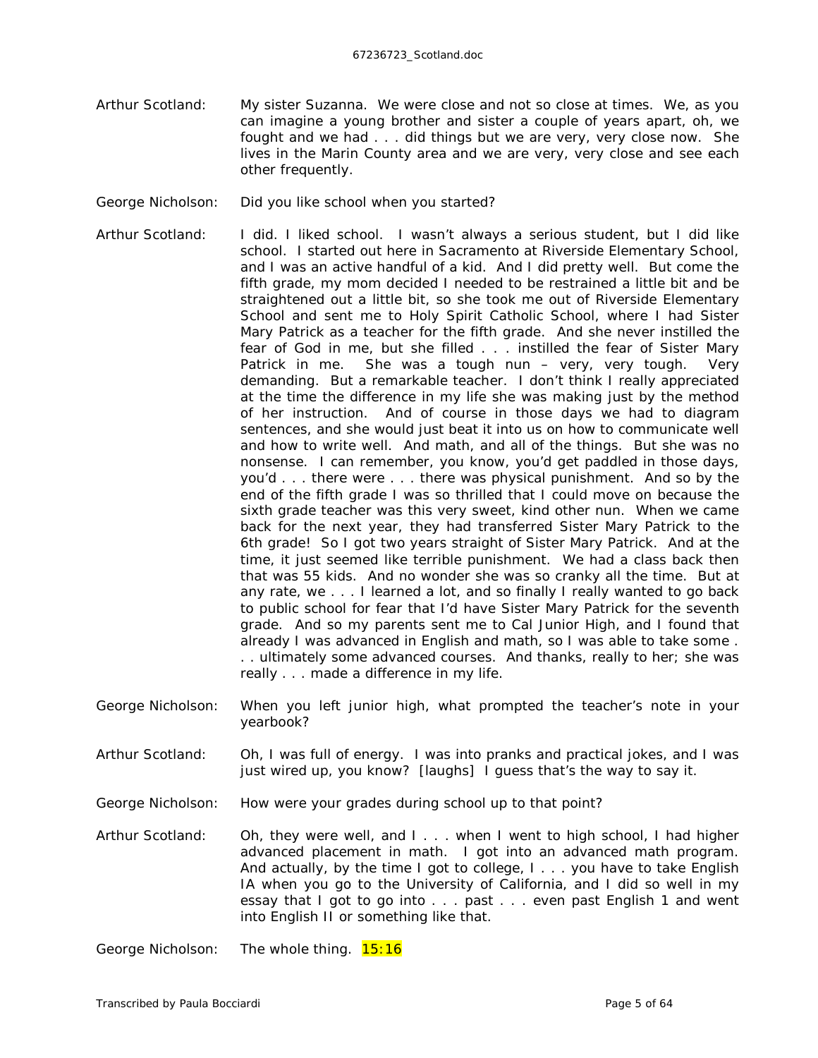Arthur Scotland: My sister Suzanna. We were close and not so close at times. We, as you can imagine a young brother and sister a couple of years apart, oh, we fought and we had . . . did things but we are very, very close now. She lives in the Marin County area and we are very, very close and see each other frequently.

George Nicholson: Did you like school when you started?

Arthur Scotland: I did. I liked school. I wasn't always a serious student, but I did like school. I started out here in Sacramento at Riverside Elementary School, and I was an active handful of a kid. And I did pretty well. But come the fifth grade, my mom decided I needed to be restrained a little bit and be straightened out a little bit, so she took me out of Riverside Elementary School and sent me to Holy Spirit Catholic School, where I had Sister Mary Patrick as a teacher for the fifth grade. And she never instilled the fear of God in me, but she filled . . . instilled the fear of Sister Mary Patrick in me. She was a tough nun – very, very tough. Very demanding. But a remarkable teacher. I don't think I really appreciated at the time the difference in my life she was making just by the method of her instruction. And of course in those days we had to diagram sentences, and she would just beat it into us on how to communicate well and how to write well. And math, and all of the things. But she was no nonsense. I can remember, you know, you'd get paddled in those days, you'd . . . there were . . . there was physical punishment. And so by the end of the fifth grade I was so thrilled that I could move on because the sixth grade teacher was this very sweet, kind other nun. When we came back for the next year, they had transferred Sister Mary Patrick to the 6th grade! So I got two years straight of Sister Mary Patrick. And at the time, it just seemed like terrible punishment. We had a class back then that was 55 kids. And no wonder she was so cranky all the time. But at any rate, we . . . I learned a lot, and so finally I really wanted to go back to public school for fear that I'd have Sister Mary Patrick for the seventh grade. And so my parents sent me to Cal Junior High, and I found that already I was advanced in English and math, so I was able to take some . . . ultimately some advanced courses. And thanks, really to her; she was really . . . made a difference in my life.

George Nicholson: When you left junior high, what prompted the teacher's note in your yearbook?

Arthur Scotland: Oh, I was full of energy. I was into pranks and practical jokes, and I was just wired up, you know? [laughs] I guess that's the way to say it.

George Nicholson: How were your grades during school up to that point?

Arthur Scotland: Oh, they were well, and I . . . when I went to high school, I had higher advanced placement in math. I got into an advanced math program. And actually, by the time I got to college, I . . . you have to take English IA when you go to the University of California, and I did so well in my essay that I got to go into . . . past . . . even past English 1 and went into English II or something like that.

George Nicholson: The whole thing. 15:16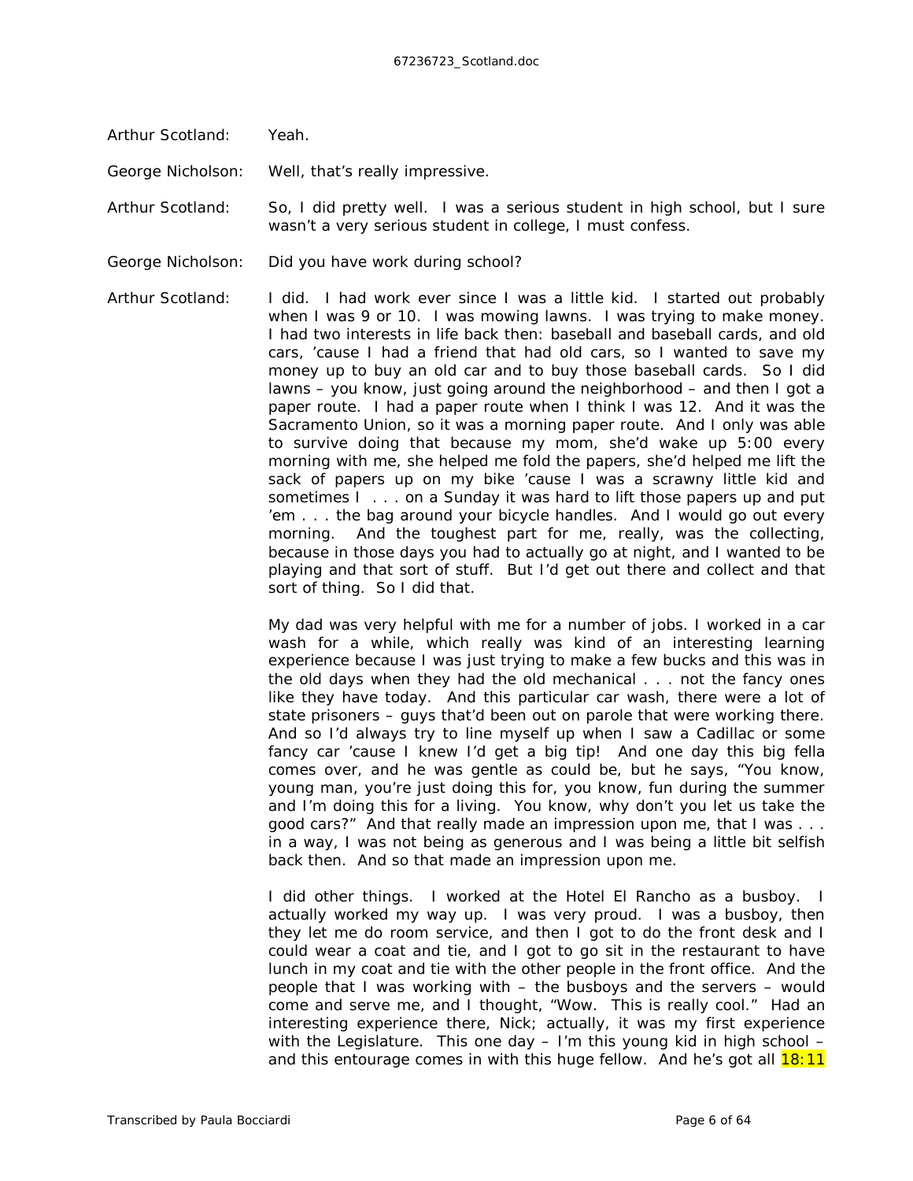Arthur Scotland: Yeah.

George Nicholson: Well, that's really impressive.

Arthur Scotland: So, I did pretty well. I was a serious student in high school, but I sure wasn't a very serious student in college, I must confess.

George Nicholson: Did you have work during school?

Arthur Scotland: I did. I had work ever since I was a little kid. I started out probably when I was 9 or 10. I was mowing lawns. I was trying to make money. I had two interests in life back then: baseball and baseball cards, and old cars, 'cause I had a friend that had old cars, so I wanted to save my money up to buy an old car and to buy those baseball cards. So I did lawns – you know, just going around the neighborhood – and then I got a paper route. I had a paper route when I think I was 12. And it was the Sacramento Union, so it was a morning paper route. And I only was able to survive doing that because my mom, she'd wake up 5:00 every morning with me, she helped me fold the papers, she'd helped me lift the sack of papers up on my bike 'cause I was a scrawny little kid and sometimes I . . . on a Sunday it was hard to lift those papers up and put 'em . . . the bag around your bicycle handles. And I would go out every morning. And the toughest part for me, really, was the collecting, because in those days you had to actually go at night, and I wanted to be playing and that sort of stuff. But I'd get out there and collect and that sort of thing. So I did that.

My dad was very helpful with me for a number of jobs. I worked in a car wash for a while, which really was kind of an interesting learning experience because I was just trying to make a few bucks and this was in the old days when they had the old mechanical . . . not the fancy ones like they have today. And this particular car wash, there were a lot of state prisoners – guys that'd been out on parole that were working there. And so I'd always try to line myself up when I saw a Cadillac or some fancy car 'cause I knew I'd get a big tip! And one day this big fella comes over, and he was gentle as could be, but he says, "You know, young man, you're just doing this for, you know, fun during the summer and I'm doing this for a living. You know, why don't you let us take the good cars?" And that really made an impression upon me, that I was . . . in a way, I was not being as generous and I was being a little bit selfish back then. And so that made an impression upon me.

I did other things. I worked at the Hotel El Rancho as a busboy. I actually worked my way up. I was very proud. I was a busboy, then they let me do room service, and then I got to do the front desk and I could wear a coat and tie, and I got to go sit in the restaurant to have lunch in my coat and tie with the other people in the front office. And the people that I was working with – the busboys and the servers – would come and serve me, and I thought, "Wow. This is really cool." Had an interesting experience there, Nick; actually, it was my first experience with the Legislature. This one day – I'm this young kid in high school – and this entourage comes in with this huge fellow. And he's got all 18:11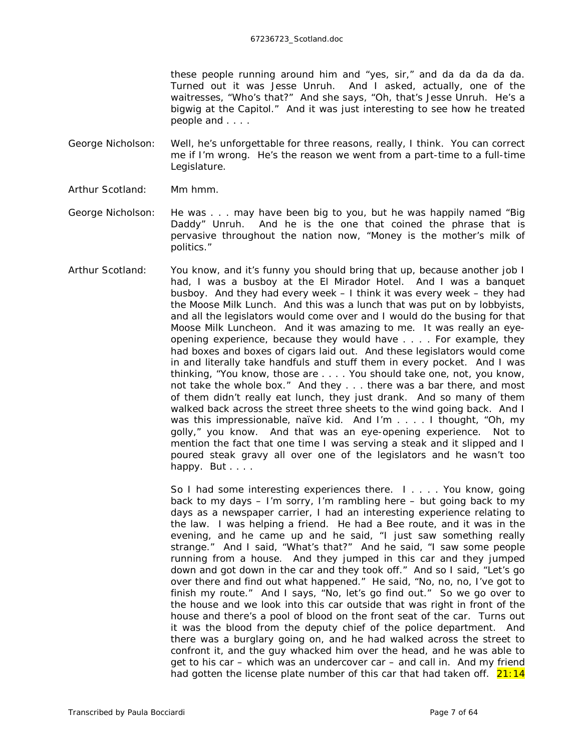these people running around him and "yes, sir," and da da da da da. Turned out it was Jesse Unruh. And I asked, actually, one of the waitresses, "Who's that?" And she says, "Oh, that's Jesse Unruh. He's a bigwig at the Capitol." And it was just interesting to see how he treated people and . . . .

George Nicholson: Well, he's unforgettable for three reasons, really, I think. You can correct me if I'm wrong. He's the reason we went from a part-time to a full-time Legislature.

Arthur Scotland: Mm hmm.

George Nicholson: He was . . . may have been big to you, but he was happily named "Big Daddy" Unruh. And he is the one that coined the phrase that is pervasive throughout the nation now, "Money is the mother's milk of politics."

Arthur Scotland: You know, and it's funny you should bring that up, because another job I had, I was a busboy at the El Mirador Hotel. And I was a banquet busboy. And they had every week – I think it was every week – they had the Moose Milk Lunch. And this was a lunch that was put on by lobbyists, and all the legislators would come over and I would do the busing for that Moose Milk Luncheon. And it was amazing to me. It was really an eye-opening experience, because they would have . . . . For example, they had boxes and boxes of cigars laid out. And these legislators would come in and literally take handfuls and stuff them in every pocket. And I was thinking, "You know, those are . . . . You should take one, not, you know, not take the whole box." And they . . . there was a bar there, and most of them didn't really eat lunch, they just drank. And so many of them walked back across the street three sheets to the wind going back. And I was this impressionable, naïve kid. And I'm . . . . I thought, "Oh, my golly," you know. And that was an eye-opening experience. Not to mention the fact that one time I was serving a steak and it slipped and I poured steak gravy all over one of the legislators and he wasn't too happy. But . . . .

So I had some interesting experiences there. I . . . . You know, going back to my days – I'm sorry, I'm rambling here – but going back to my days as a newspaper carrier, I had an interesting experience relating to the law. I was helping a friend. He had a Bee route, and it was in the evening, and he came up and he said, "I just saw something really strange." And I said, "What's that?" And he said, "I saw some people running from a house. And they jumped in this car and they jumped down and got down in the car and they took off." And so I said, "Let's go over there and find out what happened." He said, "No, no, no, I've got to finish my route." And I says, "No, let's go find out." So we go over to the house and we look into this car outside that was right in front of the house and there's a pool of blood on the front seat of the car. Turns out it was the blood from the deputy chief of the police department. And there was a burglary going on, and he had walked across the street to confront it, and the guy whacked him over the head, and he was able to get to his car – which was an undercover car – and call in. And my friend had gotten the license plate number of this car that had taken off. 21:14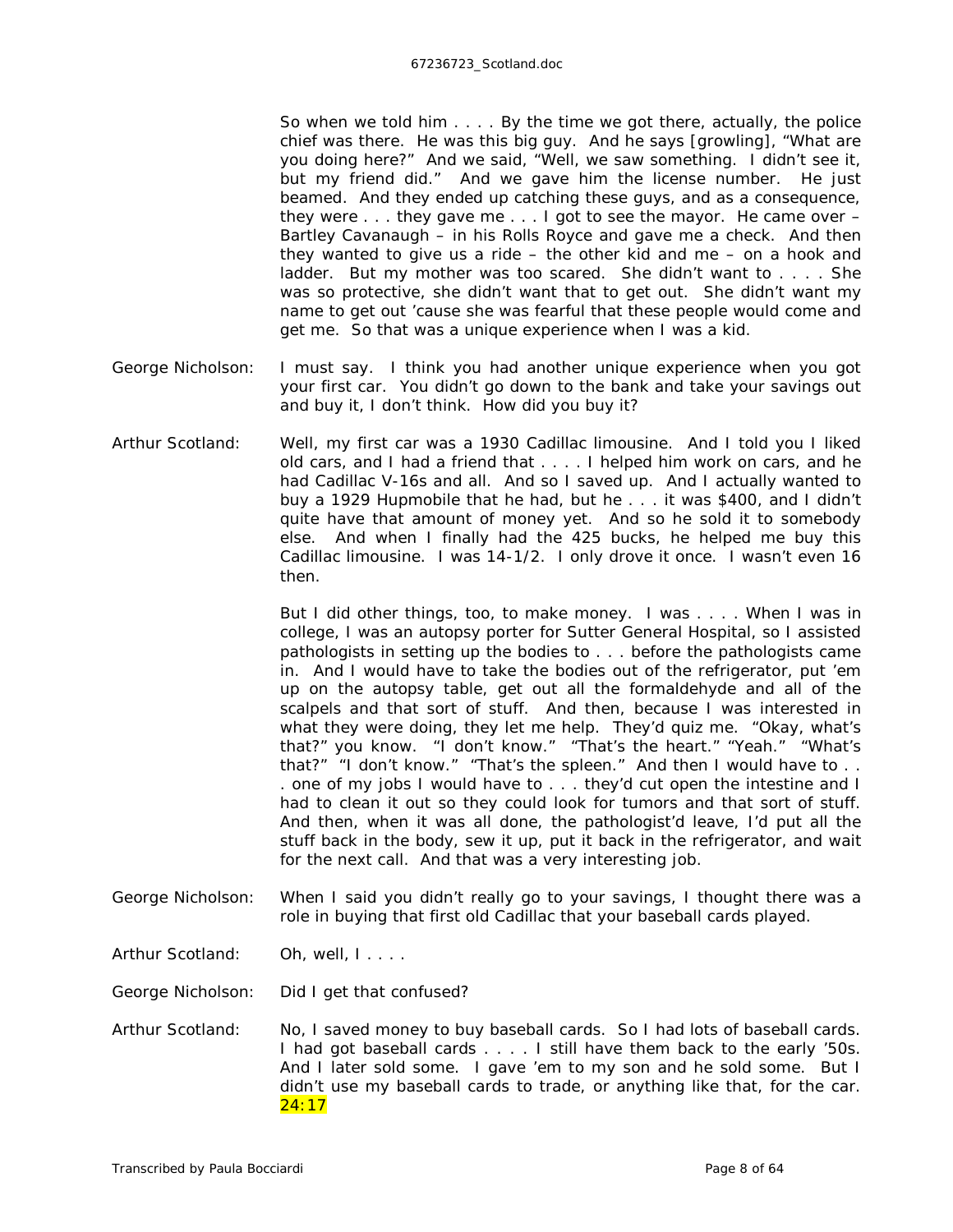So when we told him . . . . By the time we got there, actually, the police chief was there. He was this big guy. And he says [growling], "What are you doing here?" And we said, "Well, we saw something. I didn't see it, but my friend did." And we gave him the license number. He just beamed. And they ended up catching these guys, and as a consequence, they were . . . they gave me . . . I got to see the mayor. He came over – Bartley Cavanaugh – in his Rolls Royce and gave me a check. And then they wanted to give us a ride – the other kid and me – on a hook and ladder. But my mother was too scared. She didn't want to . . . . She was so protective, she didn't want that to get out. She didn't want my name to get out 'cause she was fearful that these people would come and get me. So that was a unique experience when I was a kid.

George Nicholson: I must say. I think you had another unique experience when you got your first car. You didn't go down to the bank and take your savings out and buy it, I don't think. How did you buy it?

Arthur Scotland: Well, my first car was a 1930 Cadillac limousine. And I told you I liked old cars, and I had a friend that . . . . I helped him work on cars, and he had Cadillac V-16s and all. And so I saved up. And I actually wanted to buy a 1929 Hupmobile that he had, but he . . . it was $400, and I didn't quite have that amount of money yet. And so he sold it to somebody else. And when I finally had the 425 bucks, he helped me buy this Cadillac limousine. I was 14-1/2. I only drove it once. I wasn't even 16 then.

But I did other things, too, to make money. I was . . . . When I was in college, I was an autopsy porter for Sutter General Hospital, so I assisted pathologists in setting up the bodies to . . . before the pathologists came in. And I would have to take the bodies out of the refrigerator, put 'em up on the autopsy table, get out all the formaldehyde and all of the scalpels and that sort of stuff. And then, because I was interested in what they were doing, they let me help. They'd quiz me. "Okay, what's that?" you know. "I don't know." "That's the heart." "Yeah." "What's that?" "I don't know." "That's the spleen." And then I would have to . . . one of my jobs I would have to . . . they'd cut open the intestine and I had to clean it out so they could look for tumors and that sort of stuff. And then, when it was all done, the pathologist'd leave, I'd put all the stuff back in the body, sew it up, put it back in the refrigerator, and wait for the next call. And that was a very interesting job.

George Nicholson: When I said you didn't really go to your savings, I thought there was a role in buying that first old Cadillac that your baseball cards played.

Arthur Scotland: Oh, well, I . . . .

George Nicholson: Did I get that confused?

Arthur Scotland: No, I saved money to buy baseball cards. So I had lots of baseball cards. I had got baseball cards . . . . I still have them back to the early '50s. And I later sold some. I gave 'em to my son and he sold some. But I didn't use my baseball cards to trade, or anything like that, for the car. 24:17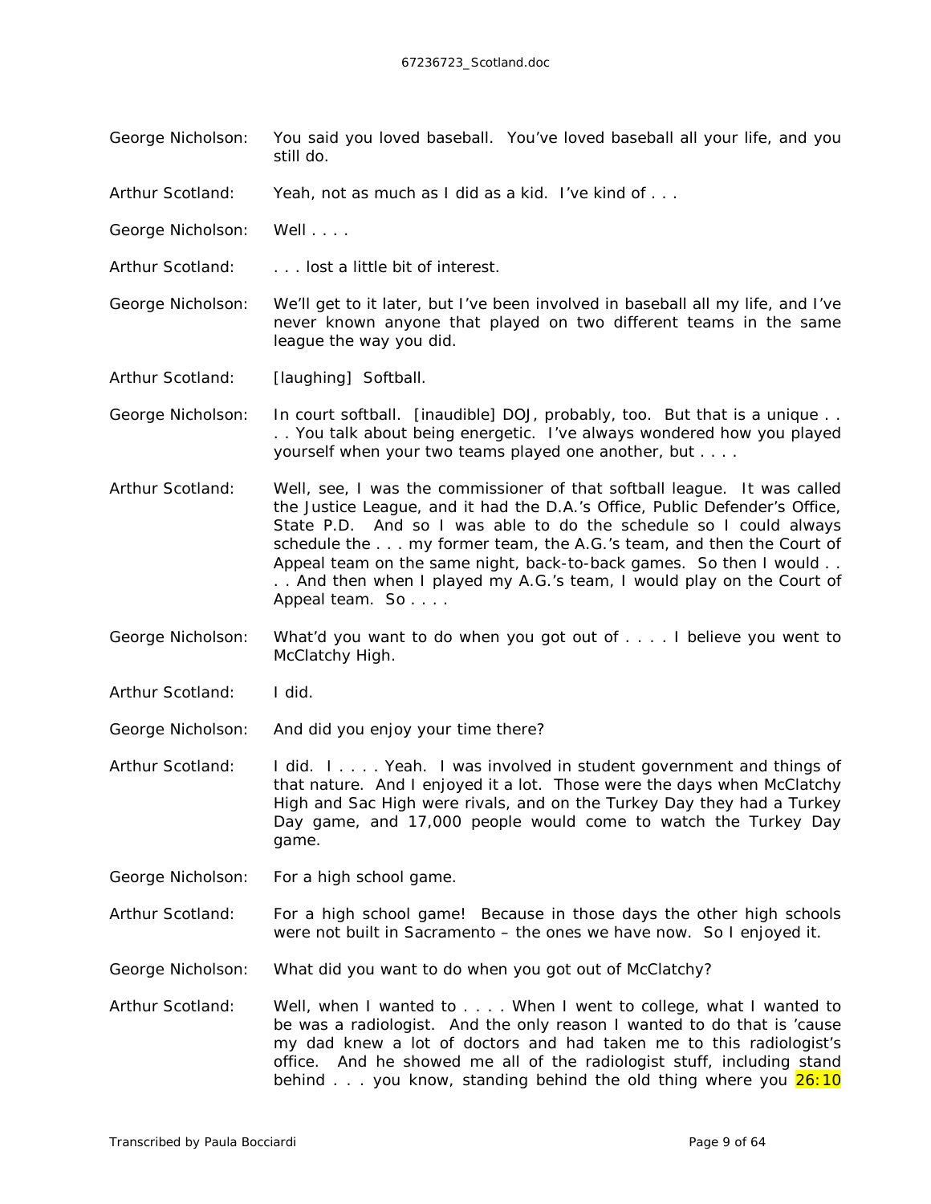George Nicholson: You said you loved baseball. You've loved baseball all your life, and you still do.

Arthur Scotland: Yeah, not as much as I did as a kid. I've kind of . . .

George Nicholson: Well . . . .

Arthur Scotland: . . . lost a little bit of interest.

George Nicholson: We'll get to it later, but I've been involved in baseball all my life, and I've never known anyone that played on two different teams in the same league the way you did.

Arthur Scotland: [laughing] Softball.

George Nicholson: In court softball. [inaudible] DOJ, probably, too. But that is a unique . . . . You talk about being energetic. I've always wondered how you played yourself when your two teams played one another, but . . . .

Arthur Scotland: Well, see, I was the commissioner of that softball league. It was called the Justice League, and it had the D.A.'s Office, Public Defender's Office, State P.D. And so I was able to do the schedule so I could always schedule the . . . my former team, the A.G.'s team, and then the Court of Appeal team on the same night, back-to-back games. So then I would . . . . And then when I played my A.G.'s team, I would play on the Court of Appeal team. So . . . .

George Nicholson: What'd you want to do when you got out of . . . . I believe you went to McClatchy High.

Arthur Scotland: I did.

George Nicholson: And did you enjoy your time there?

Arthur Scotland: I did. I . . . . Yeah. I was involved in student government and things of that nature. And I enjoyed it a lot. Those were the days when McClatchy High and Sac High were rivals, and on the Turkey Day they had a Turkey Day game, and 17,000 people would come to watch the Turkey Day game.

George Nicholson: For a high school game.

Arthur Scotland: For a high school game! Because in those days the other high schools were not built in Sacramento – the ones we have now. So I enjoyed it.

George Nicholson: What did you want to do when you got out of McClatchy?

Arthur Scotland: Well, when I wanted to . . . . When I went to college, what I wanted to be was a radiologist. And the only reason I wanted to do that is 'cause my dad knew a lot of doctors and had taken me to this radiologist's office. And he showed me all of the radiologist stuff, including stand behind . . . you know, standing behind the old thing where you 26:10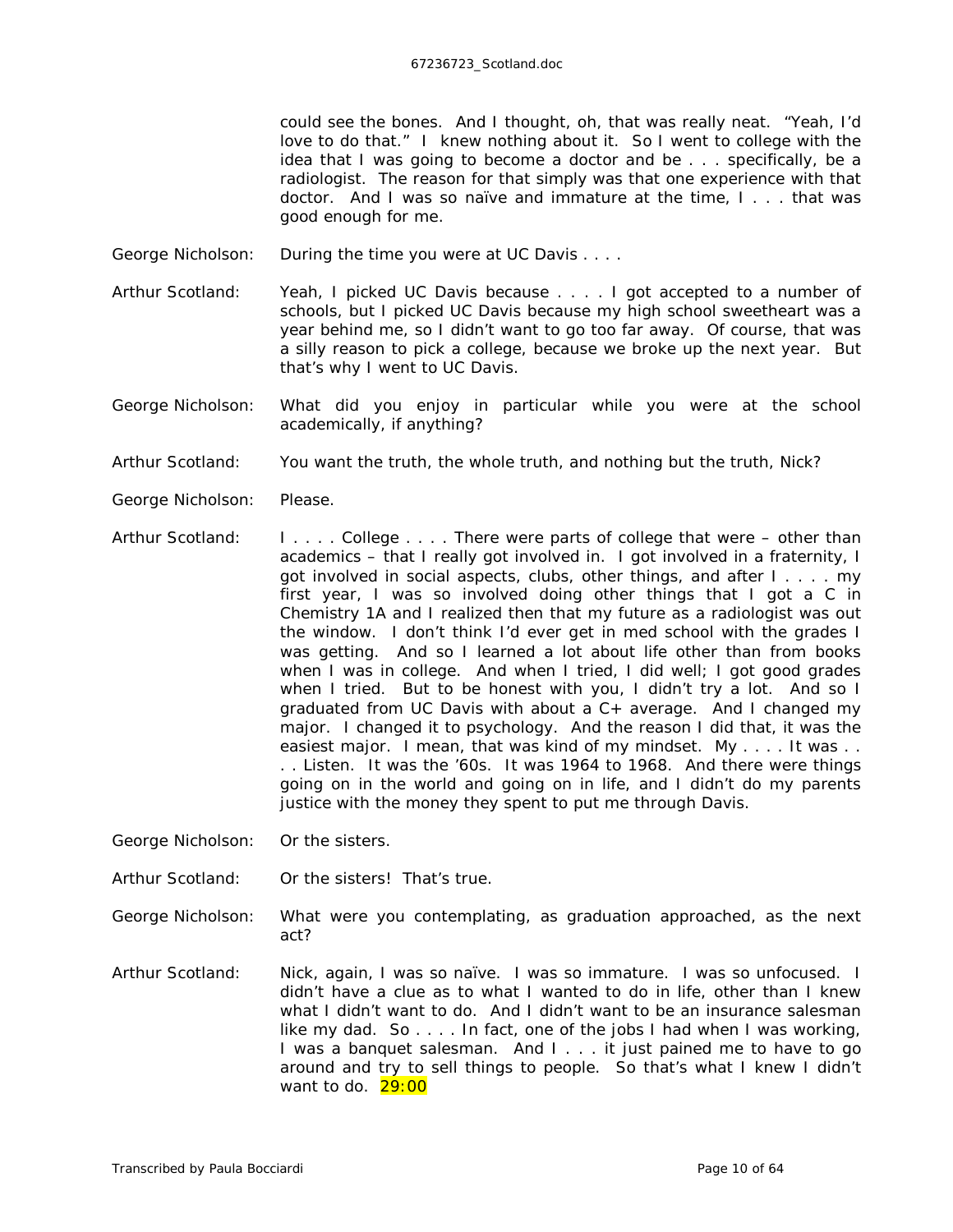could see the bones. And I thought, oh, that was really neat. "Yeah, I'd love to do that." I knew nothing about it. So I went to college with the idea that I was going to become a doctor and be . . . specifically, be a radiologist. The reason for that simply was that one experience with that doctor. And I was so naïve and immature at the time, I . . . . that was good enough for me.

George Nicholson: During the time you were at UC Davis . . . .

Arthur Scotland: Yeah, I picked UC Davis because . . . . I got accepted to a number of schools, but I picked UC Davis because my high school sweetheart was a year behind me, so I didn't want to go too far away. Of course, that was a silly reason to pick a college, because we broke up the next year. But that's why I went to UC Davis.

George Nicholson: What did you enjoy in particular while you were at the school academically, if anything?

Arthur Scotland: You want the truth, the whole truth, and nothing but the truth, Nick?

George Nicholson: Please.

Arthur Scotland: I . . . . College . . . . There were parts of college that were – other than academics – that I really got involved in. I got involved in a fraternity, I got involved in social aspects, clubs, other things, and after I . . . . my first year, I was so involved doing other things that I got a C in Chemistry 1A and I realized then that my future as a radiologist was out the window. I don't think I'd ever get in med school with the grades I was getting. And so I learned a lot about life other than from books when I was in college. And when I tried, I did well; I got good grades when I tried. But to be honest with you, I didn't try a lot. And so I graduated from UC Davis with about a C+ average. And I changed my major. I changed it to psychology. And the reason I did that, it was the easiest major. I mean, that was kind of my mindset. My . . . . It was . . . . Listen. It was the '60s. It was 1964 to 1968. And there were things going on in the world and going on in life, and I didn't do my parents justice with the money they spent to put me through Davis.

George Nicholson: Or the sisters.

Arthur Scotland: Or the sisters! That's true.

George Nicholson: What were you contemplating, as graduation approached, as the next act?

Arthur Scotland: Nick, again, I was so naïve. I was so immature. I was so unfocused. I didn't have a clue as to what I wanted to do in life, other than I knew what I didn't want to do. And I didn't want to be an insurance salesman like my dad. So . . . . In fact, one of the jobs I had when I was working, I was a banquet salesman. And I . . . it just pained me to have to go around and try to sell things to people. So that's what I knew I didn't want to do. 29:00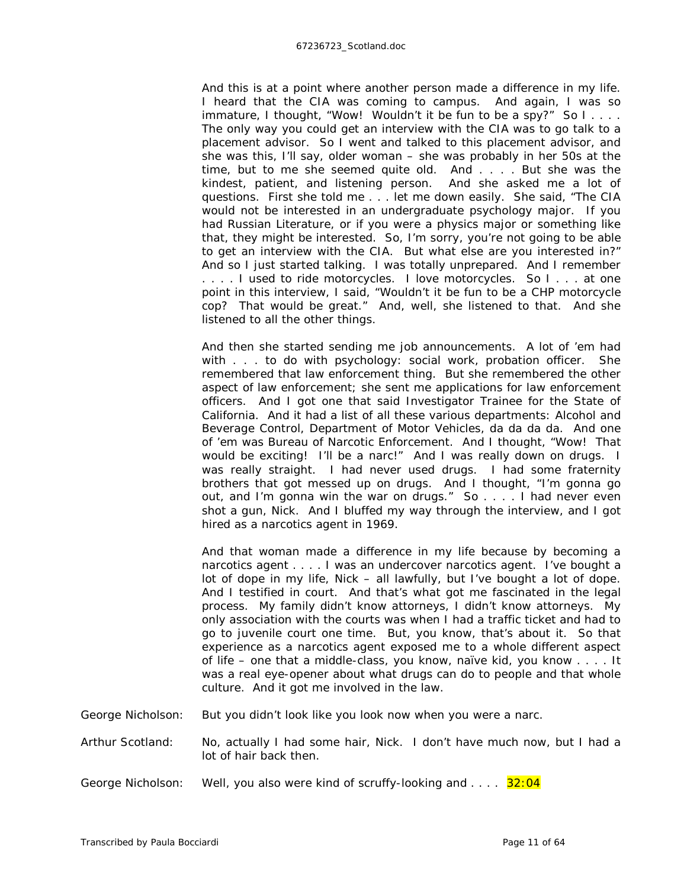And this is at a point where another person made a difference in my life. I heard that the CIA was coming to campus. And again, I was so immature, I thought, "Wow! Wouldn't it be fun to be a spy?" So I . . . . The only way you could get an interview with the CIA was to go talk to a placement advisor. So I went and talked to this placement advisor, and she was this, I'll say, older woman – she was probably in her 50s at the time, but to me she seemed quite old. And . . . . But she was the kindest, patient, and listening person. And she asked me a lot of questions. First she told me . . . let me down easily. She said, "The CIA would not be interested in an undergraduate psychology major. If you had Russian Literature, or if you were a physics major or something like that, they might be interested. So, I'm sorry, you're not going to be able to get an interview with the CIA. But what else are you interested in?" And so I just started talking. I was totally unprepared. And I remember . . . . I used to ride motorcycles. I love motorcycles. So I . . . at one point in this interview, I said, "Wouldn't it be fun to be a CHP motorcycle cop? That would be great." And, well, she listened to that. And she listened to all the other things.

And then she started sending me job announcements. A lot of 'em had with . . . to do with psychology: social work, probation officer. She remembered that law enforcement thing. But she remembered the other aspect of law enforcement; she sent me applications for law enforcement officers. And I got one that said Investigator Trainee for the State of California. And it had a list of all these various departments: Alcohol and Beverage Control, Department of Motor Vehicles, da da da da. And one of 'em was Bureau of Narcotic Enforcement. And I thought, "Wow! That would be exciting! I'll be a narc!" And I was really down on drugs. I was really straight. I had never used drugs. I had some fraternity brothers that got messed up on drugs. And I thought, "I'm gonna go out, and I'm gonna win the war on drugs." So . . . . I had never even shot a gun, Nick. And I bluffed my way through the interview, and I got hired as a narcotics agent in 1969.

And that woman made a difference in my life because by becoming a narcotics agent . . . . I was an undercover narcotics agent. I've bought a lot of dope in my life, Nick – all lawfully, but I've bought a lot of dope. And I testified in court. And that's what got me fascinated in the legal process. My family didn't know attorneys, I didn't know attorneys. My only association with the courts was when I had a traffic ticket and had to go to juvenile court one time. But, you know, that's about it. So that experience as a narcotics agent exposed me to a whole different aspect of life – one that a middle-class, you know, naïve kid, you know . . . . It was a real eye-opener about what drugs can do to people and that whole culture. And it got me involved in the law.

**George Nicholson:** But you didn't look like you look now when you were a narc.

**Arthur Scotland:** No, actually I had some hair, Nick. I don't have much now, but I had a lot of hair back then.

**George Nicholson:** Well, you also were kind of scruffy-looking and . . . . 32:04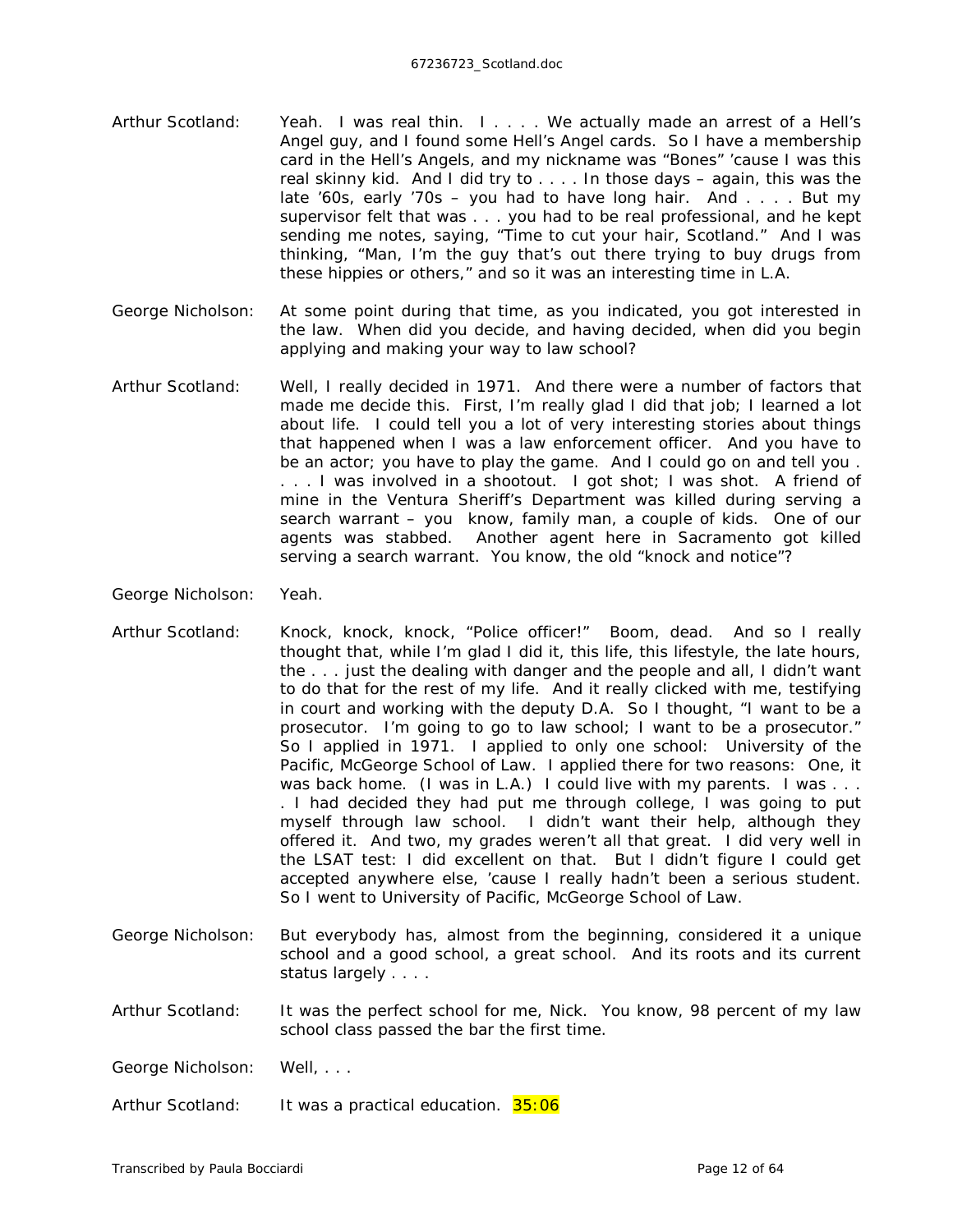Arthur Scotland: Yeah. I was real thin. I . . . . We actually made an arrest of a Hell's Angel guy, and I found some Hell's Angel cards. So I have a membership card in the Hell's Angels, and my nickname was "Bones" 'cause I was this real skinny kid. And I did try to . . . . In those days – again, this was the late '60s, early '70s – you had to have long hair. And . . . . But my supervisor felt that was . . . you had to be real professional, and he kept sending me notes, saying, "Time to cut your hair, Scotland." And I was thinking, "Man, I'm the guy that's out there trying to buy drugs from these hippies or others," and so it was an interesting time in L.A.

George Nicholson: At some point during that time, as you indicated, you got interested in the law. When did you decide, and having decided, when did you begin applying and making your way to law school?

Arthur Scotland: Well, I really decided in 1971. And there were a number of factors that made me decide this. First, I'm really glad I did that job; I learned a lot about life. I could tell you a lot of very interesting stories about things that happened when I was a law enforcement officer. And you have to be an actor; you have to play the game. And I could go on and tell you . . . . I was involved in a shootout. I got shot; I was shot. A friend of mine in the Ventura Sheriff's Department was killed during serving a search warrant – you know, family man, a couple of kids. One of our agents was stabbed. Another agent here in Sacramento got killed serving a search warrant. You know, the old "knock and notice"?

George Nicholson: Yeah.

Arthur Scotland: Knock, knock, knock, "Police officer!" Boom, dead. And so I really thought that, while I'm glad I did it, this life, this lifestyle, the late hours, the . . . just the dealing with danger and the people and all, I didn't want to do that for the rest of my life. And it really clicked with me, testifying in court and working with the deputy D.A. So I thought, "I want to be a prosecutor. I'm going to go to law school; I want to be a prosecutor." So I applied in 1971. I applied to only one school: University of the Pacific, McGeorge School of Law. I applied there for two reasons: One, it was back home. (I was in L.A.) I could live with my parents. I was . . . . I had decided they had put me through college, I was going to put myself through law school. I didn't want their help, although they offered it. And two, my grades weren't all that great. I did very well in the LSAT test: I did excellent on that. But I didn't figure I could get accepted anywhere else, 'cause I really hadn't been a serious student. So I went to University of Pacific, McGeorge School of Law.

George Nicholson: But everybody has, almost from the beginning, considered it a unique school and a good school, a great school. And its roots and its current status largely . . . .

Arthur Scotland: It was the perfect school for me, Nick. You know, 98 percent of my law school class passed the bar the first time.

George Nicholson: Well, . . .

Arthur Scotland: It was a practical education. 35:06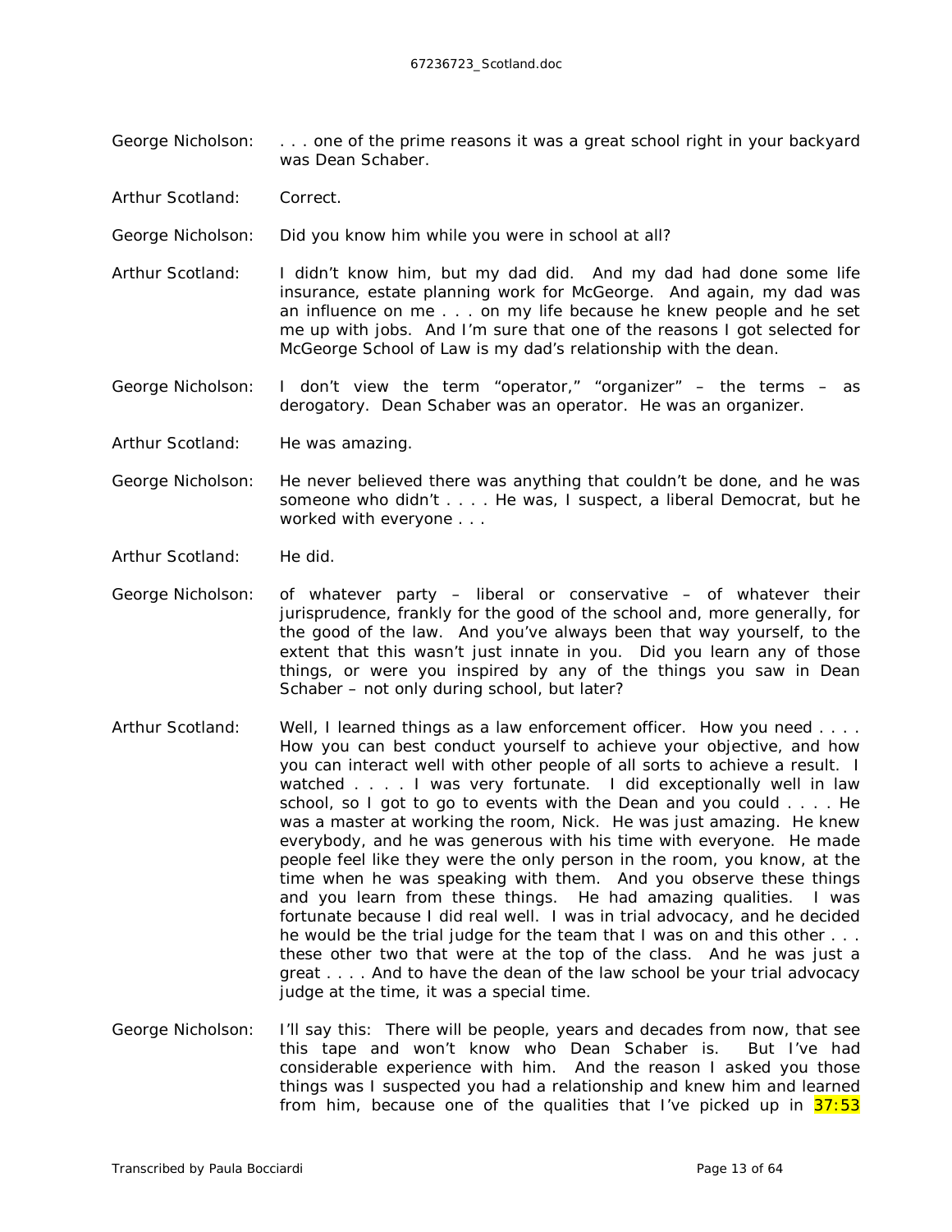George Nicholson: . . . one of the prime reasons it was a great school right in your backyard was Dean Schaber.

Arthur Scotland: Correct.

George Nicholson: Did you know him while you were in school at all?

Arthur Scotland: I didn't know him, but my dad did. And my dad had done some life insurance, estate planning work for McGeorge. And again, my dad was an influence on me . . . on my life because he knew people and he set me up with jobs. And I'm sure that one of the reasons I got selected for McGeorge School of Law is my dad's relationship with the dean.

George Nicholson: I don't view the term "operator," "organizer" – the terms – as derogatory. Dean Schaber was an operator. He was an organizer.

Arthur Scotland: He was amazing.

George Nicholson: He never believed there was anything that couldn't be done, and he was someone who didn't . . . . He was, I suspect, a liberal Democrat, but he worked with everyone . . .

Arthur Scotland: He did.

George Nicholson: of whatever party – liberal or conservative – of whatever their jurisprudence, frankly for the good of the school and, more generally, for the good of the law. And you've always been that way yourself, to the extent that this wasn't just innate in you. Did you learn any of those things, or were you inspired by any of the things you saw in Dean Schaber – not only during school, but later?

Arthur Scotland: Well, I learned things as a law enforcement officer. How you need . . . . How you can best conduct yourself to achieve your objective, and how you can interact well with other people of all sorts to achieve a result. I watched . . . . I was very fortunate. I did exceptionally well in law school, so I got to go to events with the Dean and you could . . . . He was a master at working the room, Nick. He was just amazing. He knew everybody, and he was generous with his time with everyone. He made people feel like they were the only person in the room, you know, at the time when he was speaking with them. And you observe these things and you learn from these things. He had amazing qualities. I was fortunate because I did real well. I was in trial advocacy, and he decided he would be the trial judge for the team that I was on and this other . . . these other two that were at the top of the class. And he was just a great . . . . And to have the dean of the law school be your trial advocacy judge at the time, it was a special time.

George Nicholson: I'll say this: There will be people, years and decades from now, that see this tape and won't know who Dean Schaber is. But I've had considerable experience with him. And the reason I asked you those things was I suspected you had a relationship and knew him and learned from him, because one of the qualities that I've picked up in 37:53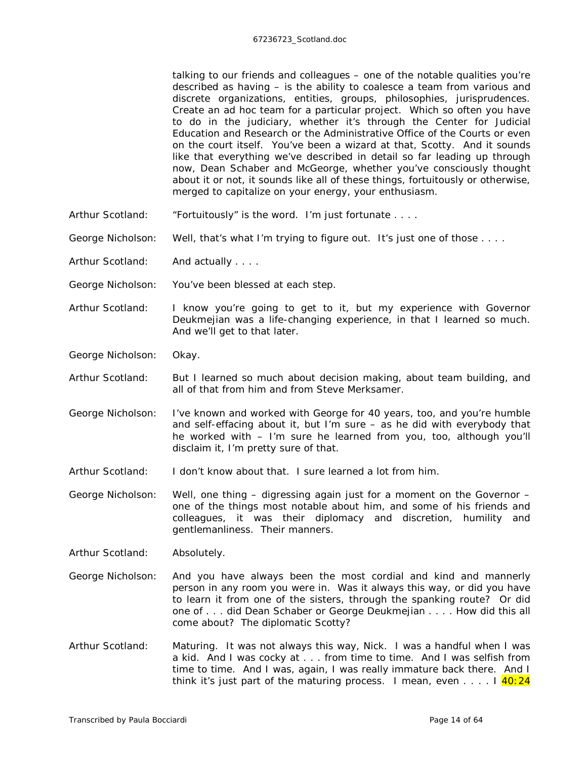talking to our friends and colleagues – one of the notable qualities you're described as having – is the ability to coalesce a team from various and discrete organizations, entities, groups, philosophies, jurisprudences. Create an ad hoc team for a particular project. Which so often you have to do in the judiciary, whether it's through the Center for Judicial Education and Research or the Administrative Office of the Courts or even on the court itself. You've been a wizard at that, Scotty. And it sounds like that everything we've described in detail so far leading up through now, Dean Schaber and McGeorge, whether you've consciously thought about it or not, it sounds like all of these things, fortuitously or otherwise, merged to capitalize on your energy, your enthusiasm.

Arthur Scotland: "Fortuitously" is the word. I'm just fortunate . . . .

George Nicholson: Well, that's what I'm trying to figure out. It's just one of those . . . .

Arthur Scotland: And actually . . . .

George Nicholson: You've been blessed at each step.

Arthur Scotland: I know you're going to get to it, but my experience with Governor Deukmejian was a life-changing experience, in that I learned so much. And we'll get to that later.

George Nicholson: Okay.

Arthur Scotland: But I learned so much about decision making, about team building, and all of that from him and from Steve Merksamer.

George Nicholson: I've known and worked with George for 40 years, too, and you're humble and self-effacing about it, but I'm sure – as he did with everybody that he worked with – I'm sure he learned from you, too, although you'll disclaim it, I'm pretty sure of that.

Arthur Scotland: I don't know about that. I sure learned a lot from him.

George Nicholson: Well, one thing – digressing again just for a moment on the Governor – one of the things most notable about him, and some of his friends and colleagues, it was their diplomacy and discretion, humility and gentlemanliness. Their manners.

Arthur Scotland: Absolutely.

George Nicholson: And you have always been the most cordial and kind and mannerly person in any room you were in. Was it always this way, or did you have to learn it from one of the sisters, through the spanking route? Or did one of . . . did Dean Schaber or George Deukmejian . . . . How did this all come about? The diplomatic Scotty?

Arthur Scotland: Maturing. It was not always this way, Nick. I was a handful when I was a kid. And I was cocky at . . . from time to time. And I was selfish from time to time. And I was, again, I was really immature back there. And I think it's just part of the maturing process. I mean, even . . . . I 40:24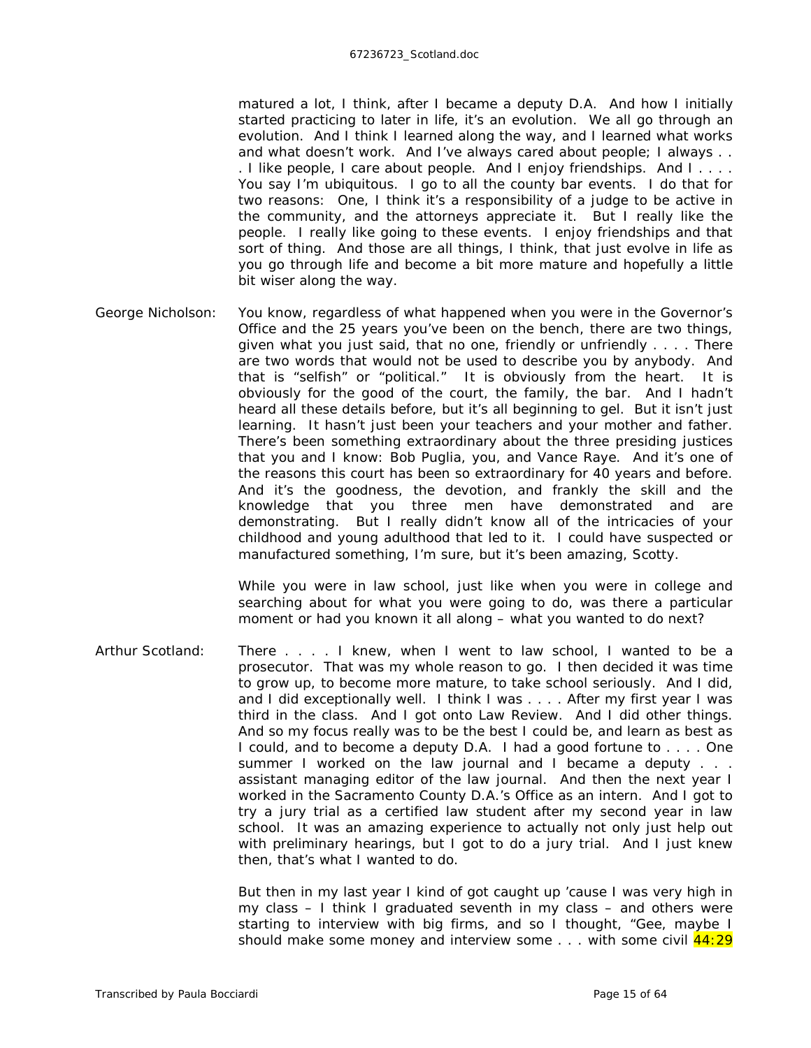matured a lot, I think, after I became a deputy D.A. And how I initially started practicing to later in life, it's an evolution. We all go through an evolution. And I think I learned along the way, and I learned what works and what doesn't work. And I've always cared about people; I always . . . I like people, I care about people. And I enjoy friendships. And I . . . . You say I'm ubiquitous. I go to all the county bar events. I do that for two reasons: One, I think it's a responsibility of a judge to be active in the community, and the attorneys appreciate it. But I really like the people. I really like going to these events. I enjoy friendships and that sort of thing. And those are all things, I think, that just evolve in life as you go through life and become a bit more mature and hopefully a little bit wiser along the way.

George Nicholson: You know, regardless of what happened when you were in the Governor's Office and the 25 years you've been on the bench, there are two things, given what you just said, that no one, friendly or unfriendly . . . . There are two words that would not be used to describe you by anybody. And that is "selfish" or "political." It is obviously from the heart. It is obviously for the good of the court, the family, the bar. And I hadn't heard all these details before, but it's all beginning to gel. But it isn't just learning. It hasn't just been your teachers and your mother and father. There's been something extraordinary about the three presiding justices that you and I know: Bob Puglia, you, and Vance Raye. And it's one of the reasons this court has been so extraordinary for 40 years and before. And it's the goodness, the devotion, and frankly the skill and the knowledge that you three men have demonstrated and are demonstrating. But I really didn't know all of the intricacies of your childhood and young adulthood that led to it. I could have suspected or manufactured something, I'm sure, but it's been amazing, Scotty.

While you were in law school, just like when you were in college and searching about for what you were going to do, was there a particular moment or had you known it all along – what you wanted to do next?

Arthur Scotland: There . . . . I knew, when I went to law school, I wanted to be a prosecutor. That was my whole reason to go. I then decided it was time to grow up, to become more mature, to take school seriously. And I did, and I did exceptionally well. I think I was . . . . After my first year I was third in the class. And I got onto Law Review. And I did other things. And so my focus really was to be the best I could be, and learn as best as I could, and to become a deputy D.A. I had a good fortune to . . . . One summer I worked on the law journal and I became a deputy . . . assistant managing editor of the law journal. And then the next year I worked in the Sacramento County D.A.'s Office as an intern. And I got to try a jury trial as a certified law student after my second year in law school. It was an amazing experience to actually not only just help out with preliminary hearings, but I got to do a jury trial. And I just knew then, that's what I wanted to do.

But then in my last year I kind of got caught up 'cause I was very high in my class – I think I graduated seventh in my class – and others were starting to interview with big firms, and so I thought, "Gee, maybe I should make some money and interview some . . . with some civil 44:29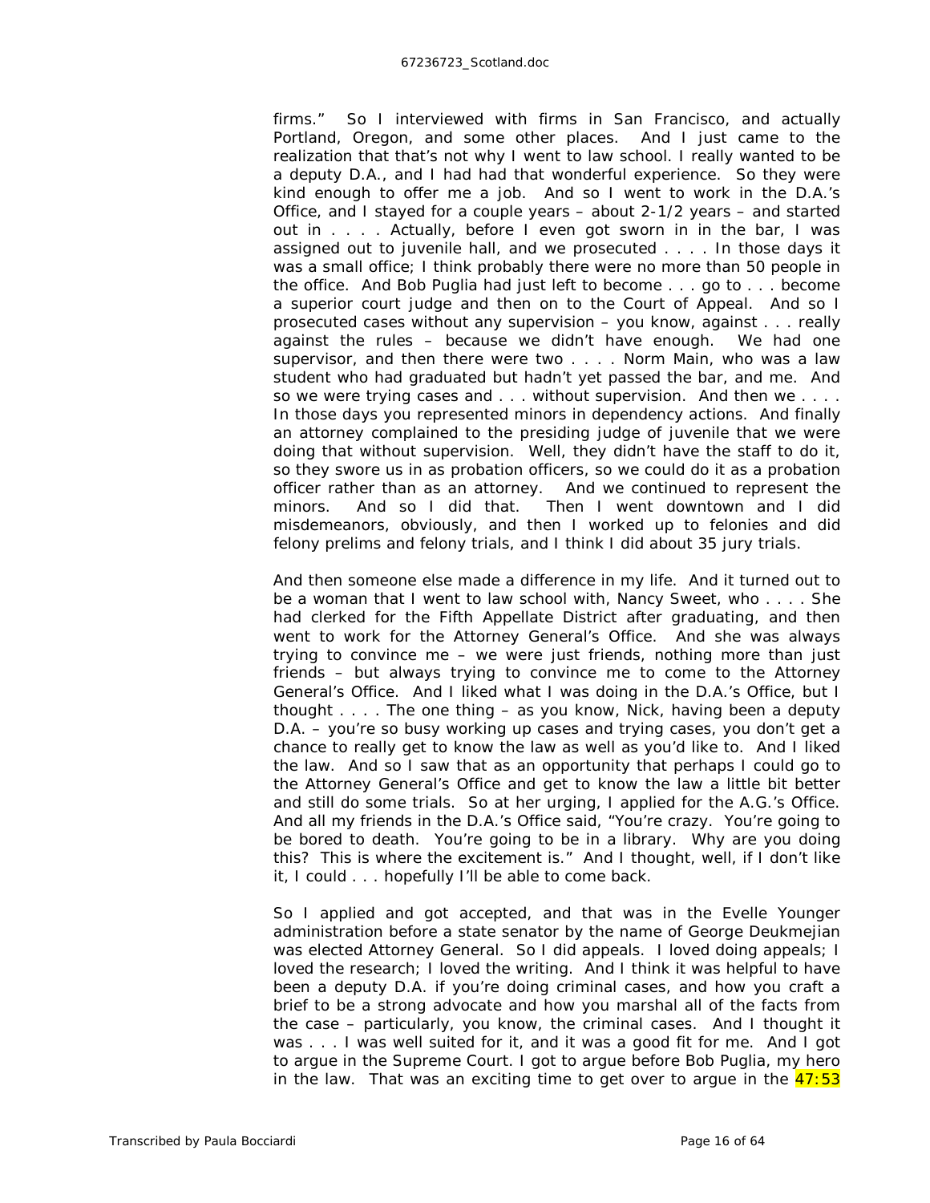firms." So I interviewed with firms in San Francisco, and actually Portland, Oregon, and some other places. And I just came to the realization that that's not why I went to law school. I really wanted to be a deputy D.A., and I had had that wonderful experience. So they were kind enough to offer me a job. And so I went to work in the D.A.'s Office, and I stayed for a couple years – about 2-1/2 years – and started out in . . . . Actually, before I even got sworn in in the bar, I was assigned out to juvenile hall, and we prosecuted . . . . In those days it was a small office; I think probably there were no more than 50 people in the office. And Bob Puglia had just left to become . . . go to . . . become a superior court judge and then on to the Court of Appeal. And so I prosecuted cases without any supervision – you know, against . . . really against the rules – because we didn't have enough. We had one supervisor, and then there were two . . . . Norm Main, who was a law student who had graduated but hadn't yet passed the bar, and me. And so we were trying cases and . . . without supervision. And then we . . . . In those days you represented minors in dependency actions. And finally an attorney complained to the presiding judge of juvenile that we were doing that without supervision. Well, they didn't have the staff to do it, so they swore us in as probation officers, so we could do it as a probation officer rather than as an attorney. And we continued to represent the minors. And so I did that. Then I went downtown and I did misdemeanors, obviously, and then I worked up to felonies and did felony prelims and felony trials, and I think I did about 35 jury trials.

And then someone else made a difference in my life. And it turned out to be a woman that I went to law school with, Nancy Sweet, who . . . . She had clerked for the Fifth Appellate District after graduating, and then went to work for the Attorney General's Office. And she was always trying to convince me – we were just friends, nothing more than just friends – but always trying to convince me to come to the Attorney General's Office. And I liked what I was doing in the D.A.'s Office, but I thought . . . . The one thing – as you know, Nick, having been a deputy D.A. – you're so busy working up cases and trying cases, you don't get a chance to really get to know the law as well as you'd like to. And I liked the law. And so I saw that as an opportunity that perhaps I could go to the Attorney General's Office and get to know the law a little bit better and still do some trials. So at her urging, I applied for the A.G.'s Office. And all my friends in the D.A.'s Office said, "You're crazy. You're going to be bored to death. You're going to be in a library. Why are you doing this? This is where the excitement is." And I thought, well, if I don't like it, I could . . . hopefully I'll be able to come back.

So I applied and got accepted, and that was in the Evelle Younger administration before a state senator by the name of George Deukmejian was elected Attorney General. So I did appeals. I loved doing appeals; I loved the research; I loved the writing. And I think it was helpful to have been a deputy D.A. if you're doing criminal cases, and how you craft a brief to be a strong advocate and how you marshal all of the facts from the case – particularly, you know, the criminal cases. And I thought it was . . . I was well suited for it, and it was a good fit for me. And I got to argue in the Supreme Court. I got to argue before Bob Puglia, my hero in the law. That was an exciting time to get over to argue in the 47:53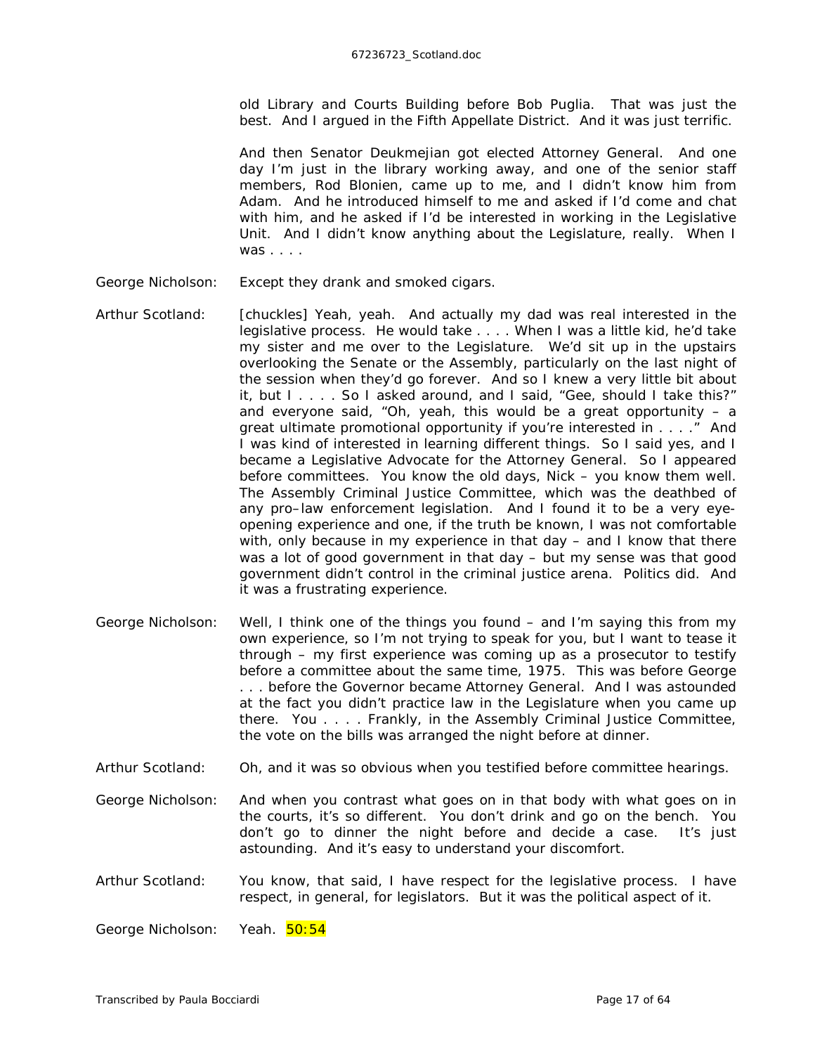old Library and Courts Building before Bob Puglia. That was just the best. And I argued in the Fifth Appellate District. And it was just terrific.

And then Senator Deukmejian got elected Attorney General. And one day I'm just in the library working away, and one of the senior staff members, Rod Blonien, came up to me, and I didn't know him from Adam. And he introduced himself to me and asked if I'd come and chat with him, and he asked if I'd be interested in working in the Legislative Unit. And I didn't know anything about the Legislature, really. When I was . . . .

George Nicholson: Except they drank and smoked cigars.

Arthur Scotland: [chuckles] Yeah, yeah. And actually my dad was real interested in the legislative process. He would take . . . . When I was a little kid, he'd take my sister and me over to the Legislature. We'd sit up in the upstairs overlooking the Senate or the Assembly, particularly on the last night of the session when they'd go forever. And so I knew a very little bit about it, but I . . . . So I asked around, and I said, "Gee, should I take this?" and everyone said, "Oh, yeah, this would be a great opportunity – a great ultimate promotional opportunity if you're interested in . . . ." And I was kind of interested in learning different things. So I said yes, and I became a Legislative Advocate for the Attorney General. So I appeared before committees. You know the old days, Nick – you know them well. The Assembly Criminal Justice Committee, which was the deathbed of any pro–law enforcement legislation. And I found it to be a very eye-opening experience and one, if the truth be known, I was not comfortable with, only because in my experience in that day – and I know that there was a lot of good government in that day – but my sense was that good government didn't control in the criminal justice arena. Politics did. And it was a frustrating experience.

George Nicholson: Well, I think one of the things you found – and I'm saying this from my own experience, so I'm not trying to speak for you, but I want to tease it through – my first experience was coming up as a prosecutor to testify before a committee about the same time, 1975. This was before George . . . before the Governor became Attorney General. And I was astounded at the fact you didn't practice law in the Legislature when you came up there. You . . . . Frankly, in the Assembly Criminal Justice Committee, the vote on the bills was arranged the night before at dinner.

Arthur Scotland: Oh, and it was so obvious when you testified before committee hearings.

George Nicholson: And when you contrast what goes on in that body with what goes on in the courts, it's so different. You don't drink and go on the bench. You don't go to dinner the night before and decide a case. It's just astounding. And it's easy to understand your discomfort.

Arthur Scotland: You know, that said, I have respect for the legislative process. I have respect, in general, for legislators. But it was the political aspect of it.

George Nicholson: Yeah. 50:54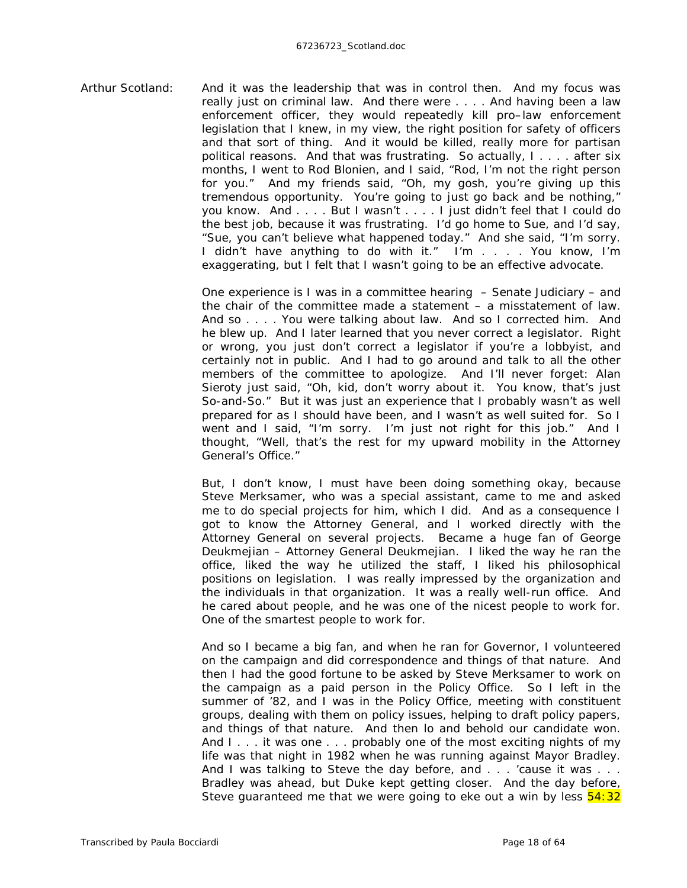Arthur Scotland: And it was the leadership that was in control then. And my focus was really just on criminal law. And there were . . . . And having been a law enforcement officer, they would repeatedly kill pro–law enforcement legislation that I knew, in my view, the right position for safety of officers and that sort of thing. And it would be killed, really more for partisan political reasons. And that was frustrating. So actually, I . . . . after six months, I went to Rod Blonien, and I said, "Rod, I'm not the right person for you." And my friends said, "Oh, my gosh, you're giving up this tremendous opportunity. You're going to just go back and be nothing," you know. And . . . . But I wasn't . . . . I just didn't feel that I could do the best job, because it was frustrating. I'd go home to Sue, and I'd say, "Sue, you can't believe what happened today." And she said, "I'm sorry. I didn't have anything to do with it." I'm . . . . You know, I'm exaggerating, but I felt that I wasn't going to be an effective advocate.

One experience is I was in a committee hearing – Senate Judiciary – and the chair of the committee made a statement – a misstatement of law. And so . . . . You were talking about law. And so I corrected him. And he blew up. And I later learned that you never correct a legislator. Right or wrong, you just don't correct a legislator if you're a lobbyist, and certainly not in public. And I had to go around and talk to all the other members of the committee to apologize. And I'll never forget: Alan Sieroty just said, "Oh, kid, don't worry about it. You know, that's just So-and-So." But it was just an experience that I probably wasn't as well prepared for as I should have been, and I wasn't as well suited for. So I went and I said, "I'm sorry. I'm just not right for this job." And I thought, "Well, that's the rest for my upward mobility in the Attorney General's Office."

But, I don't know, I must have been doing something okay, because Steve Merksamer, who was a special assistant, came to me and asked me to do special projects for him, which I did. And as a consequence I got to know the Attorney General, and I worked directly with the Attorney General on several projects. Became a huge fan of George Deukmejian – Attorney General Deukmejian. I liked the way he ran the office, liked the way he utilized the staff, I liked his philosophical positions on legislation. I was really impressed by the organization and the individuals in that organization. It was a really well-run office. And he cared about people, and he was one of the nicest people to work for. One of the smartest people to work for.

And so I became a big fan, and when he ran for Governor, I volunteered on the campaign and did correspondence and things of that nature. And then I had the good fortune to be asked by Steve Merksamer to work on the campaign as a paid person in the Policy Office. So I left in the summer of '82, and I was in the Policy Office, meeting with constituent groups, dealing with them on policy issues, helping to draft policy papers, and things of that nature. And then lo and behold our candidate won. And I . . . it was one . . . probably one of the most exciting nights of my life was that night in 1982 when he was running against Mayor Bradley. And I was talking to Steve the day before, and . . . 'cause it was . . . Bradley was ahead, but Duke kept getting closer. And the day before, Steve guaranteed me that we were going to eke out a win by less 54:32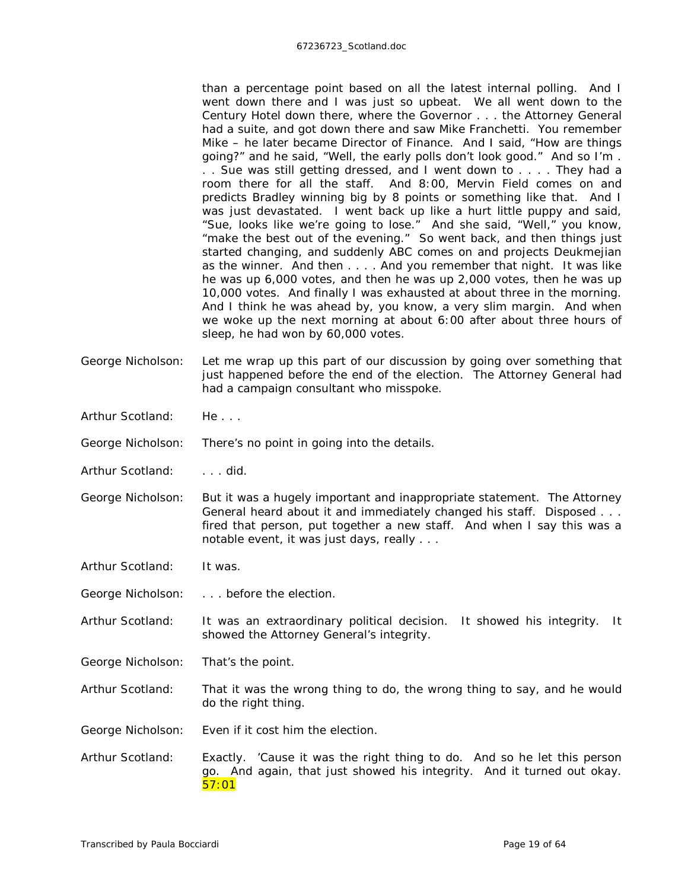than a percentage point based on all the latest internal polling. And I went down there and I was just so upbeat. We all went down to the Century Hotel down there, where the Governor . . . the Attorney General had a suite, and got down there and saw Mike Franchetti. You remember Mike – he later became Director of Finance. And I said, "How are things going?" and he said, "Well, the early polls don't look good." And so I'm . . . Sue was still getting dressed, and I went down to . . . . They had a room there for all the staff. And 8:00, Mervin Field comes on and predicts Bradley winning big by 8 points or something like that. And I was just devastated. I went back up like a hurt little puppy and said, "Sue, looks like we're going to lose." And she said, "Well," you know, "make the best out of the evening." So went back, and then things just started changing, and suddenly ABC comes on and projects Deukmejian as the winner. And then . . . . And you remember that night. It was like he was up 6,000 votes, and then he was up 2,000 votes, then he was up 10,000 votes. And finally I was exhausted at about three in the morning. And I think he was ahead by, you know, a very slim margin. And when we woke up the next morning at about 6:00 after about three hours of sleep, he had won by 60,000 votes.

George Nicholson: Let me wrap up this part of our discussion by going over something that just happened before the end of the election. The Attorney General had had a campaign consultant who misspoke.

Arthur Scotland: He . . .

George Nicholson: There's no point in going into the details.

Arthur Scotland: . . . did.

George Nicholson: But it was a hugely important and inappropriate statement. The Attorney General heard about it and immediately changed his staff. Disposed . . . fired that person, put together a new staff. And when I say this was a notable event, it was just days, really . . .

Arthur Scotland: It was.

George Nicholson: . . . before the election.

Arthur Scotland: It was an extraordinary political decision. It showed his integrity. It showed the Attorney General's integrity.

George Nicholson: That's the point.

Arthur Scotland: That it was the wrong thing to do, the wrong thing to say, and he would do the right thing.

George Nicholson: Even if it cost him the election.

Arthur Scotland: Exactly. 'Cause it was the right thing to do. And so he let this person go. And again, that just showed his integrity. And it turned out okay. 57:01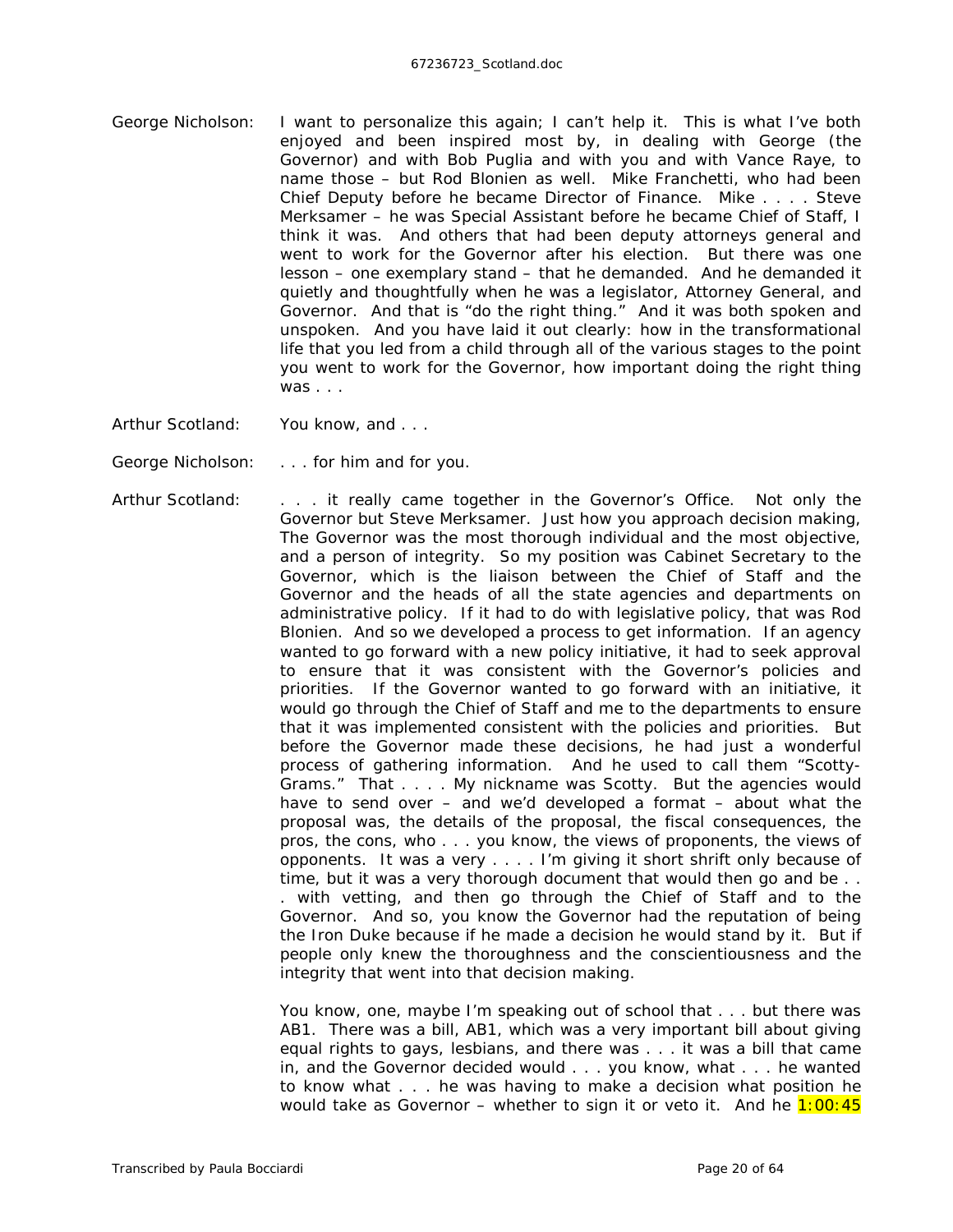George Nicholson: I want to personalize this again; I can't help it. This is what I've both enjoyed and been inspired most by, in dealing with George (the Governor) and with Bob Puglia and with you and with Vance Raye, to name those – but Rod Blonien as well. Mike Franchetti, who had been Chief Deputy before he became Director of Finance. Mike . . . . Steve Merksamer – he was Special Assistant before he became Chief of Staff, I think it was. And others that had been deputy attorneys general and went to work for the Governor after his election. But there was one lesson – one exemplary stand – that he demanded. And he demanded it quietly and thoughtfully when he was a legislator, Attorney General, and Governor. And that is "do the right thing." And it was both spoken and unspoken. And you have laid it out clearly: how in the transformational life that you led from a child through all of the various stages to the point you went to work for the Governor, how important doing the right thing was . . .

Arthur Scotland: You know, and . . .

George Nicholson: . . . for him and for you.

Arthur Scotland: . . . it really came together in the Governor's Office. Not only the Governor but Steve Merksamer. Just how you approach decision making, The Governor was the most thorough individual and the most objective, and a person of integrity. So my position was Cabinet Secretary to the Governor, which is the liaison between the Chief of Staff and the Governor and the heads of all the state agencies and departments on administrative policy. If it had to do with legislative policy, that was Rod Blonien. And so we developed a process to get information. If an agency wanted to go forward with a new policy initiative, it had to seek approval to ensure that it was consistent with the Governor's policies and priorities. If the Governor wanted to go forward with an initiative, it would go through the Chief of Staff and me to the departments to ensure that it was implemented consistent with the policies and priorities. But before the Governor made these decisions, he had just a wonderful process of gathering information. And he used to call them "Scotty-Grams." That . . . . My nickname was Scotty. But the agencies would have to send over – and we'd developed a format – about what the proposal was, the details of the proposal, the fiscal consequences, the pros, the cons, who . . . you know, the views of proponents, the views of opponents. It was a very . . . . I'm giving it short shrift only because of time, but it was a very thorough document that would then go and be . . . with vetting, and then go through the Chief of Staff and to the Governor. And so, you know the Governor had the reputation of being the Iron Duke because if he made a decision he would stand by it. But if people only knew the thoroughness and the conscientiousness and the integrity that went into that decision making.

You know, one, maybe I'm speaking out of school that . . . but there was AB1. There was a bill, AB1, which was a very important bill about giving equal rights to gays, lesbians, and there was . . . it was a bill that came in, and the Governor decided would . . . you know, what . . . he wanted to know what . . . he was having to make a decision what position he would take as Governor – whether to sign it or veto it. And he 1:00:45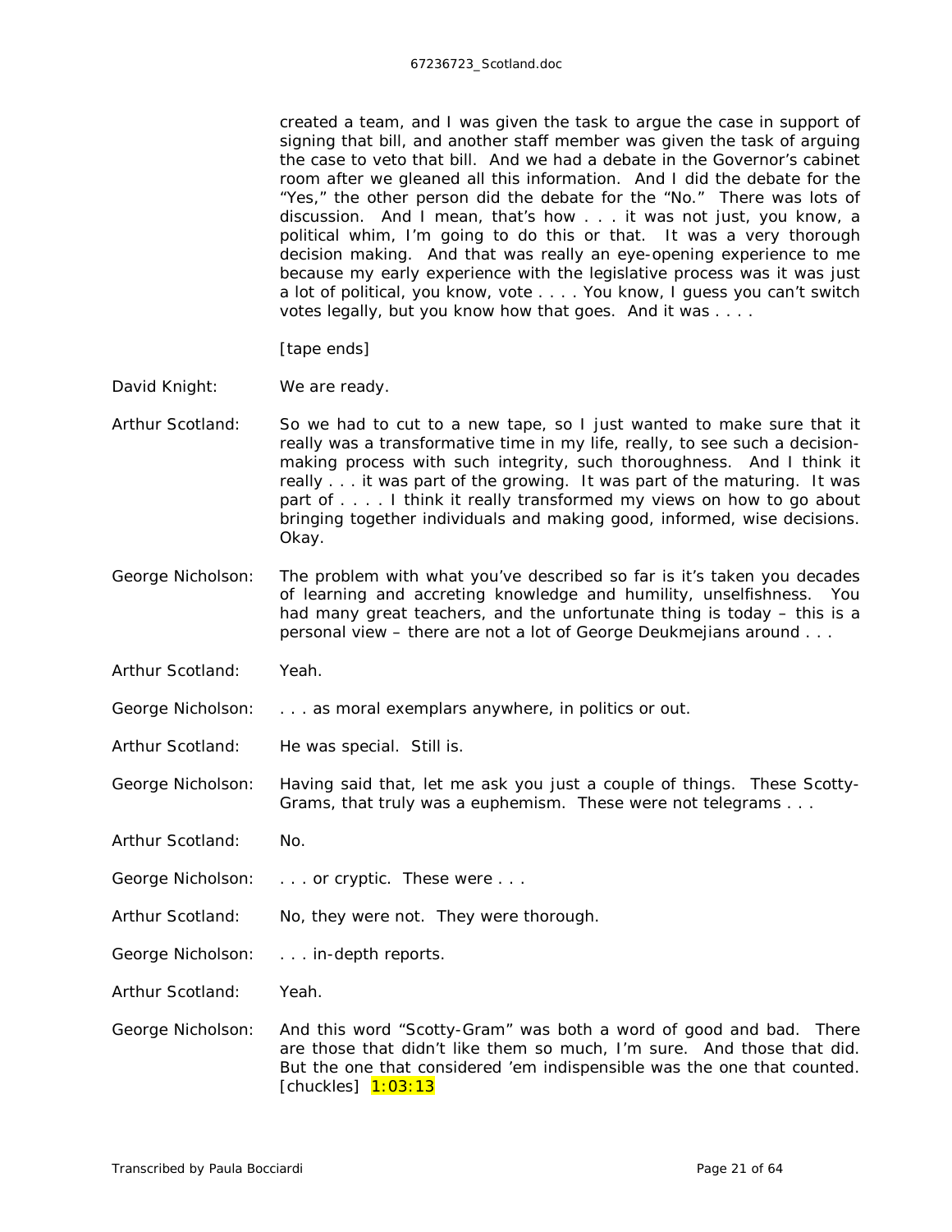created a team, and I was given the task to argue the case in support of signing that bill, and another staff member was given the task of arguing the case to veto that bill. And we had a debate in the Governor's cabinet room after we gleaned all this information. And I did the debate for the "Yes," the other person did the debate for the "No." There was lots of discussion. And I mean, that's how . . . it was not just, you know, a political whim, I'm going to do this or that. It was a very thorough decision making. And that was really an eye-opening experience to me because my early experience with the legislative process was it was just a lot of political, you know, vote . . . . You know, I guess you can't switch votes legally, but you know how that goes. And it was . . . .

[tape ends]

David Knight: We are ready.

Arthur Scotland: So we had to cut to a new tape, so I just wanted to make sure that it really was a transformative time in my life, really, to see such a decision-making process with such integrity, such thoroughness. And I think it really . . . it was part of the growing. It was part of the maturing. It was part of . . . . I think it really transformed my views on how to go about bringing together individuals and making good, informed, wise decisions. Okay.

George Nicholson: The problem with what you've described so far is it's taken you decades of learning and accreting knowledge and humility, unselfishness. You had many great teachers, and the unfortunate thing is today – this is a personal view – there are not a lot of George Deukmejians around . . .

Arthur Scotland: Yeah.

George Nicholson: . . . as moral exemplars anywhere, in politics or out.

Arthur Scotland: He was special. Still is.

George Nicholson: Having said that, let me ask you just a couple of things. These Scotty-Grams, that truly was a euphemism. These were not telegrams . . .

Arthur Scotland: No.

George Nicholson: . . . or cryptic. These were . . .

Arthur Scotland: No, they were not. They were thorough.

George Nicholson: . . . in-depth reports.

Arthur Scotland: Yeah.

George Nicholson: And this word "Scotty-Gram" was both a word of good and bad. There are those that didn't like them so much, I'm sure. And those that did. But the one that considered 'em indispensible was the one that counted. [chuckles] 1:03:13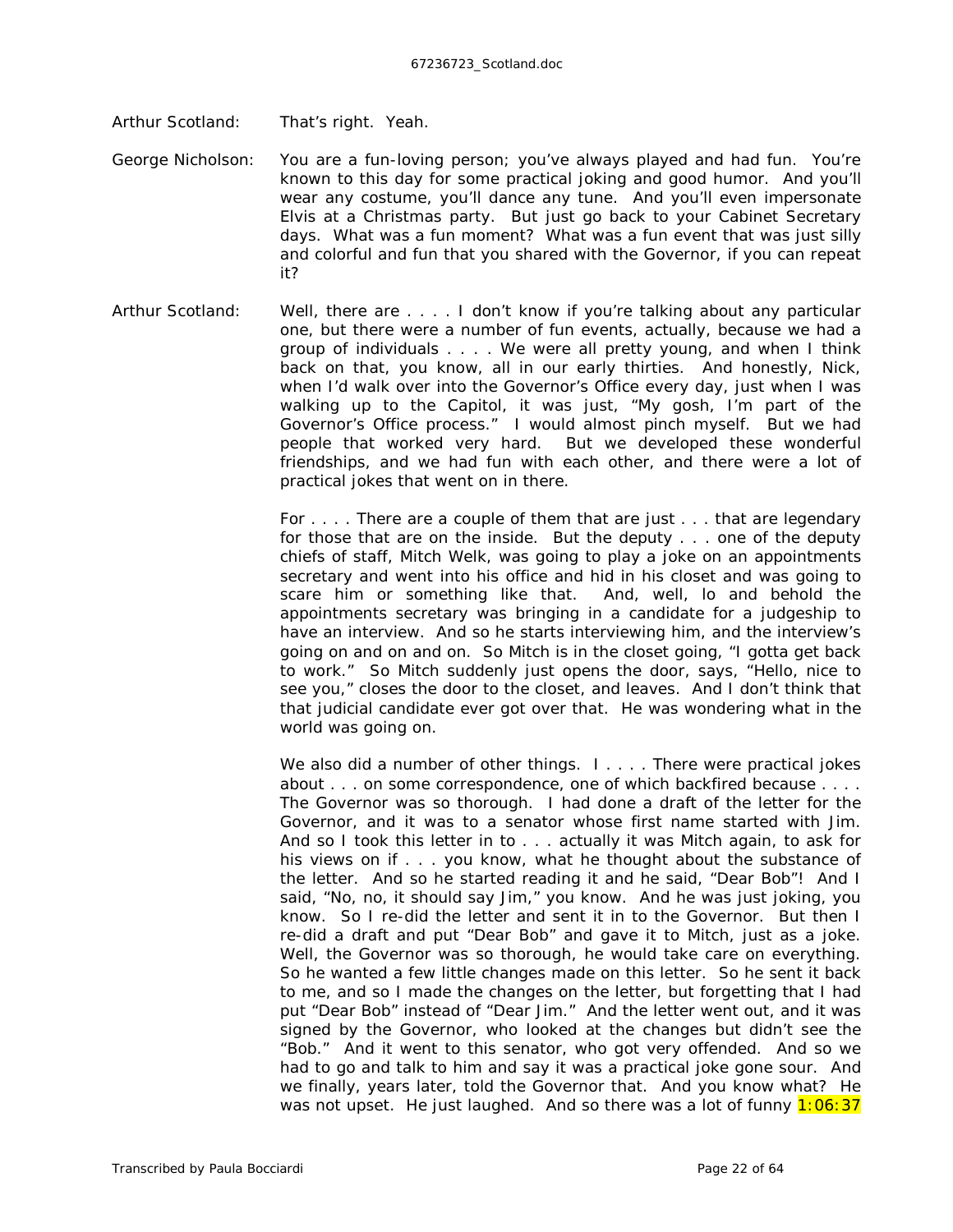Arthur Scotland: That's right. Yeah.

George Nicholson: You are a fun-loving person; you've always played and had fun. You're known to this day for some practical joking and good humor. And you'll wear any costume, you'll dance any tune. And you'll even impersonate Elvis at a Christmas party. But just go back to your Cabinet Secretary days. What was a fun moment? What was a fun event that was just silly and colorful and fun that you shared with the Governor, if you can repeat it?

Arthur Scotland: Well, there are . . . . I don't know if you're talking about any particular one, but there were a number of fun events, actually, because we had a group of individuals . . . . We were all pretty young, and when I think back on that, you know, all in our early thirties. And honestly, Nick, when I'd walk over into the Governor's Office every day, just when I was walking up to the Capitol, it was just, "My gosh, I'm part of the Governor's Office process." I would almost pinch myself. But we had people that worked very hard. But we developed these wonderful friendships, and we had fun with each other, and there were a lot of practical jokes that went on in there.

For . . . . There are a couple of them that are just . . . that are legendary for those that are on the inside. But the deputy . . . one of the deputy chiefs of staff, Mitch Welk, was going to play a joke on an appointments secretary and went into his office and hid in his closet and was going to scare him or something like that. And, well, lo and behold the appointments secretary was bringing in a candidate for a judgeship to have an interview. And so he starts interviewing him, and the interview's going on and on and on. So Mitch is in the closet going, "I gotta get back to work." So Mitch suddenly just opens the door, says, "Hello, nice to see you," closes the door to the closet, and leaves. And I don't think that that judicial candidate ever got over that. He was wondering what in the world was going on.

We also did a number of other things. I . . . . There were practical jokes about . . . on some correspondence, one of which backfired because . . . . The Governor was so thorough. I had done a draft of the letter for the Governor, and it was to a senator whose first name started with Jim. And so I took this letter in to . . . actually it was Mitch again, to ask for his views on if . . . you know, what he thought about the substance of the letter. And so he started reading it and he said, "Dear Bob"! And I said, "No, no, it should say Jim," you know. And he was just joking, you know. So I re-did the letter and sent it in to the Governor. But then I re-did a draft and put "Dear Bob" and gave it to Mitch, just as a joke. Well, the Governor was so thorough, he would take care on everything. So he wanted a few little changes made on this letter. So he sent it back to me, and so I made the changes on the letter, but forgetting that I had put "Dear Bob" instead of "Dear Jim." And the letter went out, and it was signed by the Governor, who looked at the changes but didn't see the "Bob." And it went to this senator, who got very offended. And so we had to go and talk to him and say it was a practical joke gone sour. And we finally, years later, told the Governor that. And you know what? He was not upset. He just laughed. And so there was a lot of funny 1:06:37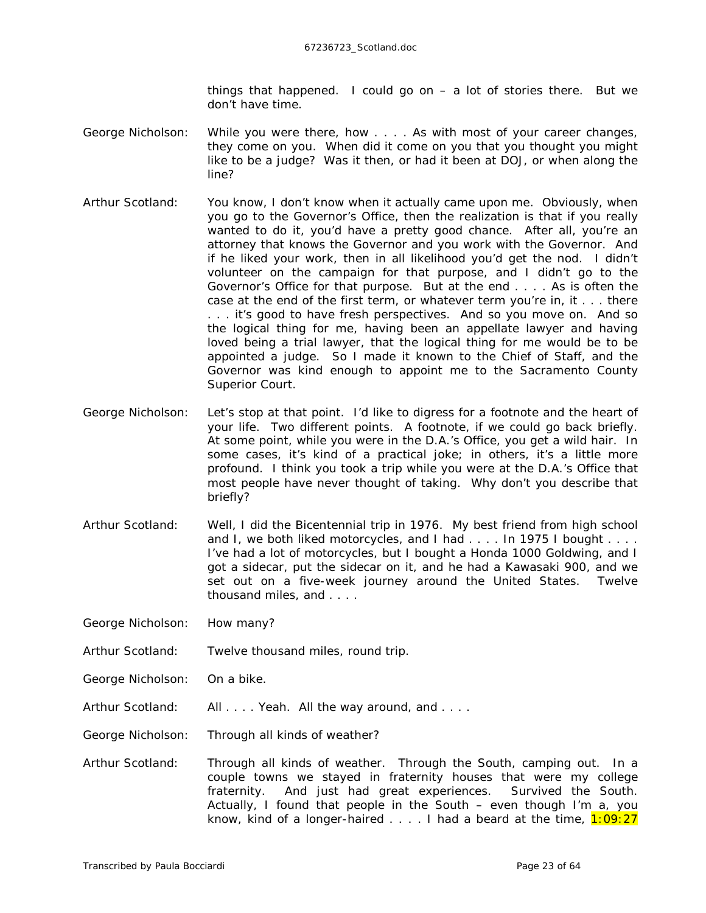things that happened. I could go on – a lot of stories there. But we don't have time.

George Nicholson: While you were there, how . . . . As with most of your career changes, they come on you. When did it come on you that you thought you might like to be a judge? Was it then, or had it been at DOJ, or when along the line?

Arthur Scotland: You know, I don't know when it actually came upon me. Obviously, when you go to the Governor's Office, then the realization is that if you really wanted to do it, you'd have a pretty good chance. After all, you're an attorney that knows the Governor and you work with the Governor. And if he liked your work, then in all likelihood you'd get the nod. I didn't volunteer on the campaign for that purpose, and I didn't go to the Governor's Office for that purpose. But at the end . . . . As is often the case at the end of the first term, or whatever term you're in, it . . . there . . . it's good to have fresh perspectives. And so you move on. And so the logical thing for me, having been an appellate lawyer and having loved being a trial lawyer, that the logical thing for me would be to be appointed a judge. So I made it known to the Chief of Staff, and the Governor was kind enough to appoint me to the Sacramento County Superior Court.

George Nicholson: Let's stop at that point. I'd like to digress for a footnote and the heart of your life. Two different points. A footnote, if we could go back briefly. At some point, while you were in the D.A.'s Office, you get a wild hair. In some cases, it's kind of a practical joke; in others, it's a little more profound. I think you took a trip while you were at the D.A.'s Office that most people have never thought of taking. Why don't you describe that briefly?

Arthur Scotland: Well, I did the Bicentennial trip in 1976. My best friend from high school and I, we both liked motorcycles, and I had . . . . In 1975 I bought . . . . I've had a lot of motorcycles, but I bought a Honda 1000 Goldwing, and I got a sidecar, put the sidecar on it, and he had a Kawasaki 900, and we set out on a five-week journey around the United States. Twelve thousand miles, and . . . .

George Nicholson: How many?

Arthur Scotland: Twelve thousand miles, round trip.

George Nicholson: On a bike.

Arthur Scotland: All . . . . Yeah. All the way around, and . . . .

George Nicholson: Through all kinds of weather?

Arthur Scotland: Through all kinds of weather. Through the South, camping out. In a couple towns we stayed in fraternity houses that were my college fraternity. And just had great experiences. Survived the South. Actually, I found that people in the South – even though I'm a, you know, kind of a longer-haired . . . . I had a beard at the time, 1:09:27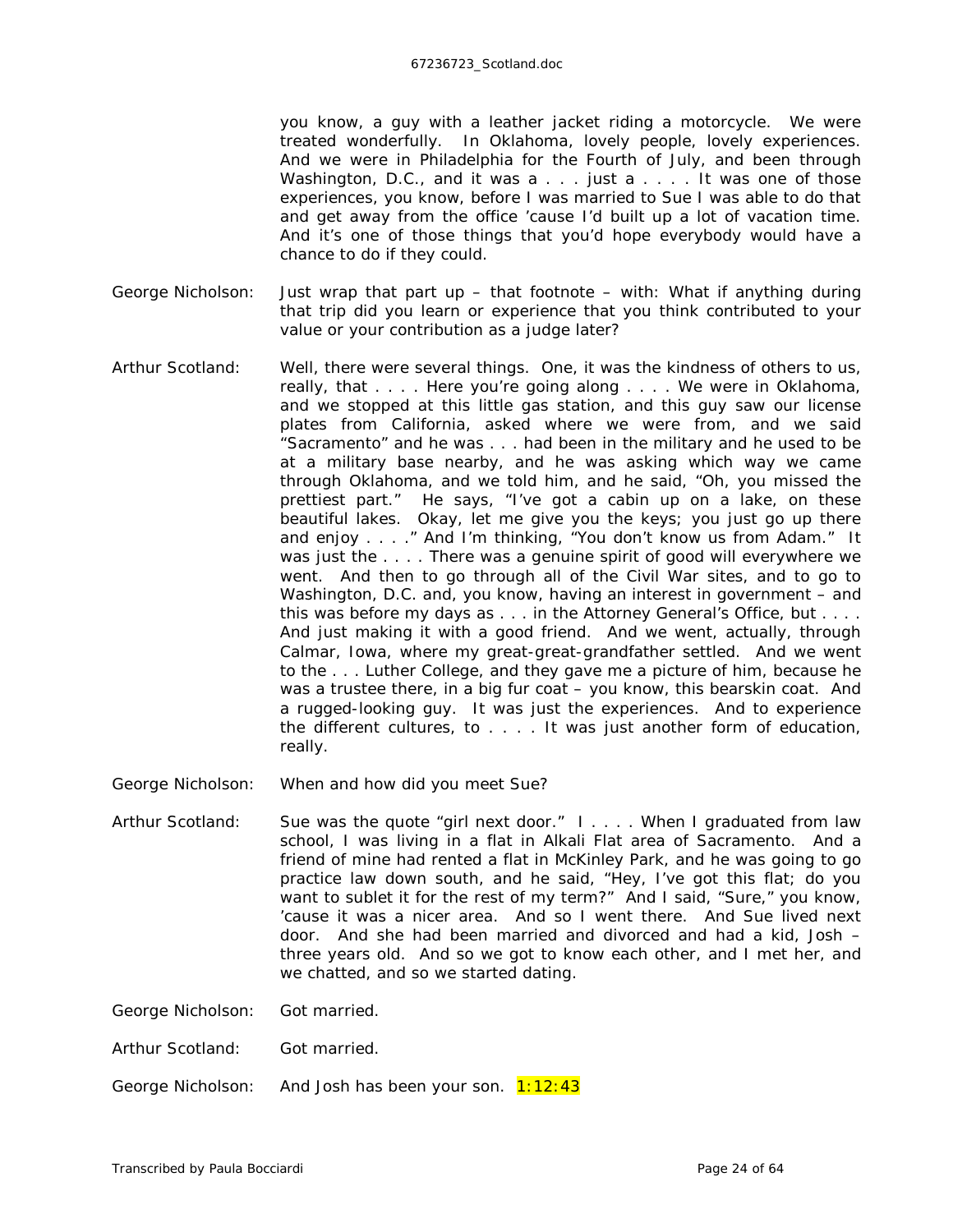you know, a guy with a leather jacket riding a motorcycle. We were treated wonderfully. In Oklahoma, lovely people, lovely experiences. And we were in Philadelphia for the Fourth of July, and been through Washington, D.C., and it was a . . . just a . . . . It was one of those experiences, you know, before I was married to Sue I was able to do that and get away from the office 'cause I'd built up a lot of vacation time. And it's one of those things that you'd hope everybody would have a chance to do if they could.

George Nicholson: Just wrap that part up – that footnote – with: What if anything during that trip did you learn or experience that you think contributed to your value or your contribution as a judge later?

Arthur Scotland: Well, there were several things. One, it was the kindness of others to us, really, that . . . . Here you're going along . . . . We were in Oklahoma, and we stopped at this little gas station, and this guy saw our license plates from California, asked where we were from, and we said "Sacramento" and he was . . . had been in the military and he used to be at a military base nearby, and he was asking which way we came through Oklahoma, and we told him, and he said, "Oh, you missed the prettiest part." He says, "I've got a cabin up on a lake, on these beautiful lakes. Okay, let me give you the keys; you just go up there and enjoy . . . ." And I'm thinking, "You don't know us from Adam." It was just the . . . . There was a genuine spirit of good will everywhere we went. And then to go through all of the Civil War sites, and to go to Washington, D.C. and, you know, having an interest in government – and this was before my days as . . . in the Attorney General's Office, but . . . . And just making it with a good friend. And we went, actually, through Calmar, Iowa, where my great-great-grandfather settled. And we went to the . . . Luther College, and they gave me a picture of him, because he was a trustee there, in a big fur coat – you know, this bearskin coat. And a rugged-looking guy. It was just the experiences. And to experience the different cultures, to . . . . It was just another form of education, really.

George Nicholson: When and how did you meet Sue?

Arthur Scotland: Sue was the quote "girl next door." I . . . . When I graduated from law school, I was living in a flat in Alkali Flat area of Sacramento. And a friend of mine had rented a flat in McKinley Park, and he was going to go practice law down south, and he said, "Hey, I've got this flat; do you want to sublet it for the rest of my term?" And I said, "Sure," you know, 'cause it was a nicer area. And so I went there. And Sue lived next door. And she had been married and divorced and had a kid, Josh – three years old. And so we got to know each other, and I met her, and we chatted, and so we started dating.

George Nicholson: Got married.

Arthur Scotland: Got married.

George Nicholson: And Josh has been your son. 1:12:43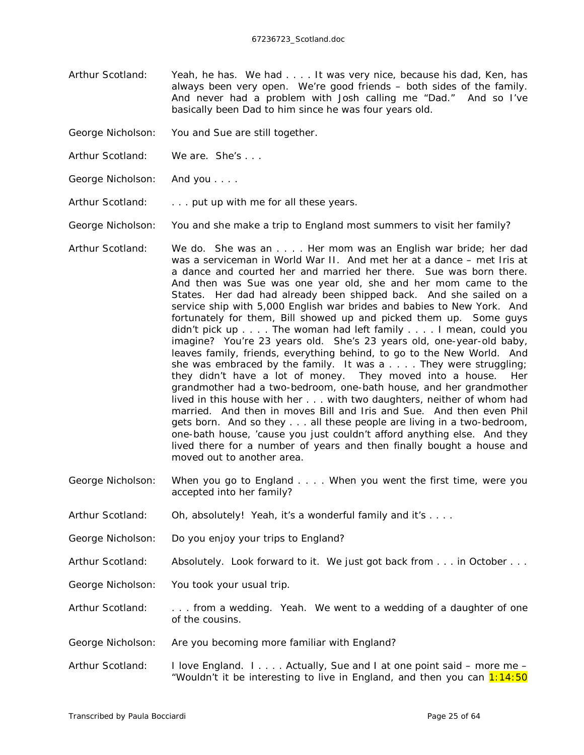Arthur Scotland: Yeah, he has. We had . . . . It was very nice, because his dad, Ken, has always been very open. We're good friends – both sides of the family. And never had a problem with Josh calling me "Dad." And so I've basically been Dad to him since he was four years old.

George Nicholson: You and Sue are still together.

Arthur Scotland: We are. She's . . .

George Nicholson: And you . . . .

Arthur Scotland: . . . put up with me for all these years.

George Nicholson: You and she make a trip to England most summers to visit her family?

Arthur Scotland: We do. She was an . . . . Her mom was an English war bride; her dad was a serviceman in World War II. And met her at a dance – met Iris at a dance and courted her and married her there. Sue was born there. And then was Sue was one year old, she and her mom came to the States. Her dad had already been shipped back. And she sailed on a service ship with 5,000 English war brides and babies to New York. And fortunately for them, Bill showed up and picked them up. Some guys didn't pick up . . . . The woman had left family . . . . I mean, could you imagine? You're 23 years old. She's 23 years old, one-year-old baby, leaves family, friends, everything behind, to go to the New World. And she was embraced by the family. It was a . . . . They were struggling; they didn't have a lot of money. They moved into a house. Her grandmother had a two-bedroom, one-bath house, and her grandmother lived in this house with her . . . with two daughters, neither of whom had married. And then in moves Bill and Iris and Sue. And then even Phil gets born. And so they . . . all these people are living in a two-bedroom, one-bath house, 'cause you just couldn't afford anything else. And they lived there for a number of years and then finally bought a house and moved out to another area.

George Nicholson: When you go to England . . . . When you went the first time, were you accepted into her family?

Arthur Scotland: Oh, absolutely! Yeah, it's a wonderful family and it's . . . .

George Nicholson: Do you enjoy your trips to England?

Arthur Scotland: Absolutely. Look forward to it. We just got back from . . . in October . . .

George Nicholson: You took your usual trip.

Arthur Scotland: . . . from a wedding. Yeah. We went to a wedding of a daughter of one of the cousins.

George Nicholson: Are you becoming more familiar with England?

Arthur Scotland: I love England. I . . . . Actually, Sue and I at one point said – more me – "Wouldn't it be interesting to live in England, and then you can 1:14:50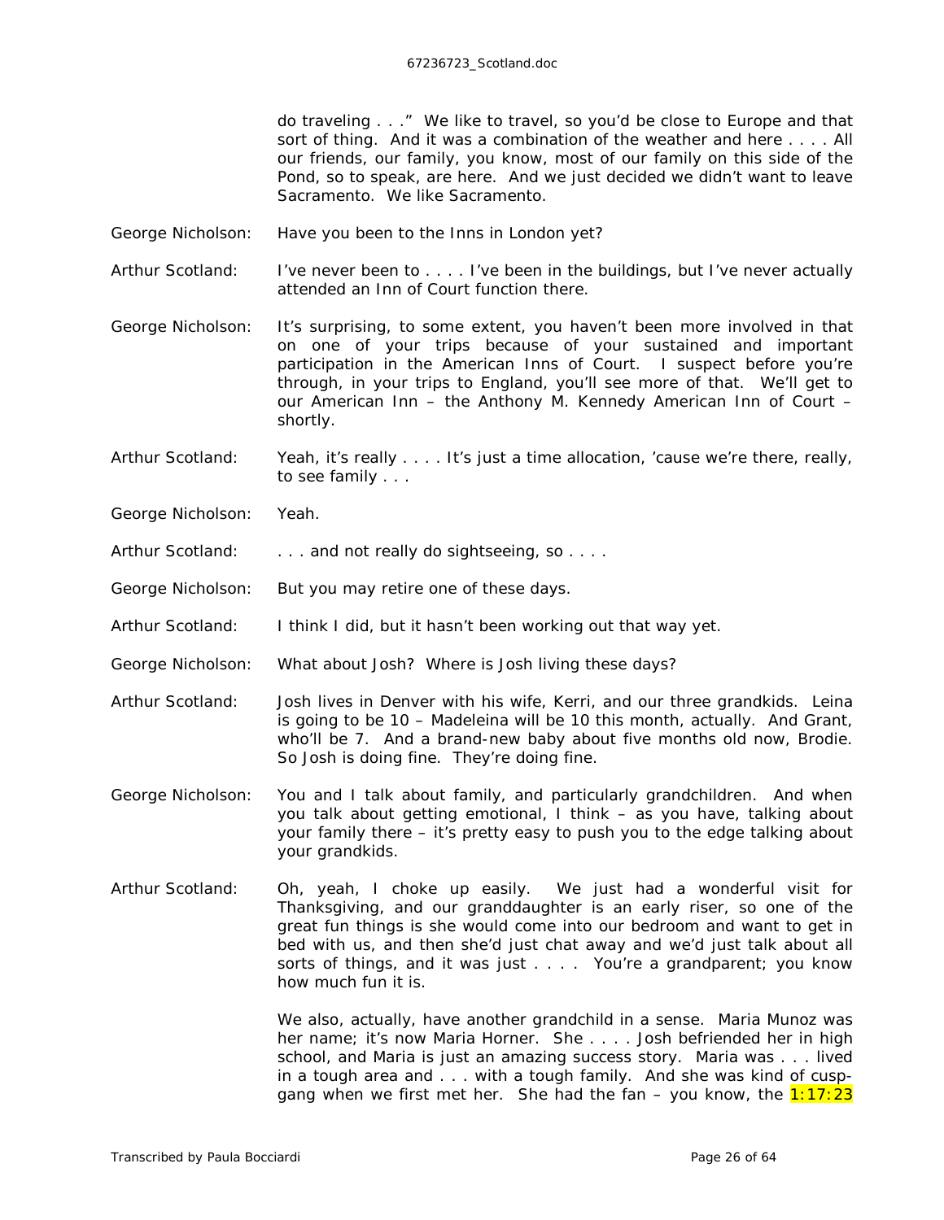do traveling . . ." We like to travel, so you'd be close to Europe and that sort of thing. And it was a combination of the weather and here . . . . All our friends, our family, you know, most of our family on this side of the Pond, so to speak, are here. And we just decided we didn't want to leave Sacramento. We like Sacramento.

George Nicholson: Have you been to the Inns in London yet?

Arthur Scotland: I've never been to . . . . I've been in the buildings, but I've never actually attended an Inn of Court function there.

George Nicholson: It's surprising, to some extent, you haven't been more involved in that on one of your trips because of your sustained and important participation in the American Inns of Court. I suspect before you're through, in your trips to England, you'll see more of that. We'll get to our American Inn – the Anthony M. Kennedy American Inn of Court – shortly.

Arthur Scotland: Yeah, it's really . . . . It's just a time allocation, 'cause we're there, really, to see family . . .

George Nicholson: Yeah.

Arthur Scotland: . . . and not really do sightseeing, so . . . .

George Nicholson: But you may retire one of these days.

Arthur Scotland: I think I did, but it hasn't been working out that way yet.

George Nicholson: What about Josh? Where is Josh living these days?

Arthur Scotland: Josh lives in Denver with his wife, Kerri, and our three grandkids. Leina is going to be 10 – Madeleina will be 10 this month, actually. And Grant, who'll be 7. And a brand-new baby about five months old now, Brodie. So Josh is doing fine. They're doing fine.

George Nicholson: You and I talk about family, and particularly grandchildren. And when you talk about getting emotional, I think – as you have, talking about your family there – it's pretty easy to push you to the edge talking about your grandkids.

Arthur Scotland: Oh, yeah, I choke up easily. We just had a wonderful visit for Thanksgiving, and our granddaughter is an early riser, so one of the great fun things is she would come into our bedroom and want to get in bed with us, and then she'd just chat away and we'd just talk about all sorts of things, and it was just . . . . You're a grandparent; you know how much fun it is.

We also, actually, have another grandchild in a sense. Maria Munoz was her name; it's now Maria Horner. She . . . . Josh befriended her in high school, and Maria is just an amazing success story. Maria was . . . lived in a tough area and . . . with a tough family. And she was kind of cusp-gang when we first met her. She had the fan – you know, the 1:17:23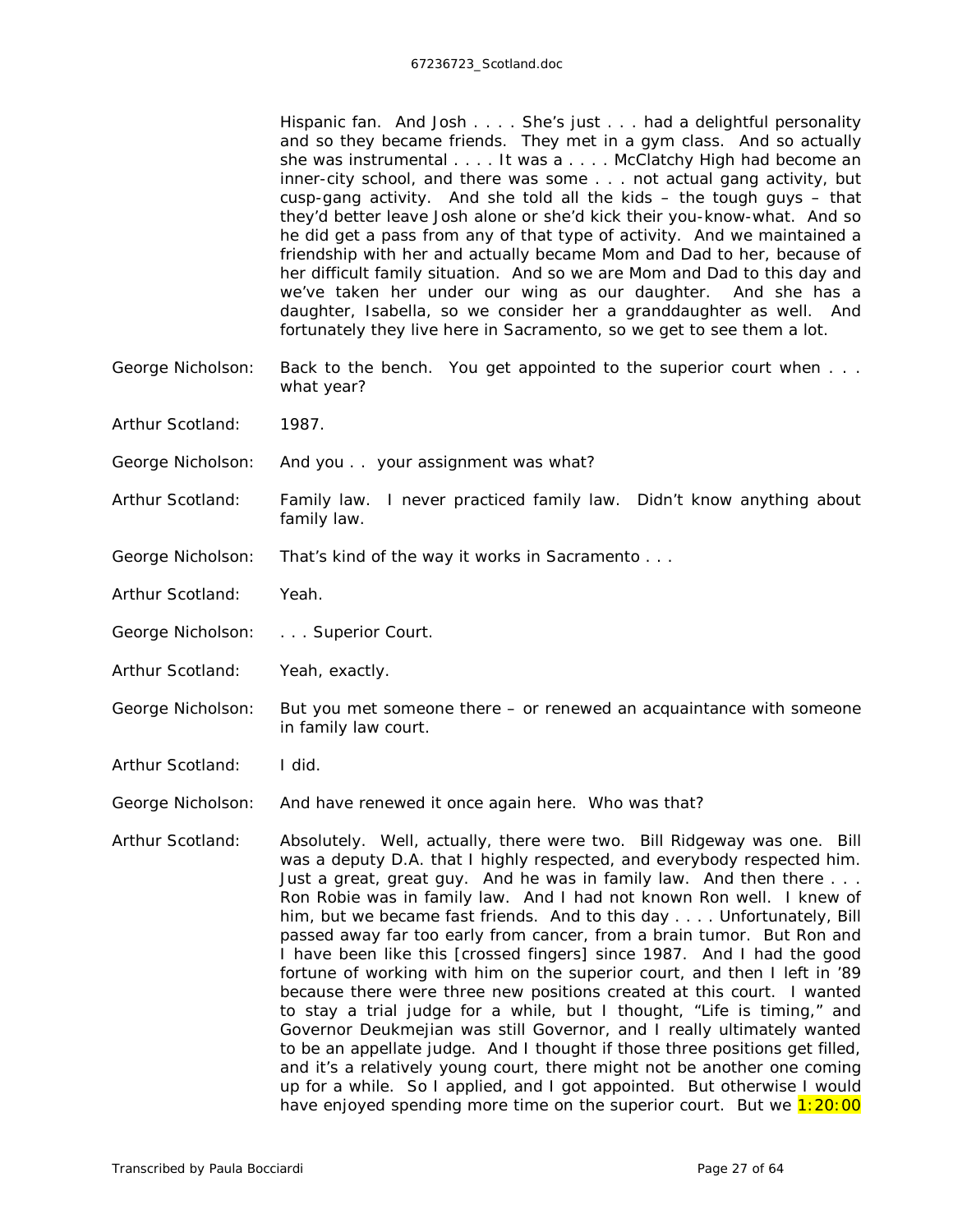Hispanic fan. And Josh . . . . She's just . . . had a delightful personality and so they became friends. They met in a gym class. And so actually she was instrumental . . . . It was a . . . . McClatchy High had become an inner-city school, and there was some . . . not actual gang activity, but cusp-gang activity. And she told all the kids – the tough guys – that they'd better leave Josh alone or she'd kick their you-know-what. And so he did get a pass from any of that type of activity. And we maintained a friendship with her and actually became Mom and Dad to her, because of her difficult family situation. And so we are Mom and Dad to this day and we've taken her under our wing as our daughter. And she has a daughter, Isabella, so we consider her a granddaughter as well. And fortunately they live here in Sacramento, so we get to see them a lot.

George Nicholson: Back to the bench. You get appointed to the superior court when . . . what year?

Arthur Scotland: 1987.

George Nicholson: And you . . your assignment was what?

Arthur Scotland: Family law. I never practiced family law. Didn't know anything about family law.

George Nicholson: That's kind of the way it works in Sacramento . . .

Arthur Scotland: Yeah.

George Nicholson: . . . Superior Court.

Arthur Scotland: Yeah, exactly.

George Nicholson: But you met someone there – or renewed an acquaintance with someone in family law court.

Arthur Scotland: I did.

George Nicholson: And have renewed it once again here. Who was that?

Arthur Scotland: Absolutely. Well, actually, there were two. Bill Ridgeway was one. Bill was a deputy D.A. that I highly respected, and everybody respected him. Just a great, great guy. And he was in family law. And then there . . . Ron Robie was in family law. And I had not known Ron well. I knew of him, but we became fast friends. And to this day . . . . Unfortunately, Bill passed away far too early from cancer, from a brain tumor. But Ron and I have been like this [crossed fingers] since 1987. And I had the good fortune of working with him on the superior court, and then I left in '89 because there were three new positions created at this court. I wanted to stay a trial judge for a while, but I thought, "Life is timing," and Governor Deukmejian was still Governor, and I really ultimately wanted to be an appellate judge. And I thought if those three positions get filled, and it's a relatively young court, there might not be another one coming up for a while. So I applied, and I got appointed. But otherwise I would have enjoyed spending more time on the superior court. But we 1:20:00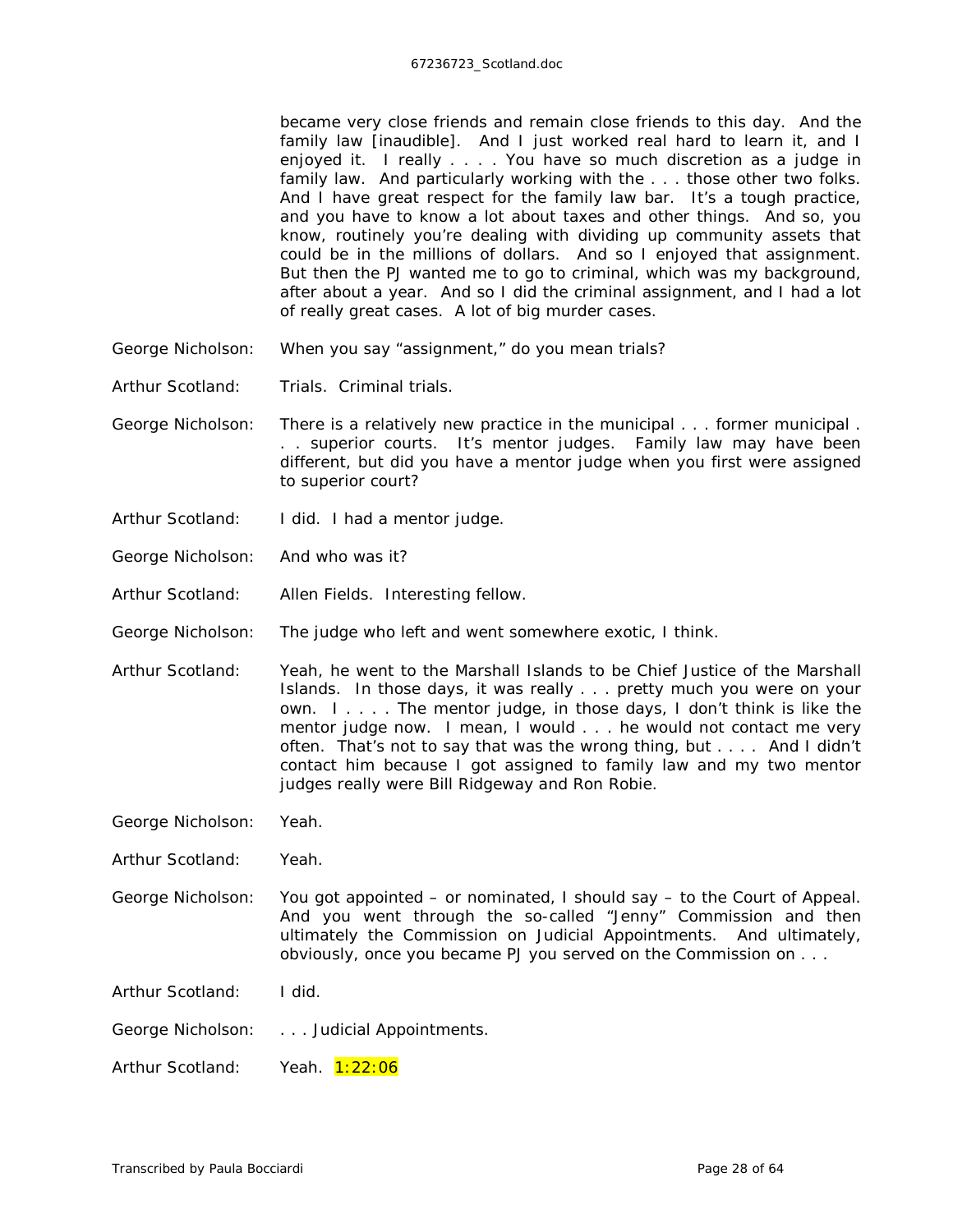became very close friends and remain close friends to this day. And the family law [inaudible]. And I just worked real hard to learn it, and I enjoyed it. I really . . . . You have so much discretion as a judge in family law. And particularly working with the . . . those other two folks. And I have great respect for the family law bar. It's a tough practice, and you have to know a lot about taxes and other things. And so, you know, routinely you're dealing with dividing up community assets that could be in the millions of dollars. And so I enjoyed that assignment. But then the PJ wanted me to go to criminal, which was my background, after about a year. And so I did the criminal assignment, and I had a lot of really great cases. A lot of big murder cases.

George Nicholson: When you say "assignment," do you mean trials?

Arthur Scotland: Trials. Criminal trials.

George Nicholson: There is a relatively new practice in the municipal . . . former municipal . . . superior courts. It's mentor judges. Family law may have been different, but did you have a mentor judge when you first were assigned to superior court?

Arthur Scotland: I did. I had a mentor judge.

George Nicholson: And who was it?

Arthur Scotland: Allen Fields. Interesting fellow.

George Nicholson: The judge who left and went somewhere exotic, I think.

Arthur Scotland: Yeah, he went to the Marshall Islands to be Chief Justice of the Marshall Islands. In those days, it was really . . . pretty much you were on your own. I . . . . The mentor judge, in those days, I don't think is like the mentor judge now. I mean, I would . . . he would not contact me very often. That's not to say that was the wrong thing, but . . . . And I didn't contact him because I got assigned to family law and my two mentor judges really were Bill Ridgeway and Ron Robie.

George Nicholson: Yeah.

Arthur Scotland: Yeah.

George Nicholson: You got appointed – or nominated, I should say – to the Court of Appeal. And you went through the so-called "Jenny" Commission and then ultimately the Commission on Judicial Appointments. And ultimately, obviously, once you became PJ you served on the Commission on . . .

Arthur Scotland: I did.

George Nicholson: . . . Judicial Appointments.

Arthur Scotland: Yeah. 1:22:06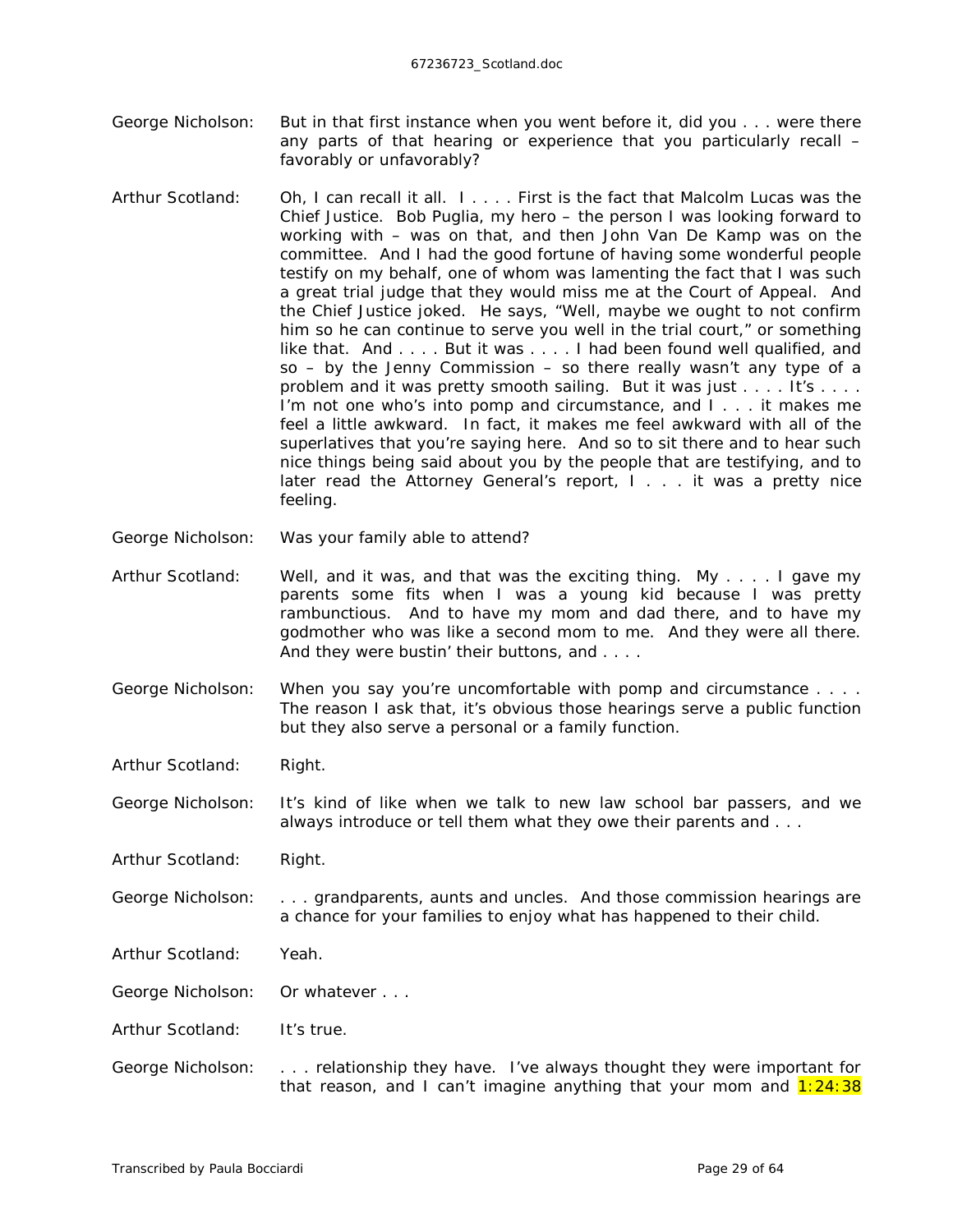George Nicholson: But in that first instance when you went before it, did you . . . were there any parts of that hearing or experience that you particularly recall – favorably or unfavorably?

Arthur Scotland: Oh, I can recall it all. I . . . . First is the fact that Malcolm Lucas was the Chief Justice. Bob Puglia, my hero – the person I was looking forward to working with – was on that, and then John Van De Kamp was on the committee. And I had the good fortune of having some wonderful people testify on my behalf, one of whom was lamenting the fact that I was such a great trial judge that they would miss me at the Court of Appeal. And the Chief Justice joked. He says, "Well, maybe we ought to not confirm him so he can continue to serve you well in the trial court," or something like that. And . . . . But it was . . . . I had been found well qualified, and so – by the Jenny Commission – so there really wasn't any type of a problem and it was pretty smooth sailing. But it was just . . . . It's . . . . I'm not one who's into pomp and circumstance, and I . . . it makes me feel a little awkward. In fact, it makes me feel awkward with all of the superlatives that you're saying here. And so to sit there and to hear such nice things being said about you by the people that are testifying, and to later read the Attorney General's report, I . . . . it was a pretty nice feeling.

George Nicholson: Was your family able to attend?

Arthur Scotland: Well, and it was, and that was the exciting thing. My . . . . I gave my parents some fits when I was a young kid because I was pretty rambunctious. And to have my mom and dad there, and to have my godmother who was like a second mom to me. And they were all there. And they were bustin' their buttons, and . . . .

George Nicholson: When you say you're uncomfortable with pomp and circumstance . . . . The reason I ask that, it's obvious those hearings serve a public function but they also serve a personal or a family function.

Arthur Scotland: Right.

George Nicholson: It's kind of like when we talk to new law school bar passers, and we always introduce or tell them what they owe their parents and . . .

Arthur Scotland: Right.

George Nicholson: . . . grandparents, aunts and uncles. And those commission hearings are a chance for your families to enjoy what has happened to their child.

Arthur Scotland: Yeah.

George Nicholson: Or whatever . . .

Arthur Scotland: It's true.

George Nicholson: . . . relationship they have. I've always thought they were important for that reason, and I can't imagine anything that your mom and 1:24:38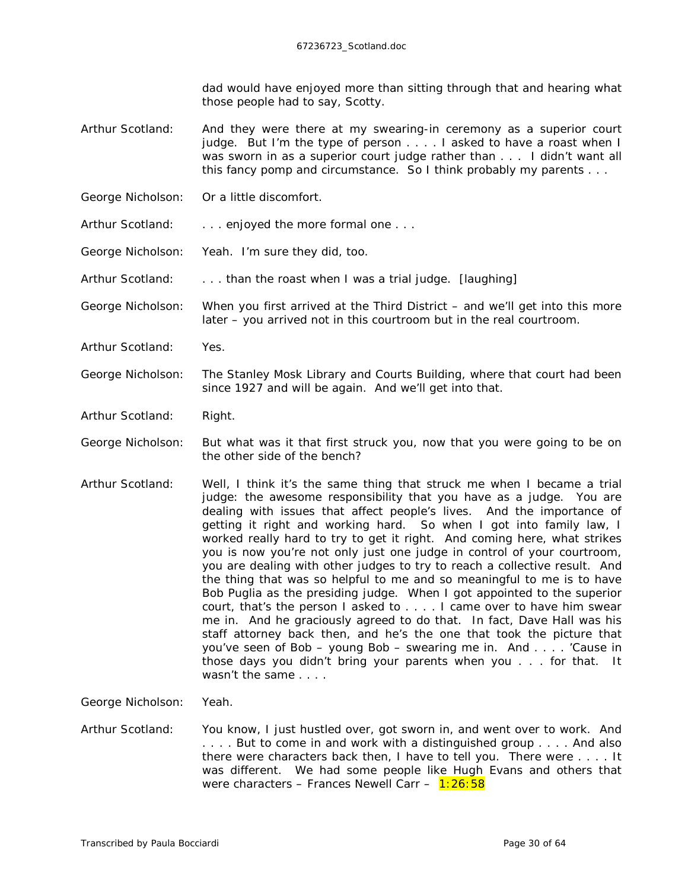dad would have enjoyed more than sitting through that and hearing what those people had to say, Scotty.

Arthur Scotland: And they were there at my swearing-in ceremony as a superior court judge. But I'm the type of person . . . . I asked to have a roast when I was sworn in as a superior court judge rather than . . . I didn't want all this fancy pomp and circumstance. So I think probably my parents . . .

George Nicholson: Or a little discomfort.

Arthur Scotland: . . . enjoyed the more formal one . . .

George Nicholson: Yeah. I'm sure they did, too.

Arthur Scotland: . . . than the roast when I was a trial judge. [laughing]

George Nicholson: When you first arrived at the Third District – and we'll get into this more later – you arrived not in this courtroom but in the real courtroom.

Arthur Scotland: Yes.

George Nicholson: The Stanley Mosk Library and Courts Building, where that court had been since 1927 and will be again. And we'll get into that.

Arthur Scotland: Right.

George Nicholson: But what was it that first struck you, now that you were going to be on the other side of the bench?

Arthur Scotland: Well, I think it's the same thing that struck me when I became a trial judge: the awesome responsibility that you have as a judge. You are dealing with issues that affect people's lives. And the importance of getting it right and working hard. So when I got into family law, I worked really hard to try to get it right. And coming here, what strikes you is now you're not only just one judge in control of your courtroom, you are dealing with other judges to try to reach a collective result. And the thing that was so helpful to me and so meaningful to me is to have Bob Puglia as the presiding judge. When I got appointed to the superior court, that's the person I asked to . . . . I came over to have him swear me in. And he graciously agreed to do that. In fact, Dave Hall was his staff attorney back then, and he's the one that took the picture that you've seen of Bob – young Bob – swearing me in. And . . . . 'Cause in those days you didn't bring your parents when you . . . for that. It wasn't the same . . . .

George Nicholson: Yeah.

Arthur Scotland: You know, I just hustled over, got sworn in, and went over to work. And . . . . But to come in and work with a distinguished group . . . . And also there were characters back then, I have to tell you. There were . . . . It was different. We had some people like Hugh Evans and others that were characters – Frances Newell Carr – 1:26:58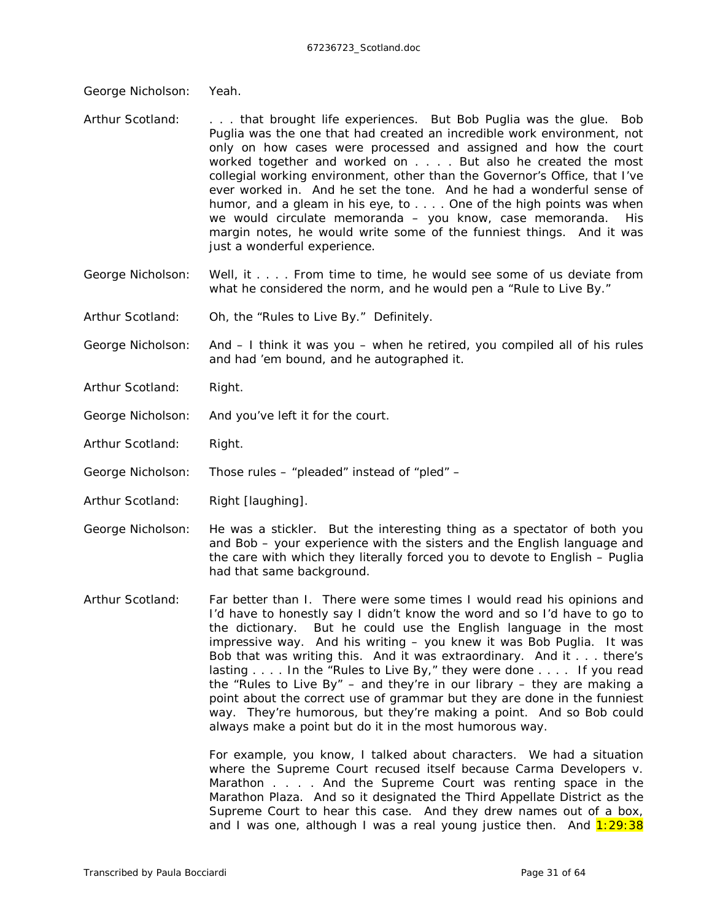George Nicholson: Yeah.

Arthur Scotland: . . . that brought life experiences. But Bob Puglia was the glue. Bob Puglia was the one that had created an incredible work environment, not only on how cases were processed and assigned and how the court worked together and worked on . . . . But also he created the most collegial working environment, other than the Governor's Office, that I've ever worked in. And he set the tone. And he had a wonderful sense of humor, and a gleam in his eye, to . . . . One of the high points was when we would circulate memoranda – you know, case memoranda. His margin notes, he would write some of the funniest things. And it was just a wonderful experience.

George Nicholson: Well, it . . . . From time to time, he would see some of us deviate from what he considered the norm, and he would pen a "Rule to Live By."

Arthur Scotland: Oh, the "Rules to Live By." Definitely.

George Nicholson: And – I think it was you – when he retired, you compiled all of his rules and had 'em bound, and he autographed it.

Arthur Scotland: Right.

George Nicholson: And you've left it for the court.

Arthur Scotland: Right.

George Nicholson: Those rules – "pleaded" instead of "pled" –

Arthur Scotland: Right [laughing].

George Nicholson: He was a stickler. But the interesting thing as a spectator of both you and Bob – your experience with the sisters and the English language and the care with which they literally forced you to devote to English – Puglia had that same background.

Arthur Scotland: Far better than I. There were some times I would read his opinions and I'd have to honestly say I didn't know the word and so I'd have to go to the dictionary. But he could use the English language in the most impressive way. And his writing – you knew it was Bob Puglia. It was Bob that was writing this. And it was extraordinary. And it . . . there's lasting . . . . In the "Rules to Live By," they were done . . . . If you read the "Rules to Live By" – and they're in our library – they are making a point about the correct use of grammar but they are done in the funniest way. They're humorous, but they're making a point. And so Bob could always make a point but do it in the most humorous way.

For example, you know, I talked about characters. We had a situation where the Supreme Court recused itself because Carma Developers v. Marathon . . . . And the Supreme Court was renting space in the Marathon Plaza. And so it designated the Third Appellate District as the Supreme Court to hear this case. And they drew names out of a box, and I was one, although I was a real young justice then. And 1:29:38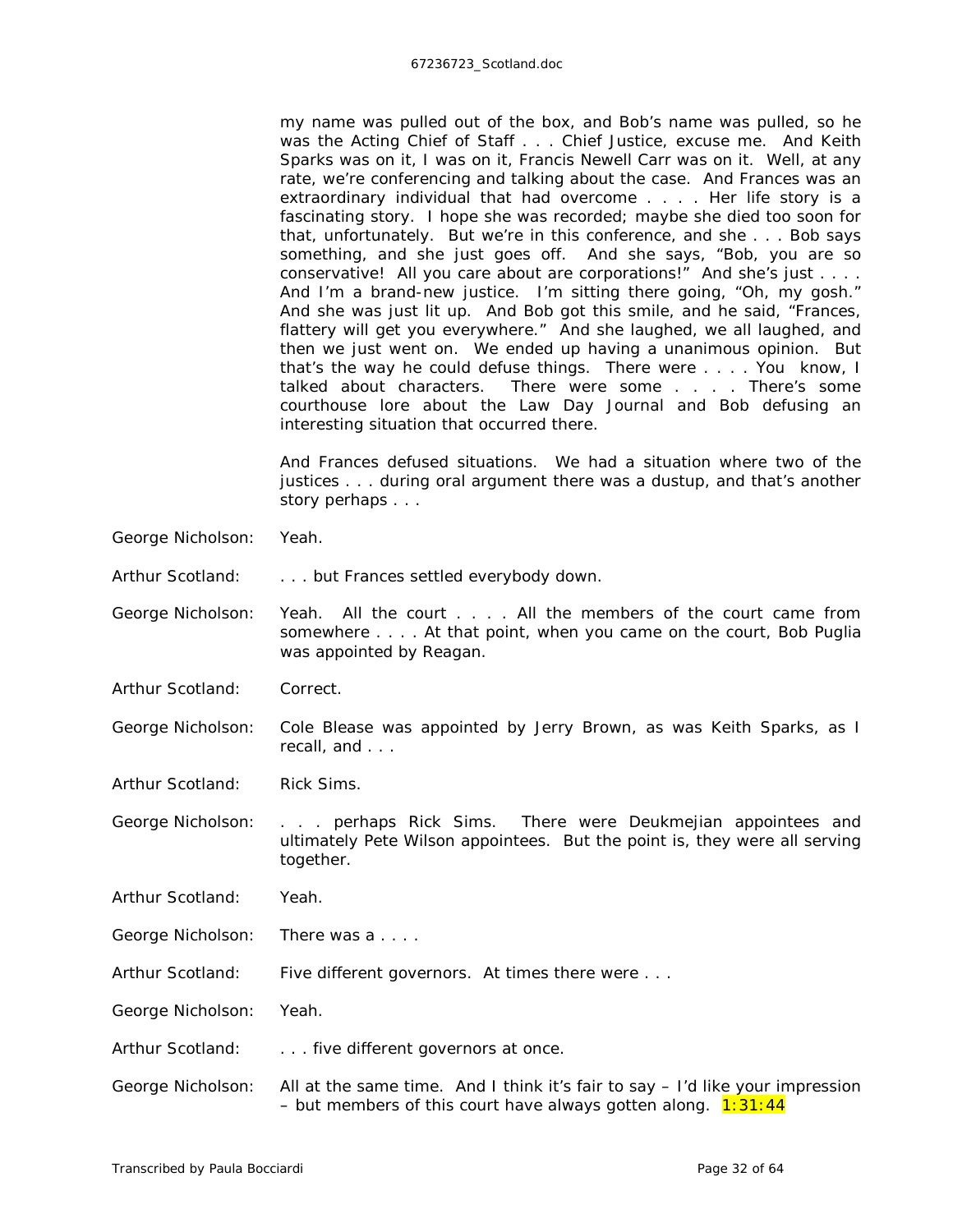my name was pulled out of the box, and Bob's name was pulled, so he was the Acting Chief of Staff . . . Chief Justice, excuse me. And Keith Sparks was on it, I was on it, Francis Newell Carr was on it. Well, at any rate, we're conferencing and talking about the case. And Frances was an extraordinary individual that had overcome . . . . Her life story is a fascinating story. I hope she was recorded; maybe she died too soon for that, unfortunately. But we're in this conference, and she . . . Bob says something, and she just goes off. And she says, "Bob, you are so conservative! All you care about are corporations!" And she's just . . . . And I'm a brand-new justice. I'm sitting there going, "Oh, my gosh." And she was just lit up. And Bob got this smile, and he said, "Frances, flattery will get you everywhere." And she laughed, we all laughed, and then we just went on. We ended up having a unanimous opinion. But that's the way he could defuse things. There were . . . . You know, I talked about characters. There were some . . . . There's some courthouse lore about the Law Day Journal and Bob defusing an interesting situation that occurred there.

And Frances defused situations. We had a situation where two of the justices . . . during oral argument there was a dustup, and that's another story perhaps . . .

George Nicholson: Yeah.

Arthur Scotland: . . . but Frances settled everybody down.

George Nicholson: Yeah. All the court . . . . All the members of the court came from somewhere . . . . At that point, when you came on the court, Bob Puglia was appointed by Reagan.

Arthur Scotland: Correct.

George Nicholson: Cole Blease was appointed by Jerry Brown, as was Keith Sparks, as I recall, and . . .

Arthur Scotland: Rick Sims.

George Nicholson: . . . perhaps Rick Sims. There were Deukmejian appointees and ultimately Pete Wilson appointees. But the point is, they were all serving together.

Arthur Scotland: Yeah.

George Nicholson: There was a . . . .

Arthur Scotland: Five different governors. At times there were . . .

George Nicholson: Yeah.

Arthur Scotland: . . . five different governors at once.

George Nicholson: All at the same time. And I think it's fair to say – I'd like your impression – but members of this court have always gotten along. 1:31:44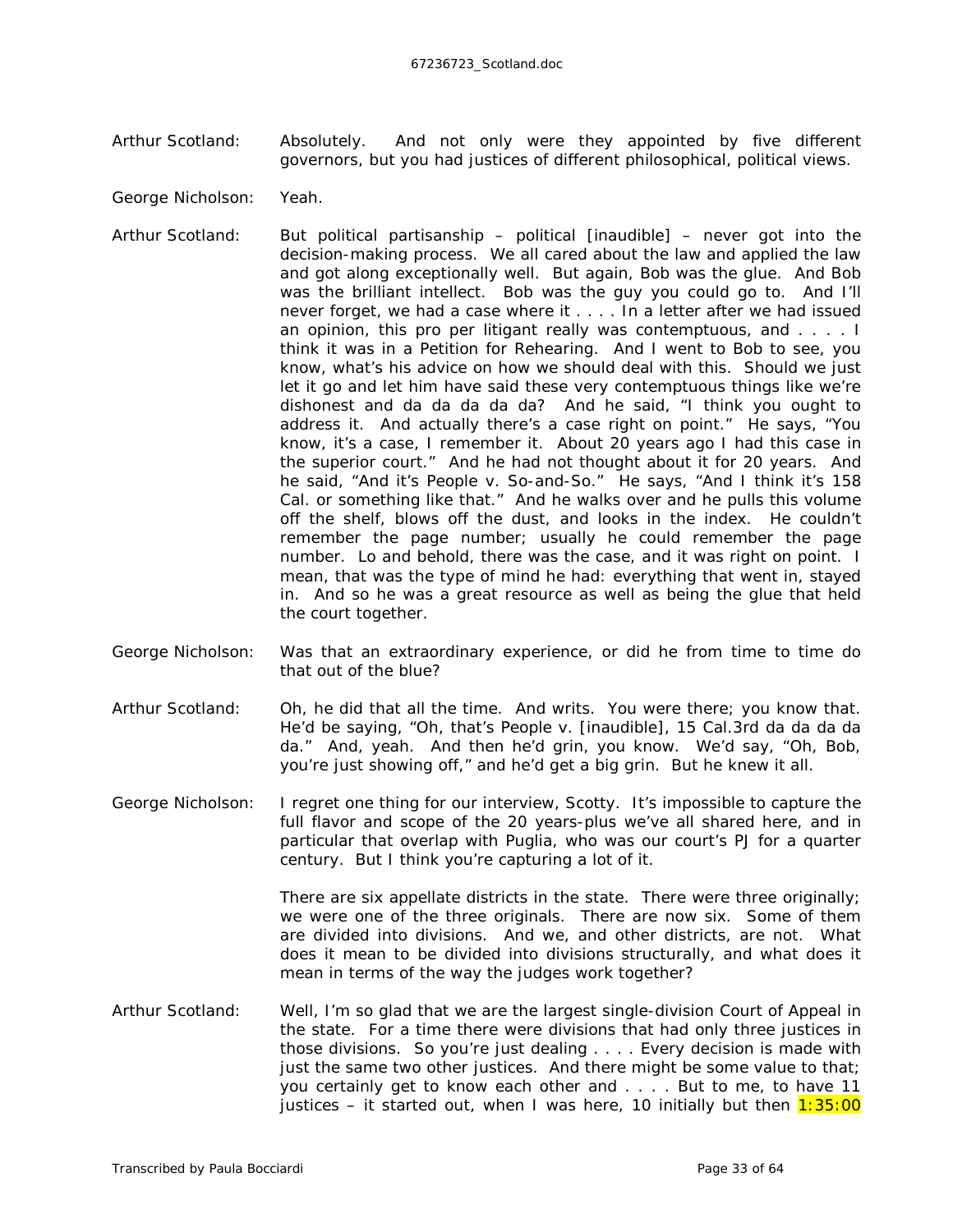Arthur Scotland: Absolutely. And not only were they appointed by five different governors, but you had justices of different philosophical, political views.

George Nicholson: Yeah.

Arthur Scotland: But political partisanship – political [inaudible] – never got into the decision-making process. We all cared about the law and applied the law and got along exceptionally well. But again, Bob was the glue. And Bob was the brilliant intellect. Bob was the guy you could go to. And I'll never forget, we had a case where it . . . . In a letter after we had issued an opinion, this pro per litigant really was contemptuous, and . . . . I think it was in a Petition for Rehearing. And I went to Bob to see, you know, what's his advice on how we should deal with this. Should we just let it go and let him have said these very contemptuous things like we're dishonest and da da da da da? And he said, "I think you ought to address it. And actually there's a case right on point." He says, "You know, it's a case, I remember it. About 20 years ago I had this case in the superior court." And he had not thought about it for 20 years. And he said, "And it's People v. So-and-So." He says, "And I think it's 158 Cal. or something like that." And he walks over and he pulls this volume off the shelf, blows off the dust, and looks in the index. He couldn't remember the page number; usually he could remember the page number. Lo and behold, there was the case, and it was right on point. I mean, that was the type of mind he had: everything that went in, stayed in. And so he was a great resource as well as being the glue that held the court together.

George Nicholson: Was that an extraordinary experience, or did he from time to time do that out of the blue?

Arthur Scotland: Oh, he did that all the time. And writs. You were there; you know that. He'd be saying, "Oh, that's People v. [inaudible], 15 Cal.3rd da da da da da." And, yeah. And then he'd grin, you know. We'd say, "Oh, Bob, you're just showing off," and he'd get a big grin. But he knew it all.

George Nicholson: I regret one thing for our interview, Scotty. It's impossible to capture the full flavor and scope of the 20 years-plus we've all shared here, and in particular that overlap with Puglia, who was our court's PJ for a quarter century. But I think you're capturing a lot of it.

There are six appellate districts in the state. There were three originally; we were one of the three originals. There are now six. Some of them are divided into divisions. And we, and other districts, are not. What does it mean to be divided into divisions structurally, and what does it mean in terms of the way the judges work together?

Arthur Scotland: Well, I'm so glad that we are the largest single-division Court of Appeal in the state. For a time there were divisions that had only three justices in those divisions. So you're just dealing . . . . Every decision is made with just the same two other justices. And there might be some value to that; you certainly get to know each other and . . . . But to me, to have 11 justices – it started out, when I was here, 10 initially but then 1:35:00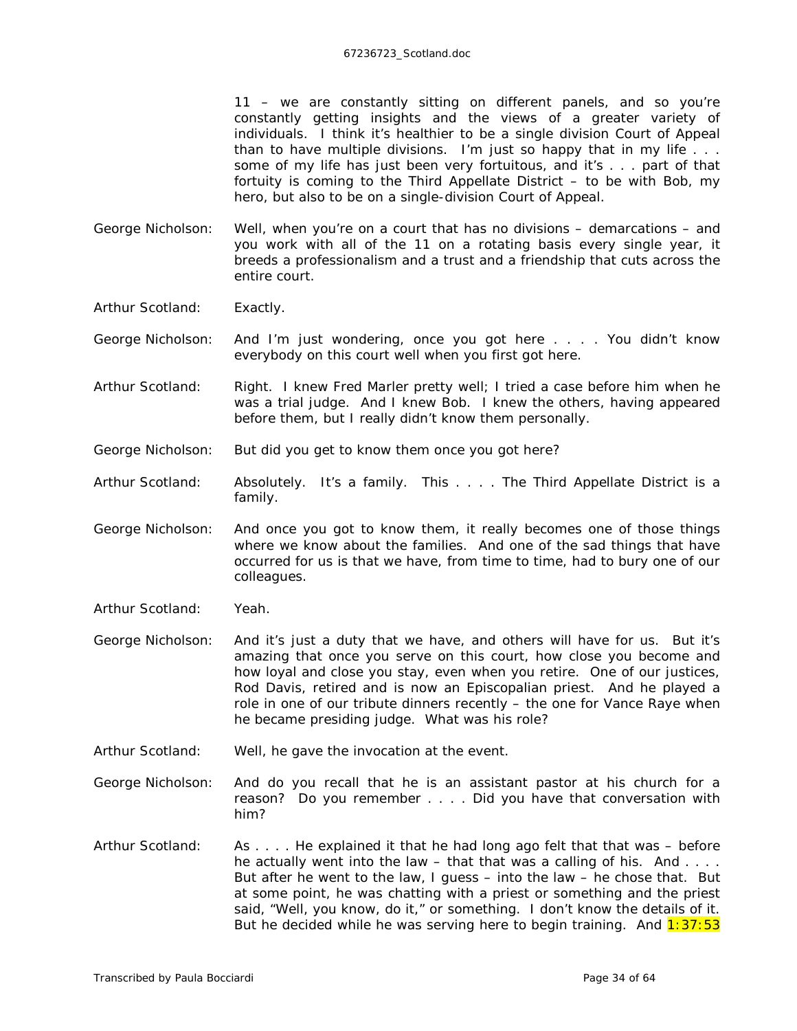11 – we are constantly sitting on different panels, and so you're constantly getting insights and the views of a greater variety of individuals. I think it's healthier to be a single division Court of Appeal than to have multiple divisions. I'm just so happy that in my life . . . some of my life has just been very fortuitous, and it's . . . part of that fortuity is coming to the Third Appellate District – to be with Bob, my hero, but also to be on a single-division Court of Appeal.

George Nicholson: Well, when you're on a court that has no divisions – demarcations – and you work with all of the 11 on a rotating basis every single year, it breeds a professionalism and a trust and a friendship that cuts across the entire court.

Arthur Scotland: Exactly.

George Nicholson: And I'm just wondering, once you got here . . . . You didn't know everybody on this court well when you first got here.

Arthur Scotland: Right. I knew Fred Marler pretty well; I tried a case before him when he was a trial judge. And I knew Bob. I knew the others, having appeared before them, but I really didn't know them personally.

George Nicholson: But did you get to know them once you got here?

Arthur Scotland: Absolutely. It's a family. This . . . . The Third Appellate District is a family.

George Nicholson: And once you got to know them, it really becomes one of those things where we know about the families. And one of the sad things that have occurred for us is that we have, from time to time, had to bury one of our colleagues.

Arthur Scotland: Yeah.

George Nicholson: And it's just a duty that we have, and others will have for us. But it's amazing that once you serve on this court, how close you become and how loyal and close you stay, even when you retire. One of our justices, Rod Davis, retired and is now an Episcopalian priest. And he played a role in one of our tribute dinners recently – the one for Vance Raye when he became presiding judge. What was his role?

Arthur Scotland: Well, he gave the invocation at the event.

George Nicholson: And do you recall that he is an assistant pastor at his church for a reason? Do you remember . . . . Did you have that conversation with him?

Arthur Scotland: As . . . . He explained it that he had long ago felt that that was – before he actually went into the law – that that was a calling of his. And . . . . But after he went to the law, I guess – into the law – he chose that. But at some point, he was chatting with a priest or something and the priest said, "Well, you know, do it," or something. I don't know the details of it. But he decided while he was serving here to begin training. And 1:37:53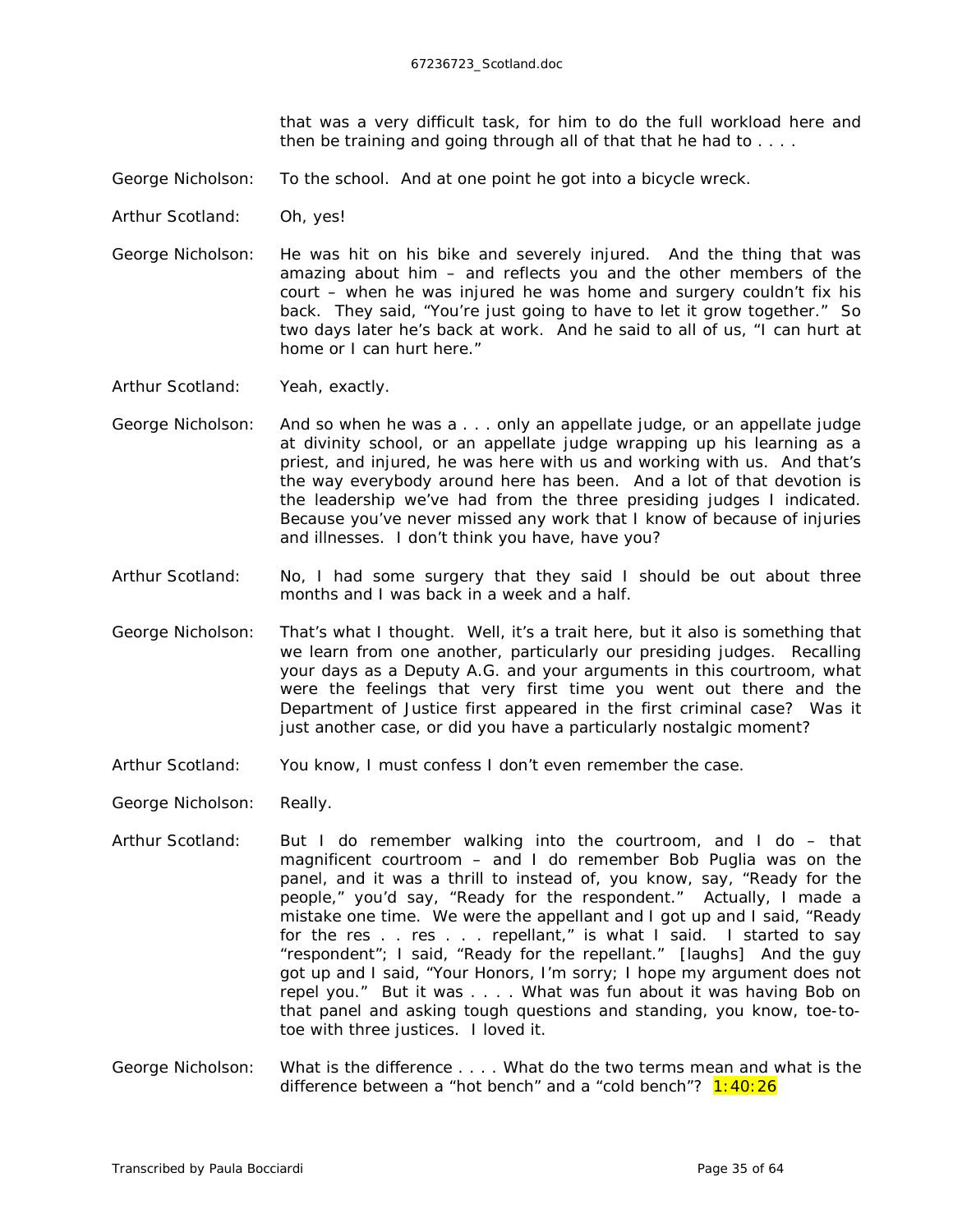that was a very difficult task, for him to do the full workload here and then be training and going through all of that that he had to . . . .

George Nicholson: To the school. And at one point he got into a bicycle wreck.

Arthur Scotland: Oh, yes!

George Nicholson: He was hit on his bike and severely injured. And the thing that was amazing about him – and reflects you and the other members of the court – when he was injured he was home and surgery couldn't fix his back. They said, "You're just going to have to let it grow together." So two days later he's back at work. And he said to all of us, "I can hurt at home or I can hurt here."

Arthur Scotland: Yeah, exactly.

George Nicholson: And so when he was a . . . only an appellate judge, or an appellate judge at divinity school, or an appellate judge wrapping up his learning as a priest, and injured, he was here with us and working with us. And that's the way everybody around here has been. And a lot of that devotion is the leadership we've had from the three presiding judges I indicated. Because you've never missed any work that I know of because of injuries and illnesses. I don't think you have, have you?

Arthur Scotland: No, I had some surgery that they said I should be out about three months and I was back in a week and a half.

George Nicholson: That's what I thought. Well, it's a trait here, but it also is something that we learn from one another, particularly our presiding judges. Recalling your days as a Deputy A.G. and your arguments in this courtroom, what were the feelings that very first time you went out there and the Department of Justice first appeared in the first criminal case? Was it just another case, or did you have a particularly nostalgic moment?

Arthur Scotland: You know, I must confess I don't even remember the case.

George Nicholson: Really.

Arthur Scotland: But I do remember walking into the courtroom, and I do – that magnificent courtroom – and I do remember Bob Puglia was on the panel, and it was a thrill to instead of, you know, say, "Ready for the people," you'd say, "Ready for the respondent." Actually, I made a mistake one time. We were the appellant and I got up and I said, "Ready for the res . . res . . . repellant," is what I said. I started to say "respondent"; I said, "Ready for the repellant." [laughs] And the guy got up and I said, "Your Honors, I'm sorry; I hope my argument does not repel you." But it was . . . . What was fun about it was having Bob on that panel and asking tough questions and standing, you know, toe-to-toe with three justices. I loved it.

George Nicholson: What is the difference . . . . What do the two terms mean and what is the difference between a "hot bench" and a "cold bench"? 1:40:26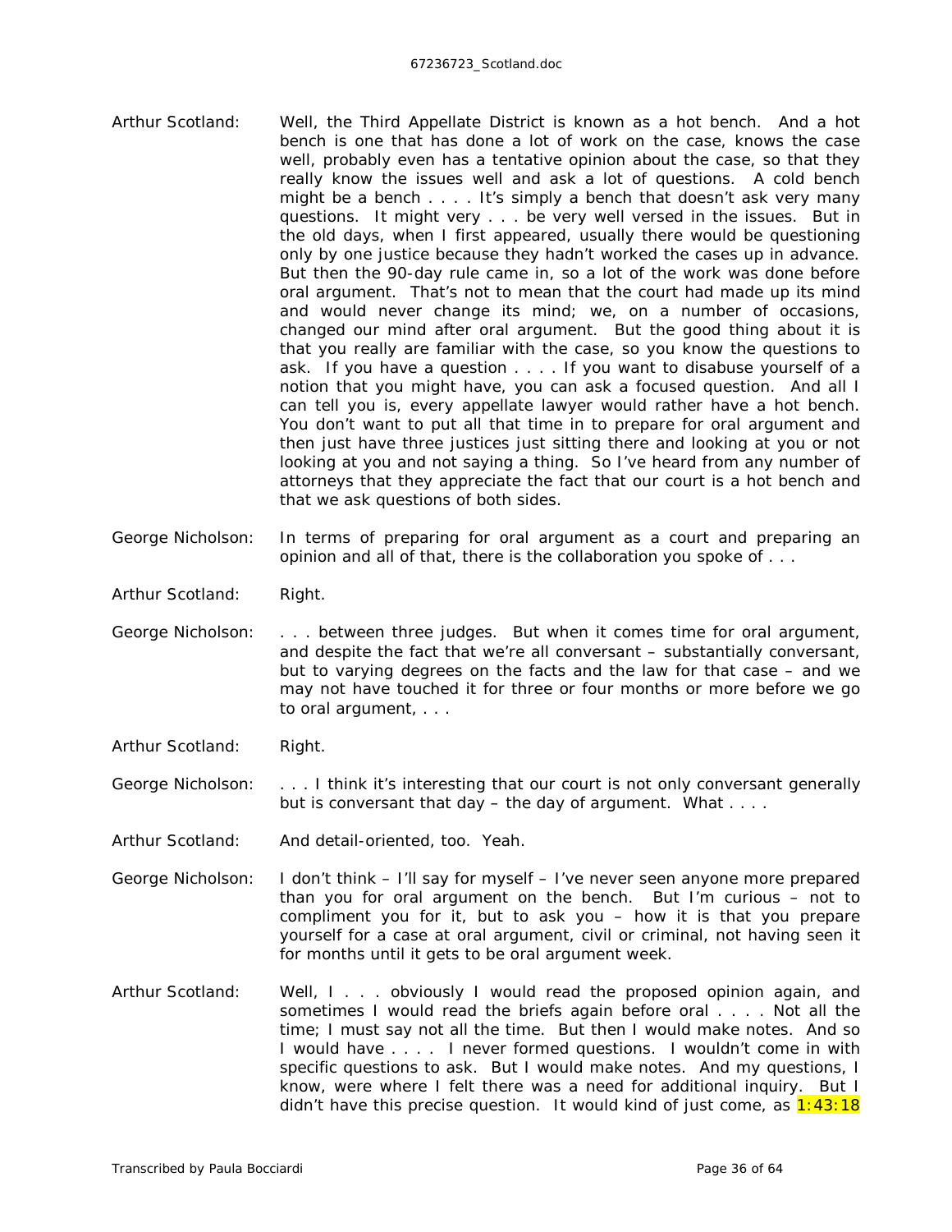Arthur Scotland: Well, the Third Appellate District is known as a hot bench. And a hot bench is one that has done a lot of work on the case, knows the case well, probably even has a tentative opinion about the case, so that they really know the issues well and ask a lot of questions. A cold bench might be a bench . . . . It's simply a bench that doesn't ask very many questions. It might very . . . be very well versed in the issues. But in the old days, when I first appeared, usually there would be questioning only by one justice because they hadn't worked the cases up in advance. But then the 90-day rule came in, so a lot of the work was done before oral argument. That's not to mean that the court had made up its mind and would never change its mind; we, on a number of occasions, changed our mind after oral argument. But the good thing about it is that you really are familiar with the case, so you know the questions to ask. If you have a question . . . . If you want to disabuse yourself of a notion that you might have, you can ask a focused question. And all I can tell you is, every appellate lawyer would rather have a hot bench. You don't want to put all that time in to prepare for oral argument and then just have three justices just sitting there and looking at you or not looking at you and not saying a thing. So I've heard from any number of attorneys that they appreciate the fact that our court is a hot bench and that we ask questions of both sides.

George Nicholson: In terms of preparing for oral argument as a court and preparing an opinion and all of that, there is the collaboration you spoke of . . .

Arthur Scotland: Right.

George Nicholson: . . . between three judges. But when it comes time for oral argument, and despite the fact that we're all conversant – substantially conversant, but to varying degrees on the facts and the law for that case – and we may not have touched it for three or four months or more before we go to oral argument, . . .

Arthur Scotland: Right.

George Nicholson: . . . I think it's interesting that our court is not only conversant generally but is conversant that day – the day of argument. What . . . .

Arthur Scotland: And detail-oriented, too. Yeah.

George Nicholson: I don't think – I'll say for myself – I've never seen anyone more prepared than you for oral argument on the bench. But I'm curious – not to compliment you for it, but to ask you – how it is that you prepare yourself for a case at oral argument, civil or criminal, not having seen it for months until it gets to be oral argument week.

Arthur Scotland: Well, I . . . . obviously I would read the proposed opinion again, and sometimes I would read the briefs again before oral . . . . Not all the time; I must say not all the time. But then I would make notes. And so I would have . . . . I never formed questions. I wouldn't come in with specific questions to ask. But I would make notes. And my questions, I know, were where I felt there was a need for additional inquiry. But I didn't have this precise question. It would kind of just come, as 1:43:18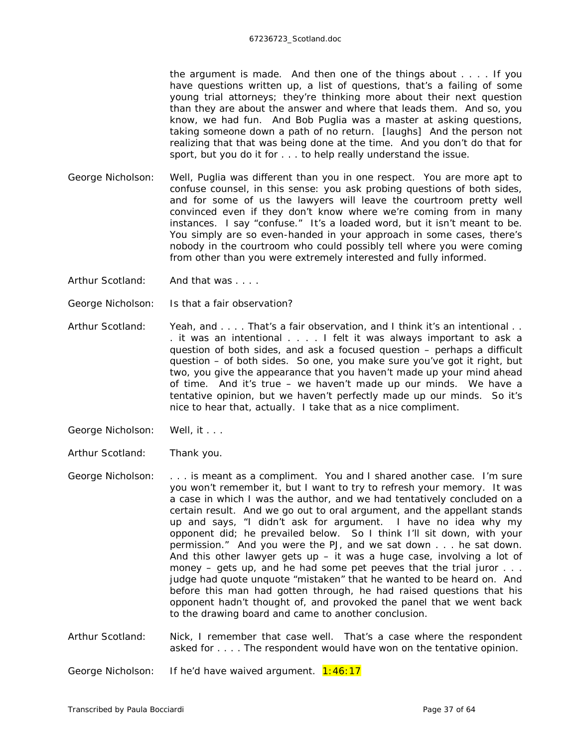the argument is made. And then one of the things about . . . . If you have questions written up, a list of questions, that's a failing of some young trial attorneys; they're thinking more about their next question than they are about the answer and where that leads them. And so, you know, we had fun. And Bob Puglia was a master at asking questions, taking someone down a path of no return. [laughs] And the person not realizing that that was being done at the time. And you don't do that for sport, but you do it for . . . to help really understand the issue.

George Nicholson: Well, Puglia was different than you in one respect. You are more apt to confuse counsel, in this sense: you ask probing questions of both sides, and for some of us the lawyers will leave the courtroom pretty well convinced even if they don't know where we're coming from in many instances. I say "confuse." It's a loaded word, but it isn't meant to be. You simply are so even-handed in your approach in some cases, there's nobody in the courtroom who could possibly tell where you were coming from other than you were extremely interested and fully informed.

Arthur Scotland: And that was . . . .

George Nicholson: Is that a fair observation?

Arthur Scotland: Yeah, and . . . . That's a fair observation, and I think it's an intentional . . . it was an intentional . . . . I felt it was always important to ask a question of both sides, and ask a focused question – perhaps a difficult question – of both sides. So one, you make sure you've got it right, but two, you give the appearance that you haven't made up your mind ahead of time. And it's true – we haven't made up our minds. We have a tentative opinion, but we haven't perfectly made up our minds. So it's nice to hear that, actually. I take that as a nice compliment.

George Nicholson: Well, it . . .

Arthur Scotland: Thank you.

George Nicholson: . . . is meant as a compliment. You and I shared another case. I'm sure you won't remember it, but I want to try to refresh your memory. It was a case in which I was the author, and we had tentatively concluded on a certain result. And we go out to oral argument, and the appellant stands up and says, "I didn't ask for argument. I have no idea why my opponent did; he prevailed below. So I think I'll sit down, with your permission." And you were the PJ, and we sat down . . . he sat down. And this other lawyer gets up – it was a huge case, involving a lot of money – gets up, and he had some pet peeves that the trial juror . . . judge had quote unquote "mistaken" that he wanted to be heard on. And before this man had gotten through, he had raised questions that his opponent hadn't thought of, and provoked the panel that we went back to the drawing board and came to another conclusion.

Arthur Scotland: Nick, I remember that case well. That's a case where the respondent asked for . . . . The respondent would have won on the tentative opinion.

George Nicholson: If he'd have waived argument. 1:46:17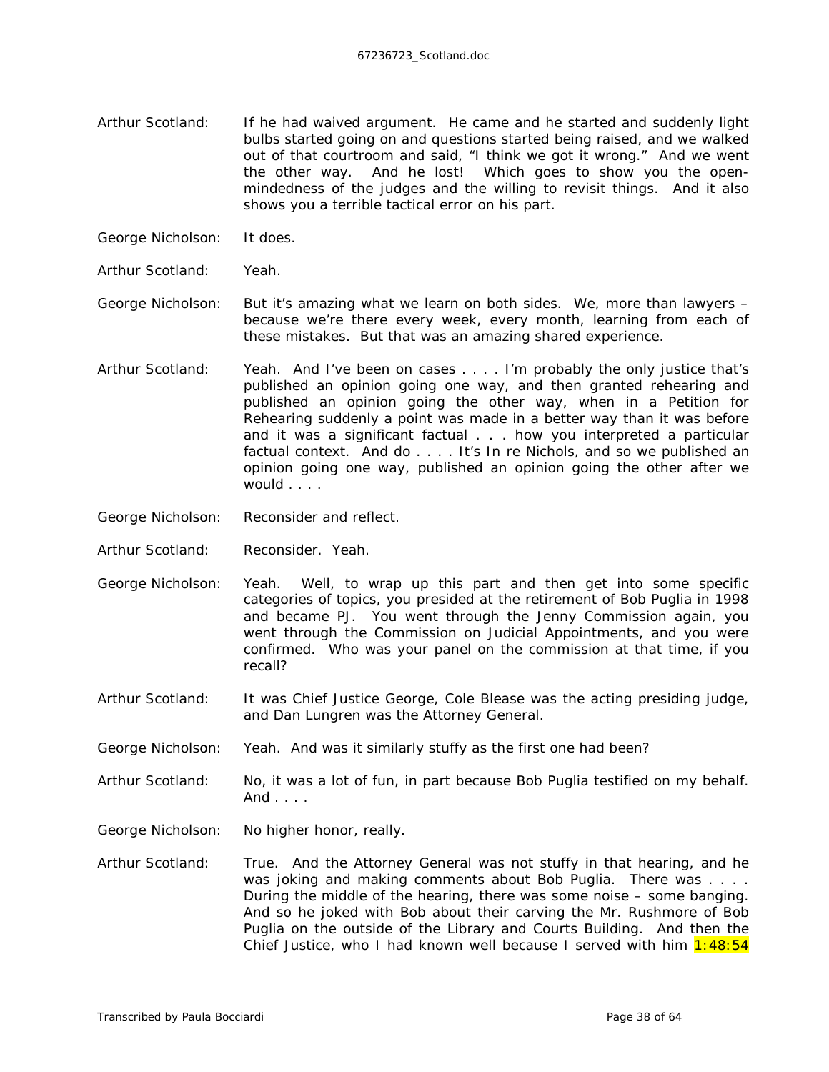Arthur Scotland: If he had waived argument. He came and he started and suddenly light bulbs started going on and questions started being raised, and we walked out of that courtroom and said, "I think we got it wrong." And we went the other way. And he lost! Which goes to show you the open-mindedness of the judges and the willing to revisit things. And it also shows you a terrible tactical error on his part.

George Nicholson: It does.

Arthur Scotland: Yeah.

George Nicholson: But it's amazing what we learn on both sides. We, more than lawyers – because we're there every week, every month, learning from each of these mistakes. But that was an amazing shared experience.

Arthur Scotland: Yeah. And I've been on cases . . . . I'm probably the only justice that's published an opinion going one way, and then granted rehearing and published an opinion going the other way, when in a Petition for Rehearing suddenly a point was made in a better way than it was before and it was a significant factual . . . how you interpreted a particular factual context. And do . . . . It's In re Nichols, and so we published an opinion going one way, published an opinion going the other after we would . . . .

George Nicholson: Reconsider and reflect.

Arthur Scotland: Reconsider. Yeah.

George Nicholson: Yeah. Well, to wrap up this part and then get into some specific categories of topics, you presided at the retirement of Bob Puglia in 1998 and became PJ. You went through the Jenny Commission again, you went through the Commission on Judicial Appointments, and you were confirmed. Who was your panel on the commission at that time, if you recall?

Arthur Scotland: It was Chief Justice George, Cole Blease was the acting presiding judge, and Dan Lungren was the Attorney General.

George Nicholson: Yeah. And was it similarly stuffy as the first one had been?

Arthur Scotland: No, it was a lot of fun, in part because Bob Puglia testified on my behalf. And . . . .

George Nicholson: No higher honor, really.

Arthur Scotland: True. And the Attorney General was not stuffy in that hearing, and he was joking and making comments about Bob Puglia. There was . . . . During the middle of the hearing, there was some noise – some banging. And so he joked with Bob about their carving the Mr. Rushmore of Bob Puglia on the outside of the Library and Courts Building. And then the Chief Justice, who I had known well because I served with him 1:48:54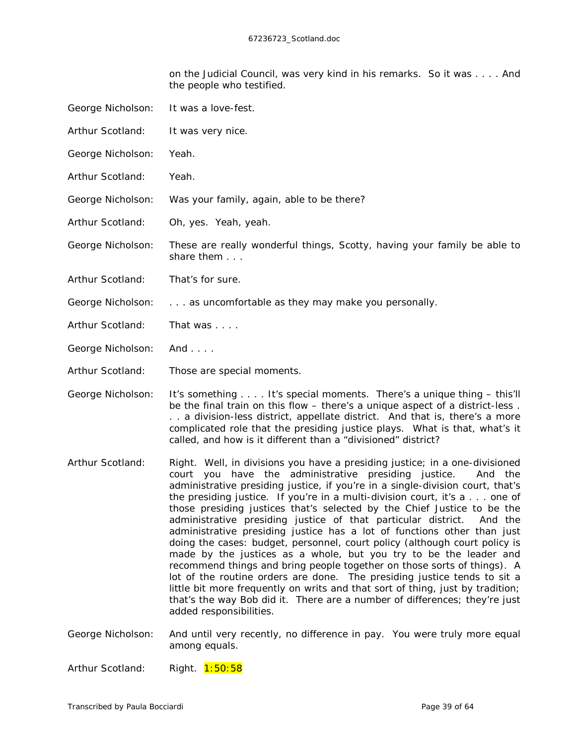on the Judicial Council, was very kind in his remarks. So it was . . . . And the people who testified.

George Nicholson: It was a love-fest.

Arthur Scotland: It was very nice.

George Nicholson: Yeah.

Arthur Scotland: Yeah.

George Nicholson: Was your family, again, able to be there?

Arthur Scotland: Oh, yes. Yeah, yeah.

George Nicholson: These are really wonderful things, Scotty, having your family be able to share them . . .

Arthur Scotland: That's for sure.

George Nicholson: . . . as uncomfortable as they may make you personally.

Arthur Scotland: That was . . . .

George Nicholson: And . . . .

Arthur Scotland: Those are special moments.

George Nicholson: It's something . . . . It's special moments. There's a unique thing – this'll be the final train on this flow – there's a unique aspect of a district-less . . . a division-less district, appellate district. And that is, there's a more complicated role that the presiding justice plays. What is that, what's it called, and how is it different than a "divisioned" district?

Arthur Scotland: Right. Well, in divisions you have a presiding justice; in a one-divisioned court you have the administrative presiding justice. And the administrative presiding justice, if you're in a single-division court, that's the presiding justice. If you're in a multi-division court, it's a . . . one of those presiding justices that's selected by the Chief Justice to be the administrative presiding justice of that particular district. And the administrative presiding justice has a lot of functions other than just doing the cases: budget, personnel, court policy (although court policy is made by the justices as a whole, but you try to be the leader and recommend things and bring people together on those sorts of things). A lot of the routine orders are done. The presiding justice tends to sit a little bit more frequently on writs and that sort of thing, just by tradition; that's the way Bob did it. There are a number of differences; they're just added responsibilities.

George Nicholson: And until very recently, no difference in pay. You were truly more equal among equals.

Arthur Scotland: Right. 1:50:58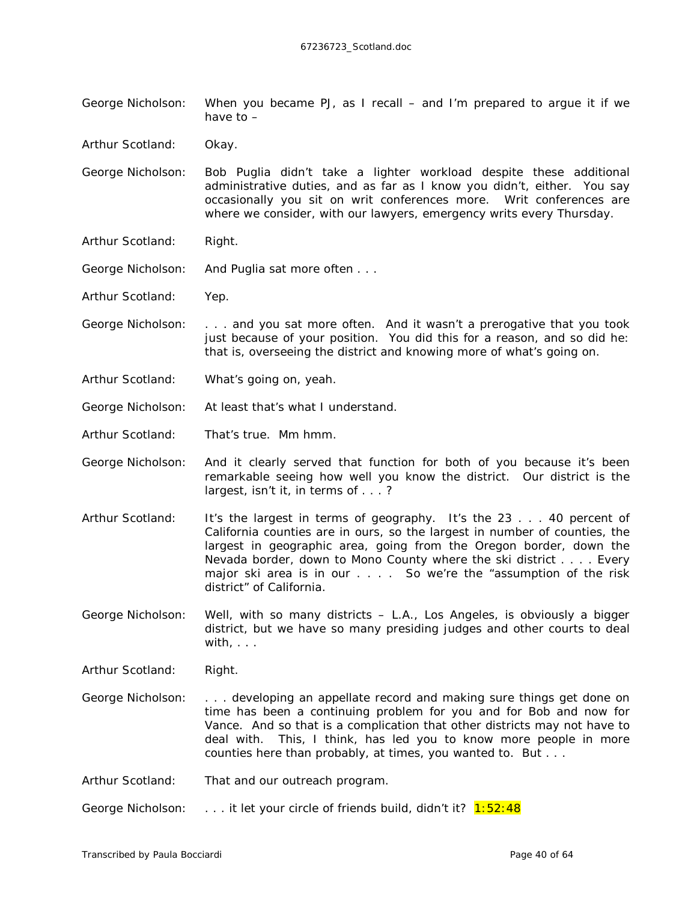George Nicholson: When you became PJ, as I recall – and I'm prepared to argue it if we have to –

Arthur Scotland: Okay.

George Nicholson: Bob Puglia didn't take a lighter workload despite these additional administrative duties, and as far as I know you didn't, either. You say occasionally you sit on writ conferences more. Writ conferences are where we consider, with our lawyers, emergency writs every Thursday.

Arthur Scotland: Right.

George Nicholson: And Puglia sat more often . . .

Arthur Scotland: Yep.

George Nicholson: . . . and you sat more often. And it wasn't a prerogative that you took just because of your position. You did this for a reason, and so did he: that is, overseeing the district and knowing more of what's going on.

Arthur Scotland: What's going on, yeah.

George Nicholson: At least that's what I understand.

Arthur Scotland: That's true. Mm hmm.

George Nicholson: And it clearly served that function for both of you because it's been remarkable seeing how well you know the district. Our district is the largest, isn't it, in terms of . . . ?

Arthur Scotland: It's the largest in terms of geography. It's the 23 . . . 40 percent of California counties are in ours, so the largest in number of counties, the largest in geographic area, going from the Oregon border, down the Nevada border, down to Mono County where the ski district . . . . Every major ski area is in our . . . . So we're the "assumption of the risk district" of California.

George Nicholson: Well, with so many districts – L.A., Los Angeles, is obviously a bigger district, but we have so many presiding judges and other courts to deal with, . . .

Arthur Scotland: Right.

George Nicholson: . . . developing an appellate record and making sure things get done on time has been a continuing problem for you and for Bob and now for Vance. And so that is a complication that other districts may not have to deal with. This, I think, has led you to know more people in more counties here than probably, at times, you wanted to. But . . .

Arthur Scotland: That and our outreach program.

George Nicholson: . . . it let your circle of friends build, didn't it? 1:52:48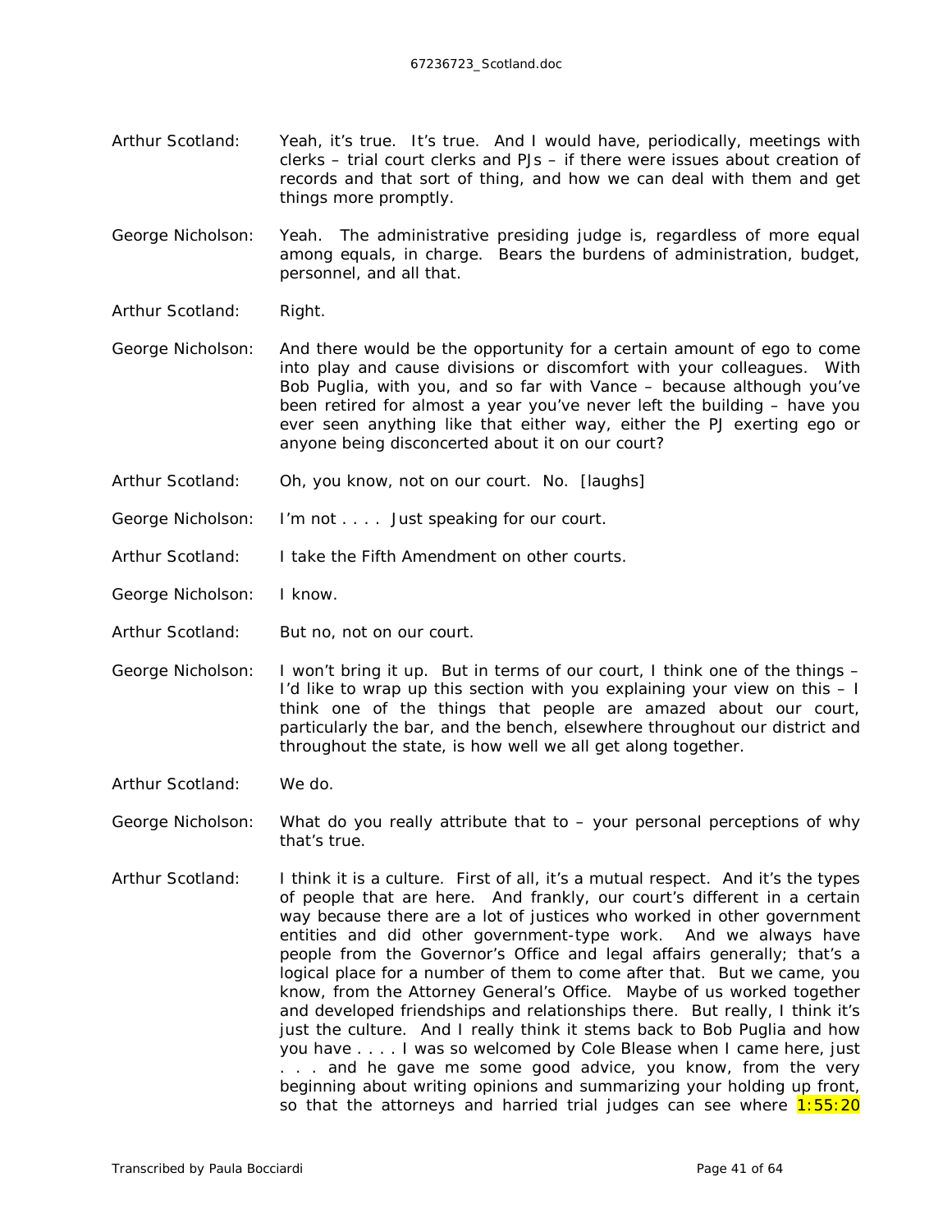Arthur Scotland: Yeah, it's true. It's true. And I would have, periodically, meetings with clerks – trial court clerks and PJs – if there were issues about creation of records and that sort of thing, and how we can deal with them and get things more promptly.

George Nicholson: Yeah. The administrative presiding judge is, regardless of more equal among equals, in charge. Bears the burdens of administration, budget, personnel, and all that.

Arthur Scotland: Right.

George Nicholson: And there would be the opportunity for a certain amount of ego to come into play and cause divisions or discomfort with your colleagues. With Bob Puglia, with you, and so far with Vance – because although you've been retired for almost a year you've never left the building – have you ever seen anything like that either way, either the PJ exerting ego or anyone being disconcerted about it on our court?

Arthur Scotland: Oh, you know, not on our court. No. [laughs]

George Nicholson: I'm not . . . . Just speaking for our court.

Arthur Scotland: I take the Fifth Amendment on other courts.

George Nicholson: I know.

Arthur Scotland: But no, not on our court.

George Nicholson: I won't bring it up. But in terms of our court, I think one of the things – I'd like to wrap up this section with you explaining your view on this – I think one of the things that people are amazed about our court, particularly the bar, and the bench, elsewhere throughout our district and throughout the state, is how well we all get along together.

Arthur Scotland: We do.

George Nicholson: What do you really attribute that to – your personal perceptions of why that's true.

Arthur Scotland: I think it is a culture. First of all, it's a mutual respect. And it's the types of people that are here. And frankly, our court's different in a certain way because there are a lot of justices who worked in other government entities and did other government-type work. And we always have people from the Governor's Office and legal affairs generally; that's a logical place for a number of them to come after that. But we came, you know, from the Attorney General's Office. Maybe of us worked together and developed friendships and relationships there. But really, I think it's just the culture. And I really think it stems back to Bob Puglia and how you have . . . . I was so welcomed by Cole Blease when I came here, just . . . and he gave me some good advice, you know, from the very beginning about writing opinions and summarizing your holding up front, so that the attorneys and harried trial judges can see where 1:55:20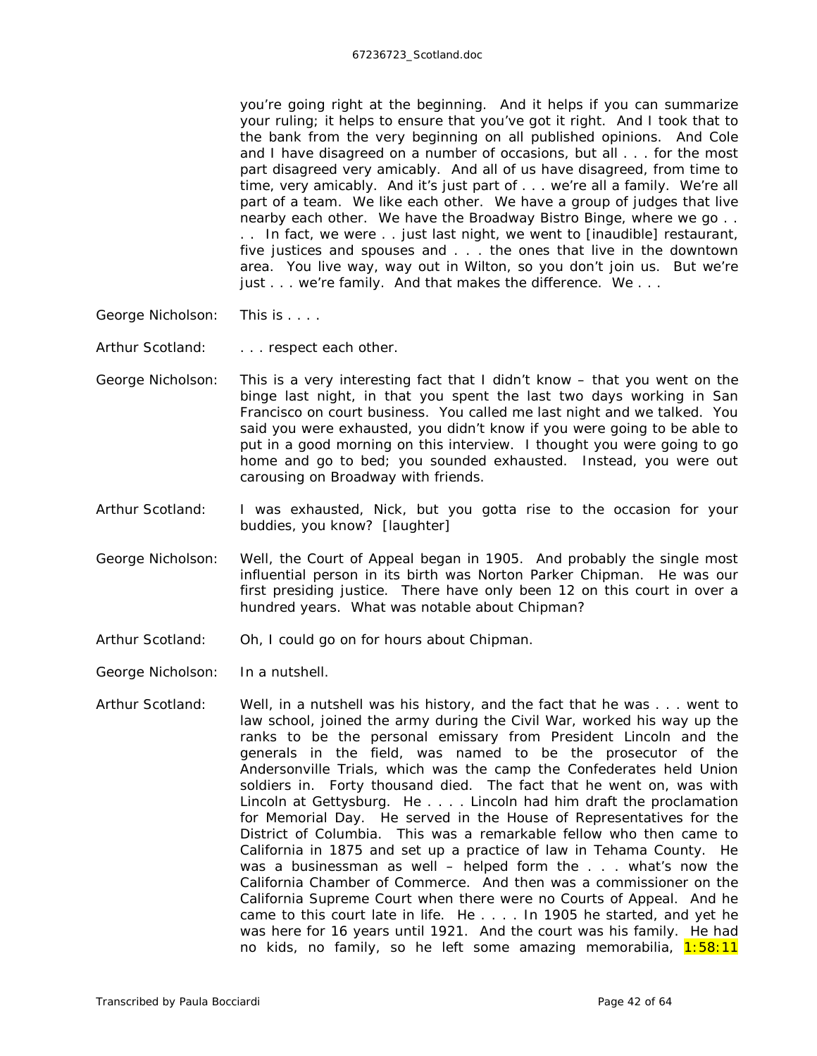you're going right at the beginning. And it helps if you can summarize your ruling; it helps to ensure that you've got it right. And I took that to the bank from the very beginning on all published opinions. And Cole and I have disagreed on a number of occasions, but all . . . for the most part disagreed very amicably. And all of us have disagreed, from time to time, very amicably. And it's just part of . . . we're all a family. We're all part of a team. We like each other. We have a group of judges that live nearby each other. We have the Broadway Bistro Binge, where we go . . . . In fact, we were . . just last night, we went to [inaudible] restaurant, five justices and spouses and . . . the ones that live in the downtown area. You live way, way out in Wilton, so you don't join us. But we're just . . . we're family. And that makes the difference. We . . .

George Nicholson: This is . . . .

Arthur Scotland: . . . respect each other.

George Nicholson: This is a very interesting fact that I didn't know – that you went on the binge last night, in that you spent the last two days working in San Francisco on court business. You called me last night and we talked. You said you were exhausted, you didn't know if you were going to be able to put in a good morning on this interview. I thought you were going to go home and go to bed; you sounded exhausted. Instead, you were out carousing on Broadway with friends.

Arthur Scotland: I was exhausted, Nick, but you gotta rise to the occasion for your buddies, you know? [laughter]

George Nicholson: Well, the Court of Appeal began in 1905. And probably the single most influential person in its birth was Norton Parker Chipman. He was our first presiding justice. There have only been 12 on this court in over a hundred years. What was notable about Chipman?

Arthur Scotland: Oh, I could go on for hours about Chipman.

George Nicholson: In a nutshell.

Arthur Scotland: Well, in a nutshell was his history, and the fact that he was . . . went to law school, joined the army during the Civil War, worked his way up the ranks to be the personal emissary from President Lincoln and the generals in the field, was named to be the prosecutor of the Andersonville Trials, which was the camp the Confederates held Union soldiers in. Forty thousand died. The fact that he went on, was with Lincoln at Gettysburg. He . . . . Lincoln had him draft the proclamation for Memorial Day. He served in the House of Representatives for the District of Columbia. This was a remarkable fellow who then came to California in 1875 and set up a practice of law in Tehama County. He was a businessman as well – helped form the . . . what's now the California Chamber of Commerce. And then was a commissioner on the California Supreme Court when there were no Courts of Appeal. And he came to this court late in life. He . . . . In 1905 he started, and yet he was here for 16 years until 1921. And the court was his family. He had no kids, no family, so he left some amazing memorabilia, 1:58:11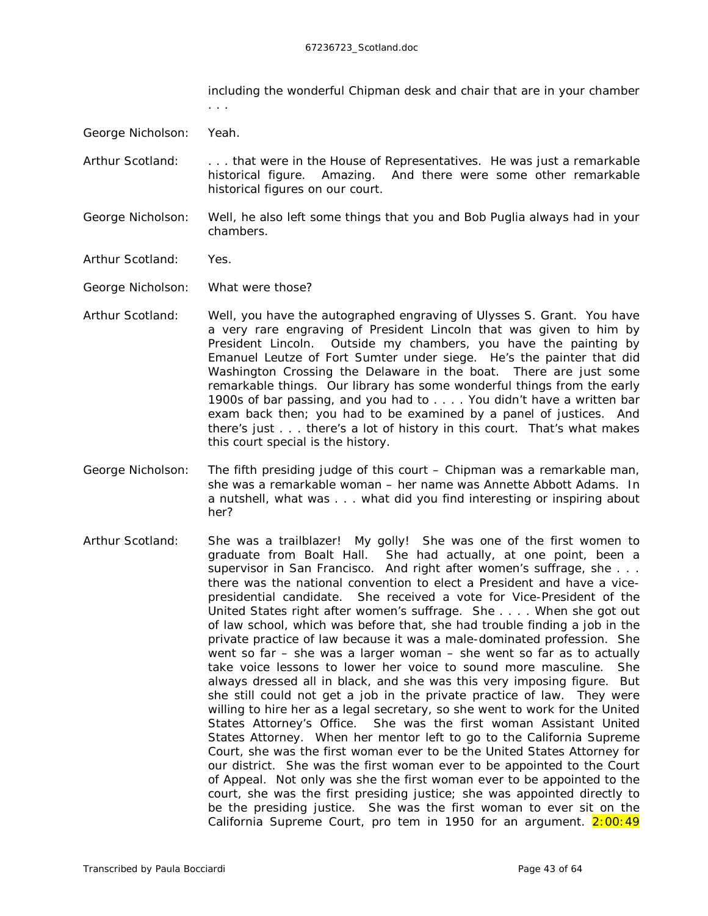including the wonderful Chipman desk and chair that are in your chamber . . .

George Nicholson: Yeah.

Arthur Scotland: . . . that were in the House of Representatives. He was just a remarkable historical figure. Amazing. And there were some other remarkable historical figures on our court.

George Nicholson: Well, he also left some things that you and Bob Puglia always had in your chambers.

Arthur Scotland: Yes.

George Nicholson: What were those?

Arthur Scotland: Well, you have the autographed engraving of Ulysses S. Grant. You have a very rare engraving of President Lincoln that was given to him by President Lincoln. Outside my chambers, you have the painting by Emanuel Leutze of Fort Sumter under siege. He's the painter that did Washington Crossing the Delaware in the boat. There are just some remarkable things. Our library has some wonderful things from the early 1900s of bar passing, and you had to . . . . You didn't have a written bar exam back then; you had to be examined by a panel of justices. And there's just . . . there's a lot of history in this court. That's what makes this court special is the history.

George Nicholson: The fifth presiding judge of this court – Chipman was a remarkable man, she was a remarkable woman – her name was Annette Abbott Adams. In a nutshell, what was . . . what did you find interesting or inspiring about her?

Arthur Scotland: She was a trailblazer! My golly! She was one of the first women to graduate from Boalt Hall. She had actually, at one point, been a supervisor in San Francisco. And right after women's suffrage, she . . . there was the national convention to elect a President and have a vice-presidential candidate. She received a vote for Vice-President of the United States right after women's suffrage. She . . . . When she got out of law school, which was before that, she had trouble finding a job in the private practice of law because it was a male-dominated profession. She went so far – she was a larger woman – she went so far as to actually take voice lessons to lower her voice to sound more masculine. She always dressed all in black, and she was this very imposing figure. But she still could not get a job in the private practice of law. They were willing to hire her as a legal secretary, so she went to work for the United States Attorney's Office. She was the first woman Assistant United States Attorney. When her mentor left to go to the California Supreme Court, she was the first woman ever to be the United States Attorney for our district. She was the first woman ever to be appointed to the Court of Appeal. Not only was she the first woman ever to be appointed to the court, she was the first presiding justice; she was appointed directly to be the presiding justice. She was the first woman to ever sit on the California Supreme Court, pro tem in 1950 for an argument. 2:00:49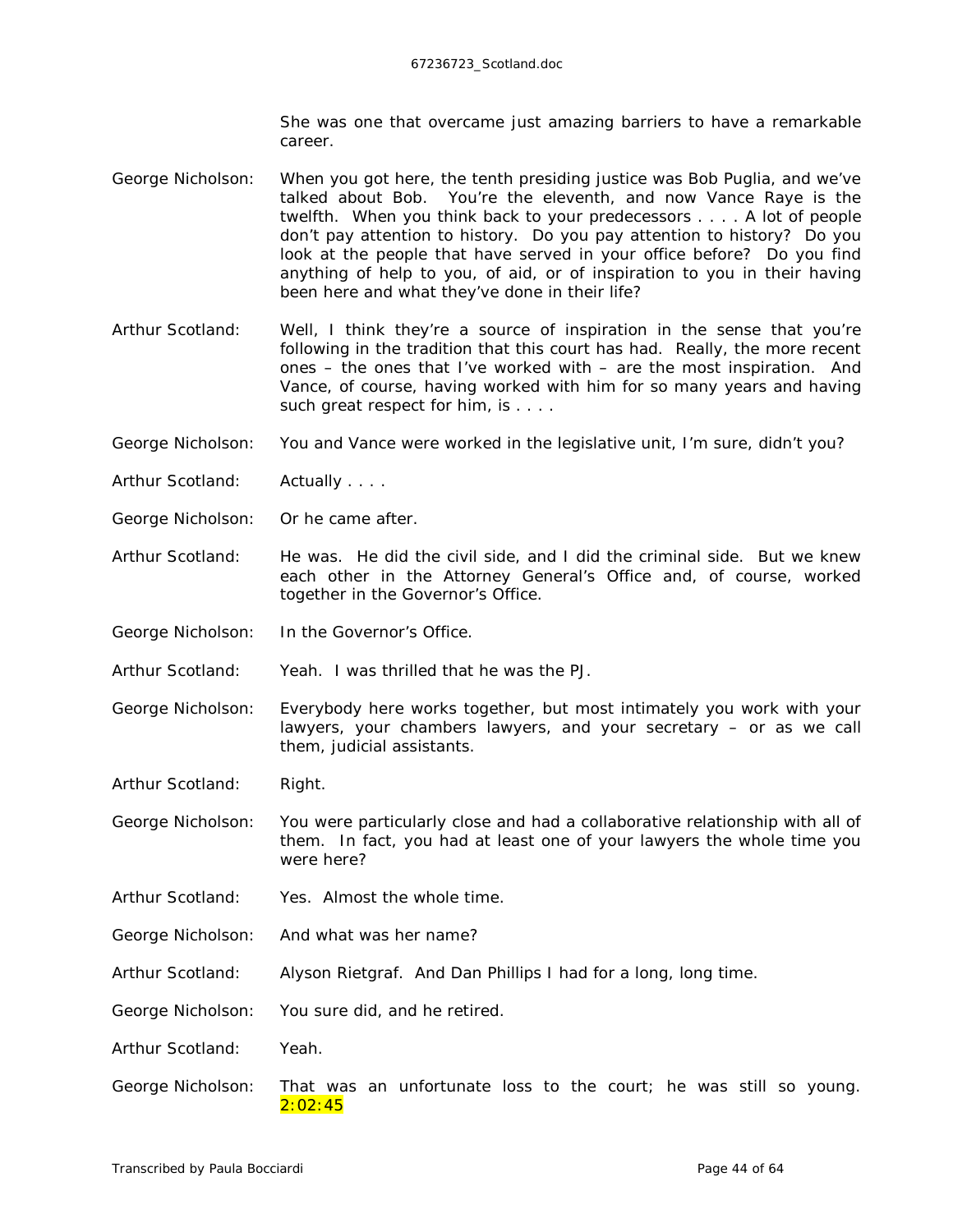She was one that overcame just amazing barriers to have a remarkable career.

George Nicholson: When you got here, the tenth presiding justice was Bob Puglia, and we've talked about Bob. You're the eleventh, and now Vance Raye is the twelfth. When you think back to your predecessors . . . . A lot of people don't pay attention to history. Do you pay attention to history? Do you look at the people that have served in your office before? Do you find anything of help to you, of aid, or of inspiration to you in their having been here and what they've done in their life?

Arthur Scotland: Well, I think they're a source of inspiration in the sense that you're following in the tradition that this court has had. Really, the more recent ones – the ones that I've worked with – are the most inspiration. And Vance, of course, having worked with him for so many years and having such great respect for him, is . . . .

George Nicholson: You and Vance were worked in the legislative unit, I'm sure, didn't you?

Arthur Scotland: Actually . . . .

George Nicholson: Or he came after.

Arthur Scotland: He was. He did the civil side, and I did the criminal side. But we knew each other in the Attorney General's Office and, of course, worked together in the Governor's Office.

George Nicholson: In the Governor's Office.

Arthur Scotland: Yeah. I was thrilled that he was the PJ.

George Nicholson: Everybody here works together, but most intimately you work with your lawyers, your chambers lawyers, and your secretary – or as we call them, judicial assistants.

Arthur Scotland: Right.

George Nicholson: You were particularly close and had a collaborative relationship with all of them. In fact, you had at least one of your lawyers the whole time you were here?

Arthur Scotland: Yes. Almost the whole time.

George Nicholson: And what was her name?

Arthur Scotland: Alyson Rietgraf. And Dan Phillips I had for a long, long time.

George Nicholson: You sure did, and he retired.

Arthur Scotland: Yeah.

George Nicholson: That was an unfortunate loss to the court; he was still so young. 2:02:45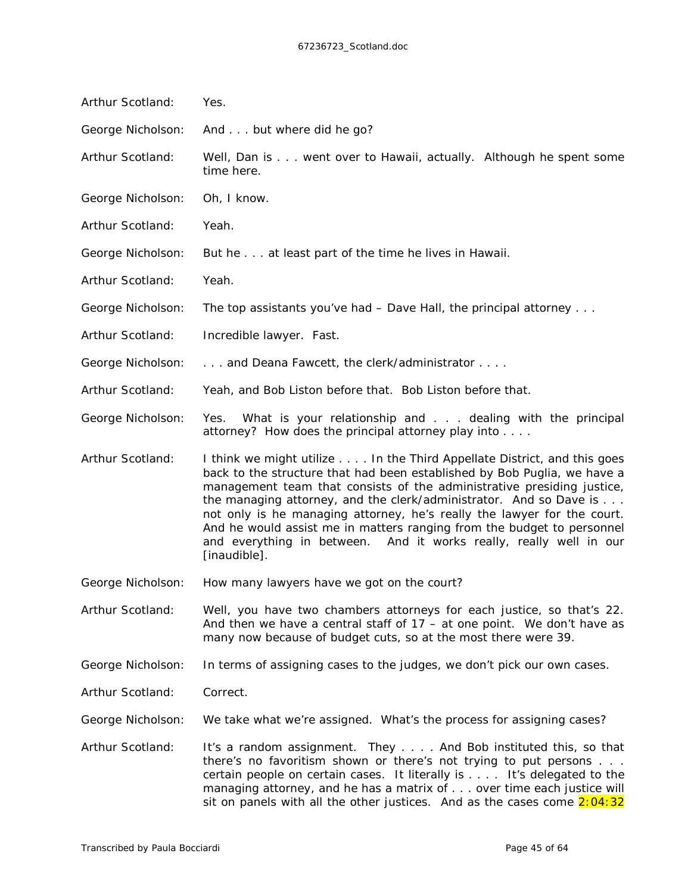Arthur Scotland: Yes.

George Nicholson: And . . . but where did he go?

Arthur Scotland: Well, Dan is . . . went over to Hawaii, actually. Although he spent some time here.

George Nicholson: Oh, I know.

Arthur Scotland: Yeah.

George Nicholson: But he . . . at least part of the time he lives in Hawaii.

Arthur Scotland: Yeah.

George Nicholson: The top assistants you've had – Dave Hall, the principal attorney . . .

Arthur Scotland: Incredible lawyer. Fast.

George Nicholson: . . . and Deana Fawcett, the clerk/administrator . . . .

Arthur Scotland: Yeah, and Bob Liston before that. Bob Liston before that.

George Nicholson: Yes. What is your relationship and . . . dealing with the principal attorney? How does the principal attorney play into . . . .

Arthur Scotland: I think we might utilize . . . . In the Third Appellate District, and this goes back to the structure that had been established by Bob Puglia, we have a management team that consists of the administrative presiding justice, the managing attorney, and the clerk/administrator. And so Dave is . . . not only is he managing attorney, he's really the lawyer for the court. And he would assist me in matters ranging from the budget to personnel and everything in between. And it works really, really well in our [inaudible].

George Nicholson: How many lawyers have we got on the court?

Arthur Scotland: Well, you have two chambers attorneys for each justice, so that's 22. And then we have a central staff of 17 – at one point. We don't have as many now because of budget cuts, so at the most there were 39.

George Nicholson: In terms of assigning cases to the judges, we don't pick our own cases.

Arthur Scotland: Correct.

George Nicholson: We take what we're assigned. What's the process for assigning cases?

Arthur Scotland: It's a random assignment. They . . . . And Bob instituted this, so that there's no favoritism shown or there's not trying to put persons . . . certain people on certain cases. It literally is . . . . It's delegated to the managing attorney, and he has a matrix of . . . over time each justice will sit on panels with all the other justices. And as the cases come 2:04:32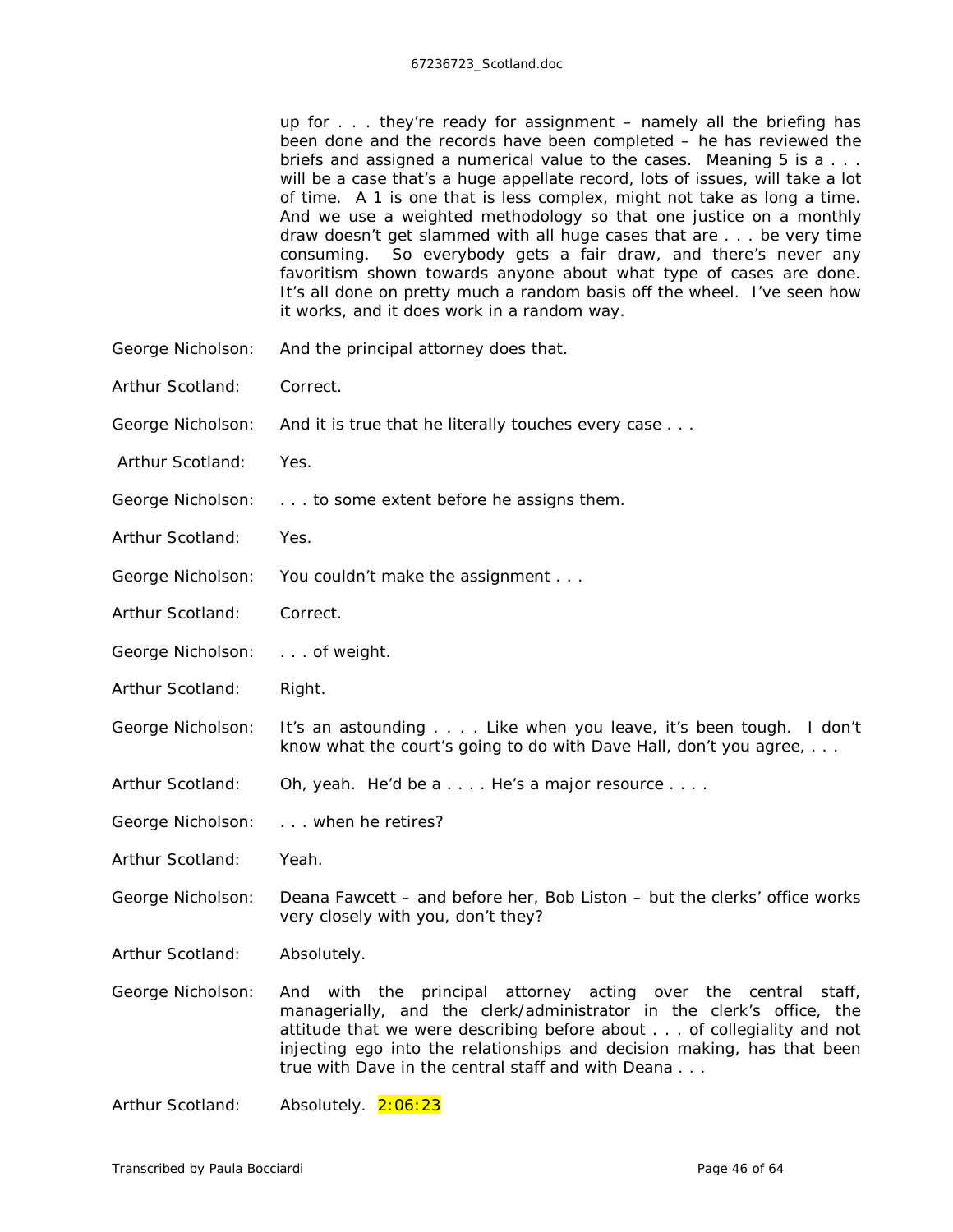up for . . . they're ready for assignment – namely all the briefing has been done and the records have been completed – he has reviewed the briefs and assigned a numerical value to the cases. Meaning 5 is a . . . will be a case that's a huge appellate record, lots of issues, will take a lot of time. A 1 is one that is less complex, might not take as long a time. And we use a weighted methodology so that one justice on a monthly draw doesn't get slammed with all huge cases that are . . . be very time consuming. So everybody gets a fair draw, and there's never any favoritism shown towards anyone about what type of cases are done. It's all done on pretty much a random basis off the wheel. I've seen how it works, and it does work in a random way.

George Nicholson: And the principal attorney does that.

Arthur Scotland: Correct.

George Nicholson: And it is true that he literally touches every case . . .

Arthur Scotland: Yes.

George Nicholson: . . . to some extent before he assigns them.

Arthur Scotland: Yes.

George Nicholson: You couldn't make the assignment . . .

Arthur Scotland: Correct.

George Nicholson: . . . of weight.

Arthur Scotland: Right.

George Nicholson: It's an astounding . . . . Like when you leave, it's been tough. I don't know what the court's going to do with Dave Hall, don't you agree, . . .

Arthur Scotland: Oh, yeah. He'd be a . . . . He's a major resource . . . .

George Nicholson: . . . when he retires?

Arthur Scotland: Yeah.

George Nicholson: Deana Fawcett – and before her, Bob Liston – but the clerks' office works very closely with you, don't they?

Arthur Scotland: Absolutely.

George Nicholson: And with the principal attorney acting over the central staff, managerially, and the clerk/administrator in the clerk's office, the attitude that we were describing before about . . . of collegiality and not injecting ego into the relationships and decision making, has that been true with Dave in the central staff and with Deana . . .

Arthur Scotland: Absolutely. 2:06:23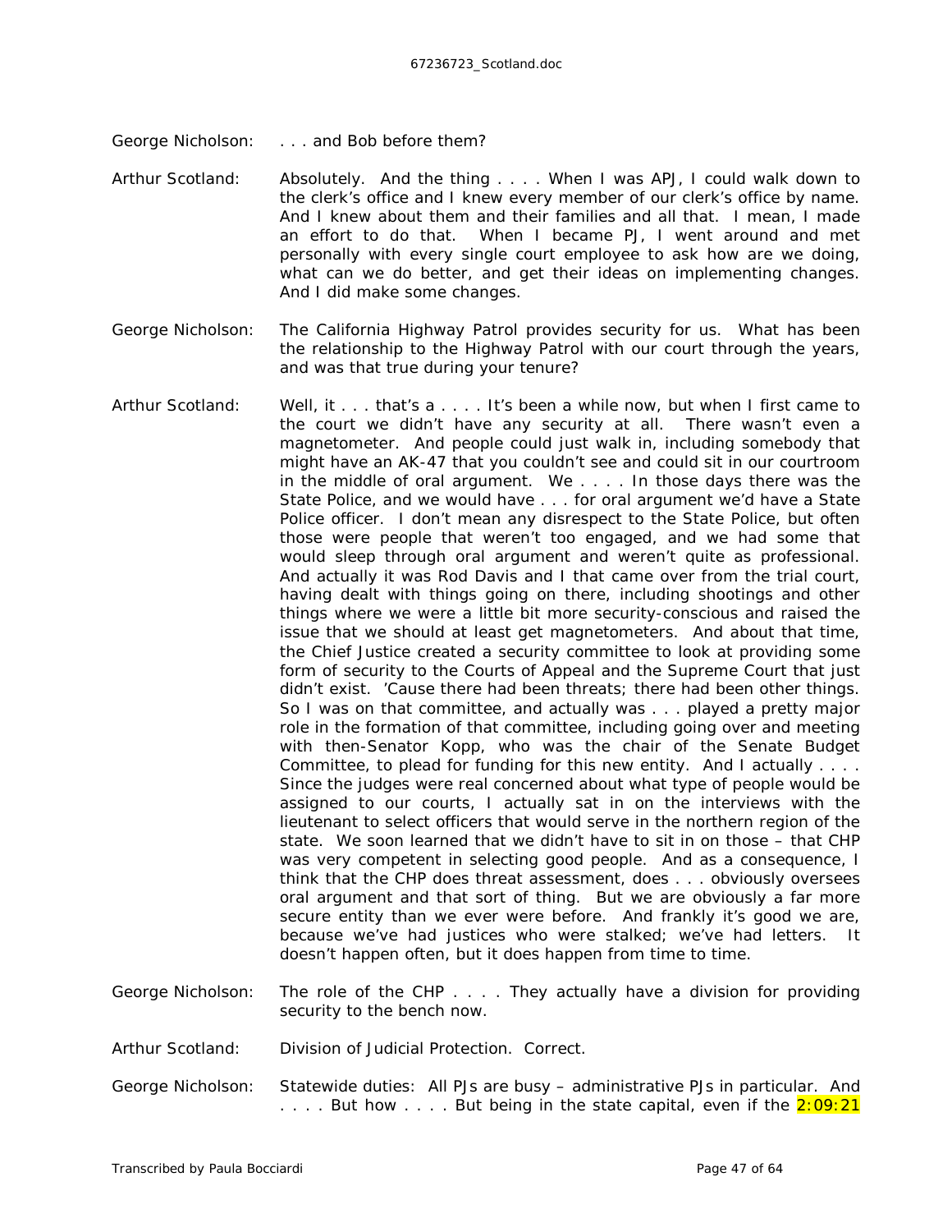George Nicholson: . . . and Bob before them?

Arthur Scotland: Absolutely. And the thing . . . . When I was APJ, I could walk down to the clerk's office and I knew every member of our clerk's office by name. And I knew about them and their families and all that. I mean, I made an effort to do that. When I became PJ, I went around and met personally with every single court employee to ask how are we doing, what can we do better, and get their ideas on implementing changes. And I did make some changes.

George Nicholson: The California Highway Patrol provides security for us. What has been the relationship to the Highway Patrol with our court through the years, and was that true during your tenure?

Arthur Scotland: Well, it . . . that's a . . . . It's been a while now, but when I first came to the court we didn't have any security at all. There wasn't even a magnetometer. And people could just walk in, including somebody that might have an AK-47 that you couldn't see and could sit in our courtroom in the middle of oral argument. We . . . . In those days there was the State Police, and we would have . . . for oral argument we'd have a State Police officer. I don't mean any disrespect to the State Police, but often those were people that weren't too engaged, and we had some that would sleep through oral argument and weren't quite as professional. And actually it was Rod Davis and I that came over from the trial court, having dealt with things going on there, including shootings and other things where we were a little bit more security-conscious and raised the issue that we should at least get magnetometers. And about that time, the Chief Justice created a security committee to look at providing some form of security to the Courts of Appeal and the Supreme Court that just didn't exist. 'Cause there had been threats; there had been other things. So I was on that committee, and actually was . . . played a pretty major role in the formation of that committee, including going over and meeting with then-Senator Kopp, who was the chair of the Senate Budget Committee, to plead for funding for this new entity. And I actually . . . . Since the judges were real concerned about what type of people would be assigned to our courts, I actually sat in on the interviews with the lieutenant to select officers that would serve in the northern region of the state. We soon learned that we didn't have to sit in on those – that CHP was very competent in selecting good people. And as a consequence, I think that the CHP does threat assessment, does . . . obviously oversees oral argument and that sort of thing. But we are obviously a far more secure entity than we ever were before. And frankly it's good we are, because we've had justices who were stalked; we've had letters. It doesn't happen often, but it does happen from time to time.

George Nicholson: The role of the CHP . . . . They actually have a division for providing security to the bench now.

Arthur Scotland: Division of Judicial Protection. Correct.

George Nicholson: Statewide duties: All PJs are busy – administrative PJs in particular. And . . . . But how . . . . But being in the state capital, even if the 2:09:21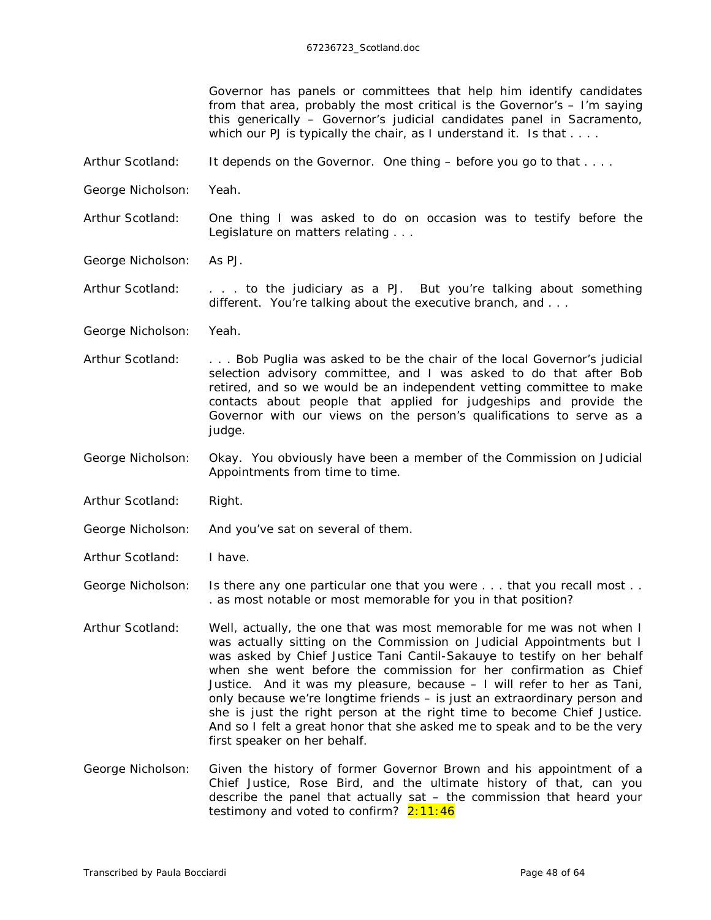Governor has panels or committees that help him identify candidates from that area, probably the most critical is the Governor's – I'm saying this generically – Governor's judicial candidates panel in Sacramento, which our PJ is typically the chair, as I understand it. Is that . . . .

Arthur Scotland: It depends on the Governor. One thing – before you go to that . . . .

George Nicholson: Yeah.

Arthur Scotland: One thing I was asked to do on occasion was to testify before the Legislature on matters relating . . .

George Nicholson: As PJ.

Arthur Scotland: . . . to the judiciary as a PJ. But you're talking about something different. You're talking about the executive branch, and . . .

George Nicholson: Yeah.

Arthur Scotland: . . . Bob Puglia was asked to be the chair of the local Governor's judicial selection advisory committee, and I was asked to do that after Bob retired, and so we would be an independent vetting committee to make contacts about people that applied for judgeships and provide the Governor with our views on the person's qualifications to serve as a judge.

George Nicholson: Okay. You obviously have been a member of the Commission on Judicial Appointments from time to time.

Arthur Scotland: Right.

George Nicholson: And you've sat on several of them.

Arthur Scotland: I have.

George Nicholson: Is there any one particular one that you were . . . that you recall most . . . as most notable or most memorable for you in that position?

Arthur Scotland: Well, actually, the one that was most memorable for me was not when I was actually sitting on the Commission on Judicial Appointments but I was asked by Chief Justice Tani Cantil-Sakauye to testify on her behalf when she went before the commission for her confirmation as Chief Justice. And it was my pleasure, because – I will refer to her as Tani, only because we're longtime friends – is just an extraordinary person and she is just the right person at the right time to become Chief Justice. And so I felt a great honor that she asked me to speak and to be the very first speaker on her behalf.

George Nicholson: Given the history of former Governor Brown and his appointment of a Chief Justice, Rose Bird, and the ultimate history of that, can you describe the panel that actually sat – the commission that heard your testimony and voted to confirm? 2:11:46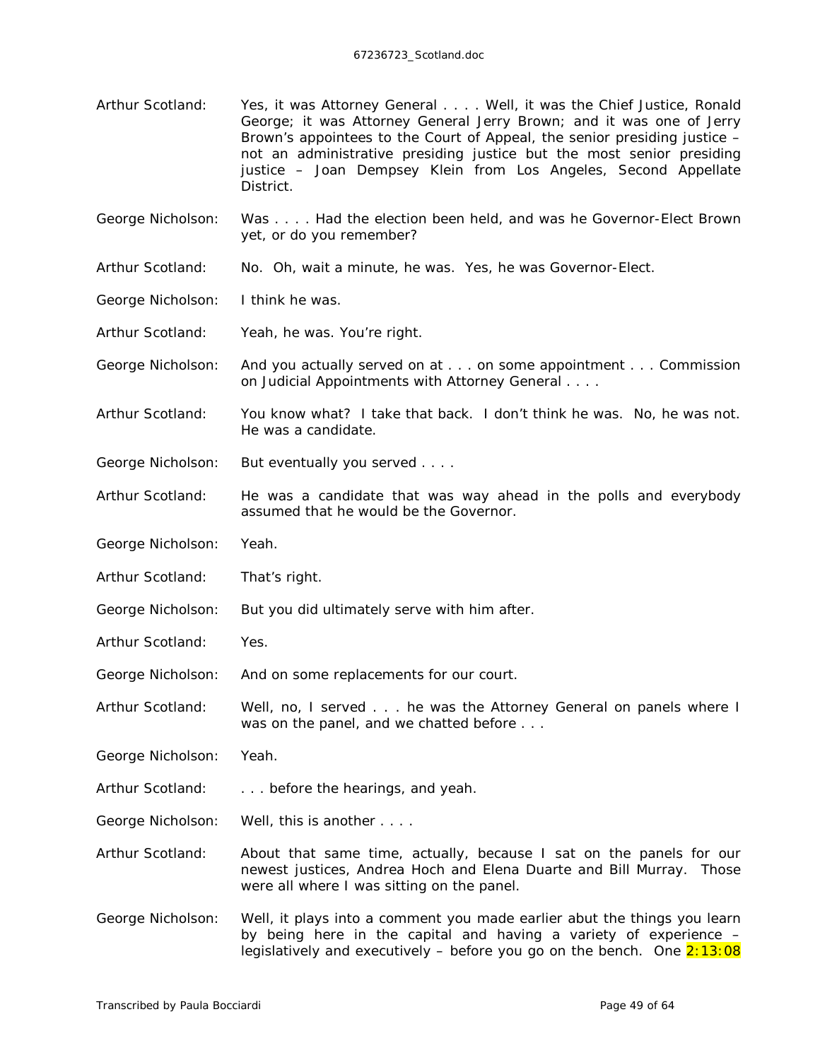Arthur Scotland: Yes, it was Attorney General . . . . Well, it was the Chief Justice, Ronald George; it was Attorney General Jerry Brown; and it was one of Jerry Brown's appointees to the Court of Appeal, the senior presiding justice – not an administrative presiding justice but the most senior presiding justice – Joan Dempsey Klein from Los Angeles, Second Appellate District.

George Nicholson: Was . . . . Had the election been held, and was he Governor-Elect Brown yet, or do you remember?

Arthur Scotland: No. Oh, wait a minute, he was. Yes, he was Governor-Elect.

George Nicholson: I think he was.

Arthur Scotland: Yeah, he was. You're right.

George Nicholson: And you actually served on at . . . on some appointment . . . Commission on Judicial Appointments with Attorney General . . . .

Arthur Scotland: You know what? I take that back. I don't think he was. No, he was not. He was a candidate.

George Nicholson: But eventually you served . . . .

Arthur Scotland: He was a candidate that was way ahead in the polls and everybody assumed that he would be the Governor.

George Nicholson: Yeah.

Arthur Scotland: That's right.

George Nicholson: But you did ultimately serve with him after.

Arthur Scotland: Yes.

George Nicholson: And on some replacements for our court.

Arthur Scotland: Well, no, I served . . . he was the Attorney General on panels where I was on the panel, and we chatted before . . .

George Nicholson: Yeah.

Arthur Scotland: . . . before the hearings, and yeah.

George Nicholson: Well, this is another . . . .

Arthur Scotland: About that same time, actually, because I sat on the panels for our newest justices, Andrea Hoch and Elena Duarte and Bill Murray. Those were all where I was sitting on the panel.

George Nicholson: Well, it plays into a comment you made earlier abut the things you learn by being here in the capital and having a variety of experience – legislatively and executively – before you go on the bench. One 2:13:08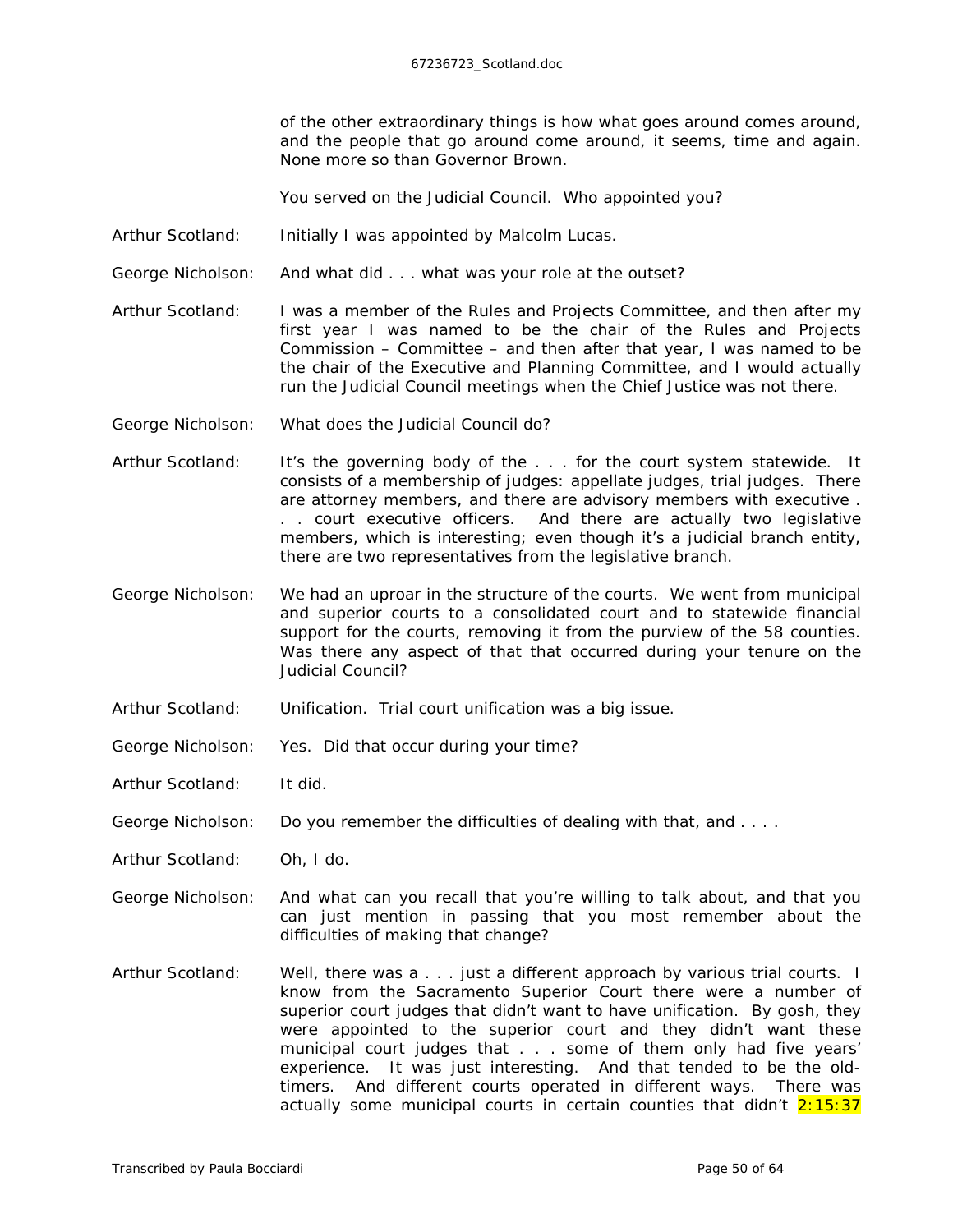of the other extraordinary things is how what goes around comes around, and the people that go around come around, it seems, time and again. None more so than Governor Brown.

You served on the Judicial Council. Who appointed you?

Arthur Scotland: Initially I was appointed by Malcolm Lucas.

George Nicholson: And what did . . . what was your role at the outset?

Arthur Scotland: I was a member of the Rules and Projects Committee, and then after my first year I was named to be the chair of the Rules and Projects Commission – Committee – and then after that year, I was named to be the chair of the Executive and Planning Committee, and I would actually run the Judicial Council meetings when the Chief Justice was not there.

George Nicholson: What does the Judicial Council do?

Arthur Scotland: It's the governing body of the . . . for the court system statewide. It consists of a membership of judges: appellate judges, trial judges. There are attorney members, and there are advisory members with executive . . . court executive officers. And there are actually two legislative members, which is interesting; even though it's a judicial branch entity, there are two representatives from the legislative branch.

George Nicholson: We had an uproar in the structure of the courts. We went from municipal and superior courts to a consolidated court and to statewide financial support for the courts, removing it from the purview of the 58 counties. Was there any aspect of that that occurred during your tenure on the Judicial Council?

Arthur Scotland: Unification. Trial court unification was a big issue.

George Nicholson: Yes. Did that occur during your time?

Arthur Scotland: It did.

George Nicholson: Do you remember the difficulties of dealing with that, and . . . .

Arthur Scotland: Oh, I do.

George Nicholson: And what can you recall that you're willing to talk about, and that you can just mention in passing that you most remember about the difficulties of making that change?

Arthur Scotland: Well, there was a . . . just a different approach by various trial courts. I know from the Sacramento Superior Court there were a number of superior court judges that didn't want to have unification. By gosh, they were appointed to the superior court and they didn't want these municipal court judges that . . . some of them only had five years' experience. It was just interesting. And that tended to be the old-timers. And different courts operated in different ways. There was actually some municipal courts in certain counties that didn't 2:15:37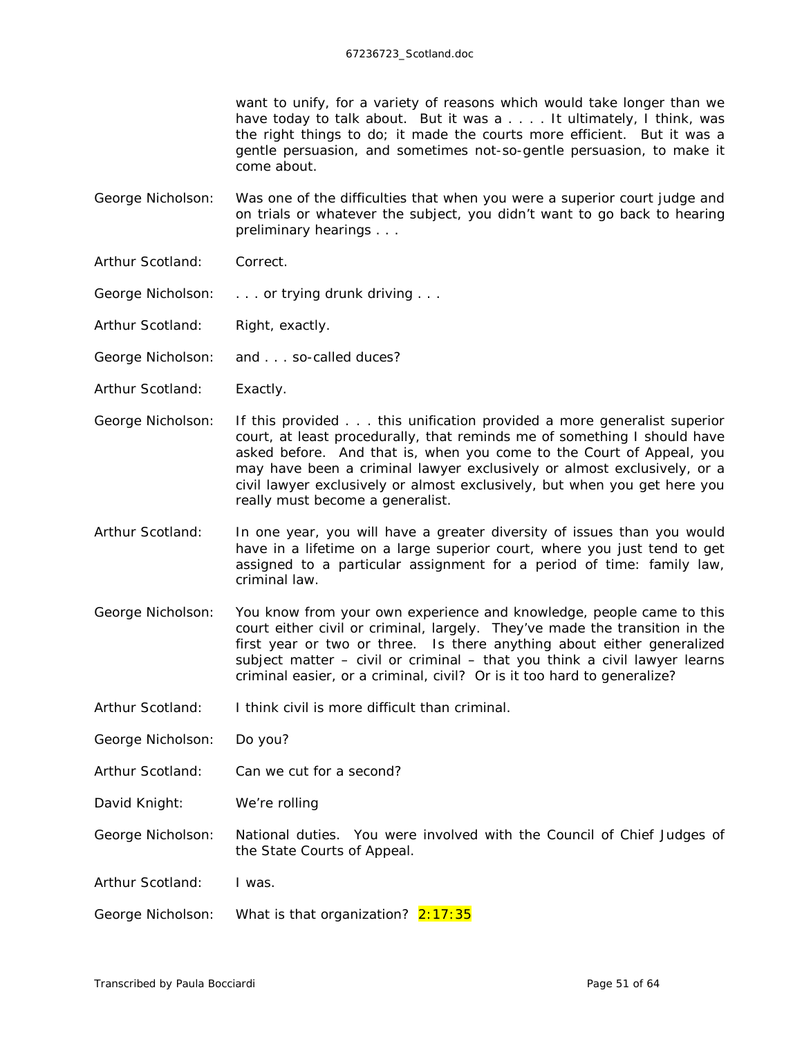want to unify, for a variety of reasons which would take longer than we have today to talk about. But it was a . . . . It ultimately, I think, was the right things to do; it made the courts more efficient. But it was a gentle persuasion, and sometimes not-so-gentle persuasion, to make it come about.

George Nicholson: Was one of the difficulties that when you were a superior court judge and on trials or whatever the subject, you didn't want to go back to hearing preliminary hearings . . .

Arthur Scotland: Correct.

George Nicholson: . . . or trying drunk driving . . .

Arthur Scotland: Right, exactly.

George Nicholson: and . . . so-called duces?

Arthur Scotland: Exactly.

George Nicholson: If this provided . . . this unification provided a more generalist superior court, at least procedurally, that reminds me of something I should have asked before. And that is, when you come to the Court of Appeal, you may have been a criminal lawyer exclusively or almost exclusively, or a civil lawyer exclusively or almost exclusively, but when you get here you really must become a generalist.

Arthur Scotland: In one year, you will have a greater diversity of issues than you would have in a lifetime on a large superior court, where you just tend to get assigned to a particular assignment for a period of time: family law, criminal law.

George Nicholson: You know from your own experience and knowledge, people came to this court either civil or criminal, largely. They've made the transition in the first year or two or three. Is there anything about either generalized subject matter – civil or criminal – that you think a civil lawyer learns criminal easier, or a criminal, civil? Or is it too hard to generalize?

Arthur Scotland: I think civil is more difficult than criminal.

George Nicholson: Do you?

Arthur Scotland: Can we cut for a second?

David Knight: We're rolling

George Nicholson: National duties. You were involved with the Council of Chief Judges of the State Courts of Appeal.

Arthur Scotland: I was.

George Nicholson: What is that organization? 2:17:35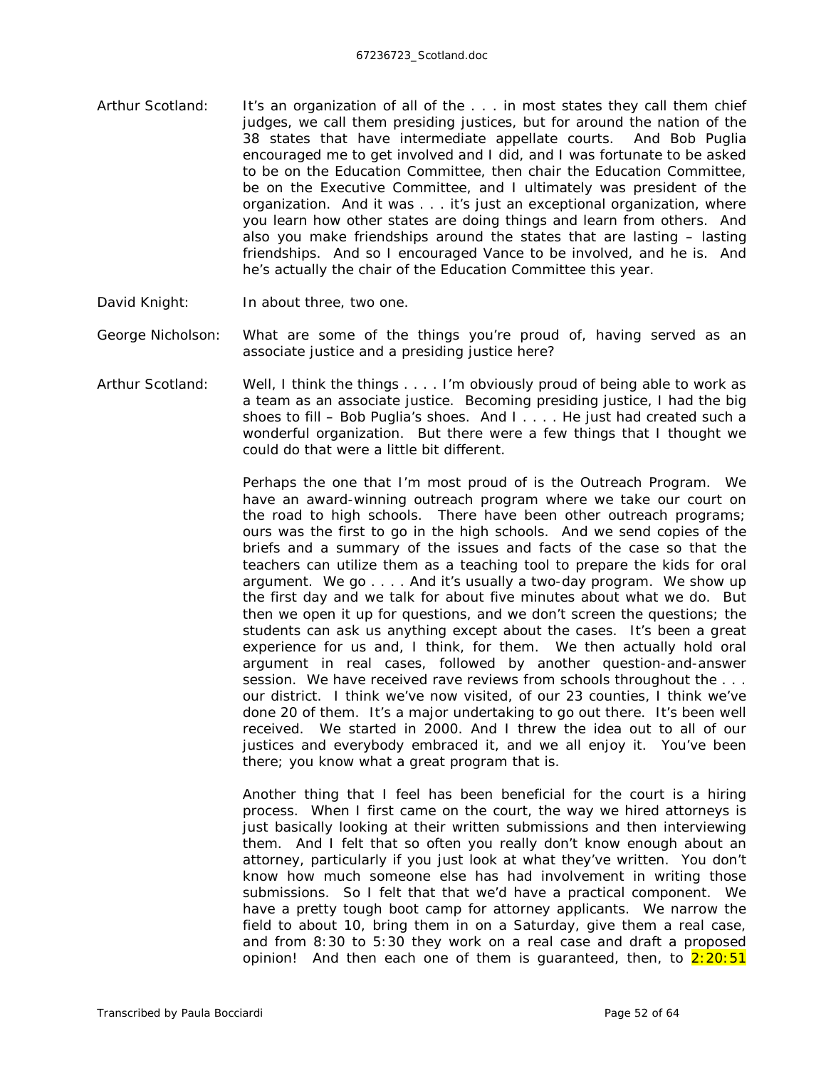Arthur Scotland: It's an organization of all of the . . . in most states they call them chief judges, we call them presiding justices, but for around the nation of the 38 states that have intermediate appellate courts. And Bob Puglia encouraged me to get involved and I did, and I was fortunate to be asked to be on the Education Committee, then chair the Education Committee, be on the Executive Committee, and I ultimately was president of the organization. And it was . . . it's just an exceptional organization, where you learn how other states are doing things and learn from others. And also you make friendships around the states that are lasting – lasting friendships. And so I encouraged Vance to be involved, and he is. And he's actually the chair of the Education Committee this year.

David Knight: In about three, two one.

George Nicholson: What are some of the things you're proud of, having served as an associate justice and a presiding justice here?

Arthur Scotland: Well, I think the things . . . . I'm obviously proud of being able to work as a team as an associate justice. Becoming presiding justice, I had the big shoes to fill – Bob Puglia's shoes. And I . . . . He just had created such a wonderful organization. But there were a few things that I thought we could do that were a little bit different.

Perhaps the one that I'm most proud of is the Outreach Program. We have an award-winning outreach program where we take our court on the road to high schools. There have been other outreach programs; ours was the first to go in the high schools. And we send copies of the briefs and a summary of the issues and facts of the case so that the teachers can utilize them as a teaching tool to prepare the kids for oral argument. We go . . . . And it's usually a two-day program. We show up the first day and we talk for about five minutes about what we do. But then we open it up for questions, and we don't screen the questions; the students can ask us anything except about the cases. It's been a great experience for us and, I think, for them. We then actually hold oral argument in real cases, followed by another question-and-answer session. We have received rave reviews from schools throughout the . . . our district. I think we've now visited, of our 23 counties, I think we've done 20 of them. It's a major undertaking to go out there. It's been well received. We started in 2000. And I threw the idea out to all of our justices and everybody embraced it, and we all enjoy it. You've been there; you know what a great program that is.

Another thing that I feel has been beneficial for the court is a hiring process. When I first came on the court, the way we hired attorneys is just basically looking at their written submissions and then interviewing them. And I felt that so often you really don't know enough about an attorney, particularly if you just look at what they've written. You don't know how much someone else has had involvement in writing those submissions. So I felt that that we'd have a practical component. We have a pretty tough boot camp for attorney applicants. We narrow the field to about 10, bring them in on a Saturday, give them a real case, and from 8:30 to 5:30 they work on a real case and draft a proposed opinion! And then each one of them is guaranteed, then, to 2:20:51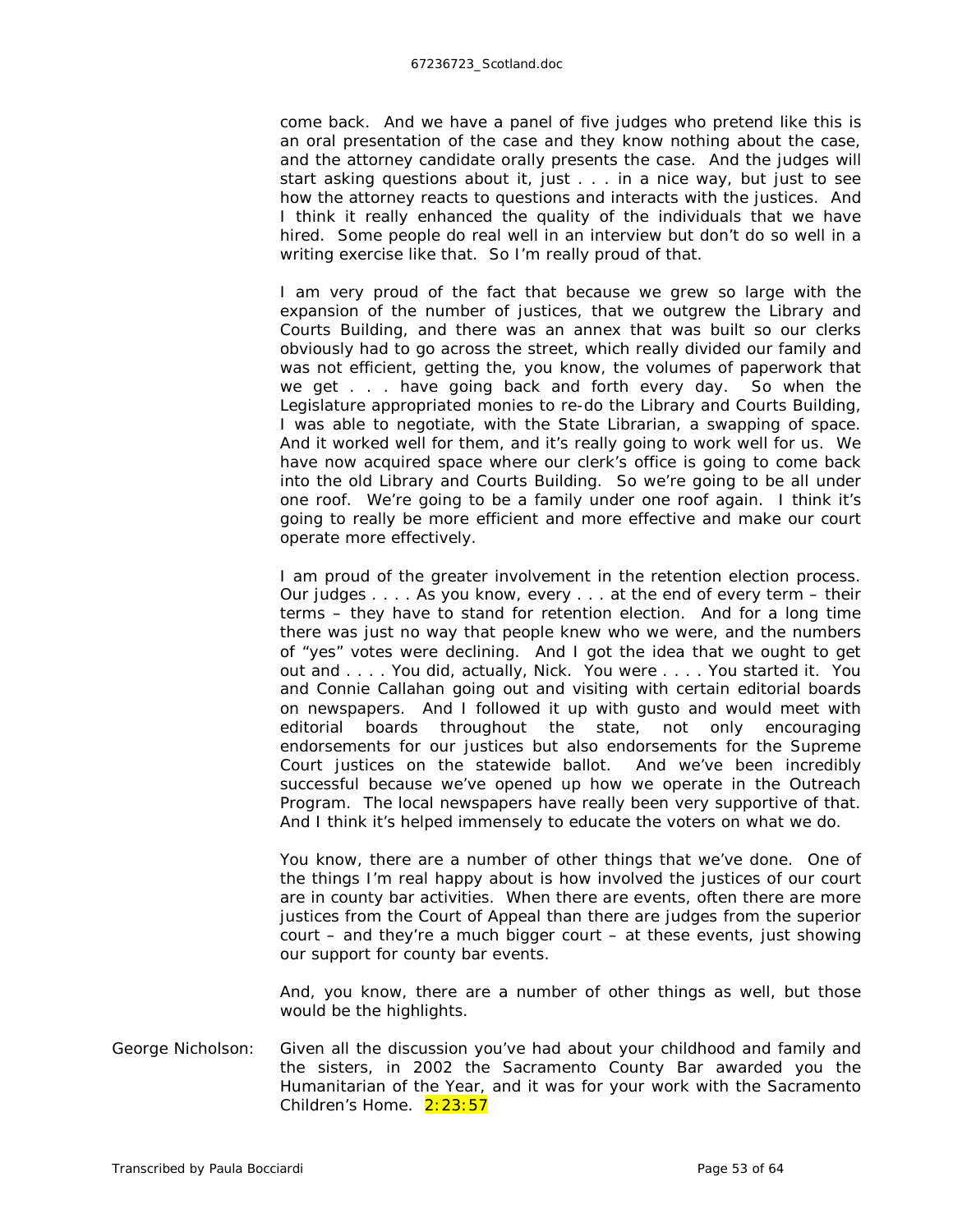come back. And we have a panel of five judges who pretend like this is an oral presentation of the case and they know nothing about the case, and the attorney candidate orally presents the case. And the judges will start asking questions about it, just . . . in a nice way, but just to see how the attorney reacts to questions and interacts with the justices. And I think it really enhanced the quality of the individuals that we have hired. Some people do real well in an interview but don't do so well in a writing exercise like that. So I'm really proud of that.

I am very proud of the fact that because we grew so large with the expansion of the number of justices, that we outgrew the Library and Courts Building, and there was an annex that was built so our clerks obviously had to go across the street, which really divided our family and was not efficient, getting the, you know, the volumes of paperwork that we get . . . have going back and forth every day. So when the Legislature appropriated monies to re-do the Library and Courts Building, I was able to negotiate, with the State Librarian, a swapping of space. And it worked well for them, and it's really going to work well for us. We have now acquired space where our clerk's office is going to come back into the old Library and Courts Building. So we're going to be all under one roof. We're going to be a family under one roof again. I think it's going to really be more efficient and more effective and make our court operate more effectively.

I am proud of the greater involvement in the retention election process. Our judges . . . . As you know, every . . . at the end of every term – their terms – they have to stand for retention election. And for a long time there was just no way that people knew who we were, and the numbers of "yes" votes were declining. And I got the idea that we ought to get out and . . . . You did, actually, Nick. You were . . . . You started it. You and Connie Callahan going out and visiting with certain editorial boards on newspapers. And I followed it up with gusto and would meet with editorial boards throughout the state, not only encouraging endorsements for our justices but also endorsements for the Supreme Court justices on the statewide ballot. And we've been incredibly successful because we've opened up how we operate in the Outreach Program. The local newspapers have really been very supportive of that. And I think it's helped immensely to educate the voters on what we do.

You know, there are a number of other things that we've done. One of the things I'm real happy about is how involved the justices of our court are in county bar activities. When there are events, often there are more justices from the Court of Appeal than there are judges from the superior court – and they're a much bigger court – at these events, just showing our support for county bar events.

And, you know, there are a number of other things as well, but those would be the highlights.

George Nicholson: Given all the discussion you've had about your childhood and family and the sisters, in 2002 the Sacramento County Bar awarded you the Humanitarian of the Year, and it was for your work with the Sacramento Children's Home. 2:23:57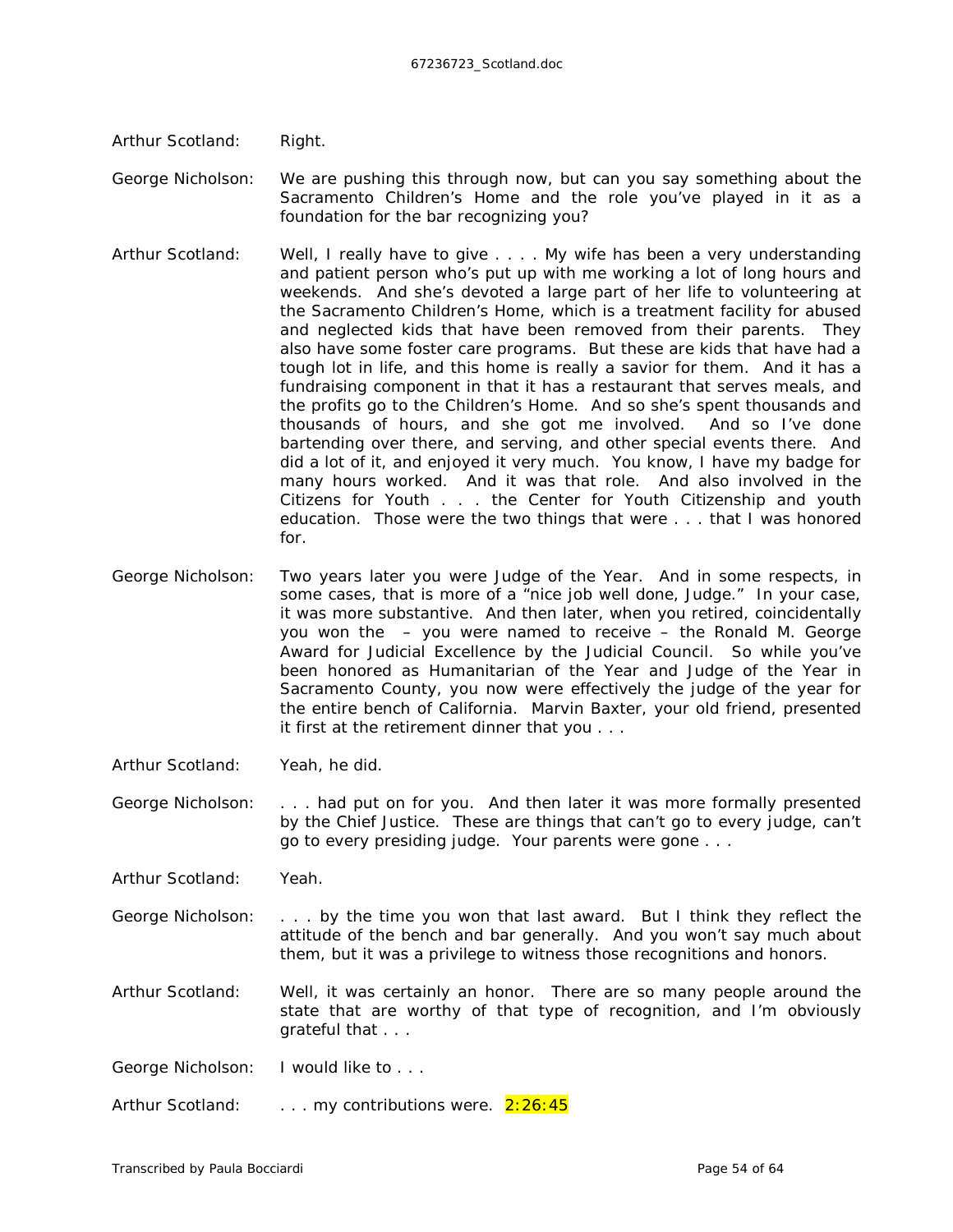Arthur Scotland: Right.

George Nicholson: We are pushing this through now, but can you say something about the Sacramento Children's Home and the role you've played in it as a foundation for the bar recognizing you?

Arthur Scotland: Well, I really have to give . . . . My wife has been a very understanding and patient person who's put up with me working a lot of long hours and weekends. And she's devoted a large part of her life to volunteering at the Sacramento Children's Home, which is a treatment facility for abused and neglected kids that have been removed from their parents. They also have some foster care programs. But these are kids that have had a tough lot in life, and this home is really a savior for them. And it has a fundraising component in that it has a restaurant that serves meals, and the profits go to the Children's Home. And so she's spent thousands and thousands of hours, and she got me involved. And so I've done bartending over there, and serving, and other special events there. And did a lot of it, and enjoyed it very much. You know, I have my badge for many hours worked. And it was that role. And also involved in the Citizens for Youth . . . the Center for Youth Citizenship and youth education. Those were the two things that were . . . that I was honored for.

George Nicholson: Two years later you were Judge of the Year. And in some respects, in some cases, that is more of a "nice job well done, Judge." In your case, it was more substantive. And then later, when you retired, coincidentally you won the – you were named to receive – the Ronald M. George Award for Judicial Excellence by the Judicial Council. So while you've been honored as Humanitarian of the Year and Judge of the Year in Sacramento County, you now were effectively the judge of the year for the entire bench of California. Marvin Baxter, your old friend, presented it first at the retirement dinner that you . . .

Arthur Scotland: Yeah, he did.

George Nicholson: . . . had put on for you. And then later it was more formally presented by the Chief Justice. These are things that can't go to every judge, can't go to every presiding judge. Your parents were gone . . .

Arthur Scotland: Yeah.

George Nicholson: . . . by the time you won that last award. But I think they reflect the attitude of the bench and bar generally. And you won't say much about them, but it was a privilege to witness those recognitions and honors.

Arthur Scotland: Well, it was certainly an honor. There are so many people around the state that are worthy of that type of recognition, and I'm obviously grateful that . . .

George Nicholson: I would like to . . .

Arthur Scotland: . . . my contributions were. 2:26:45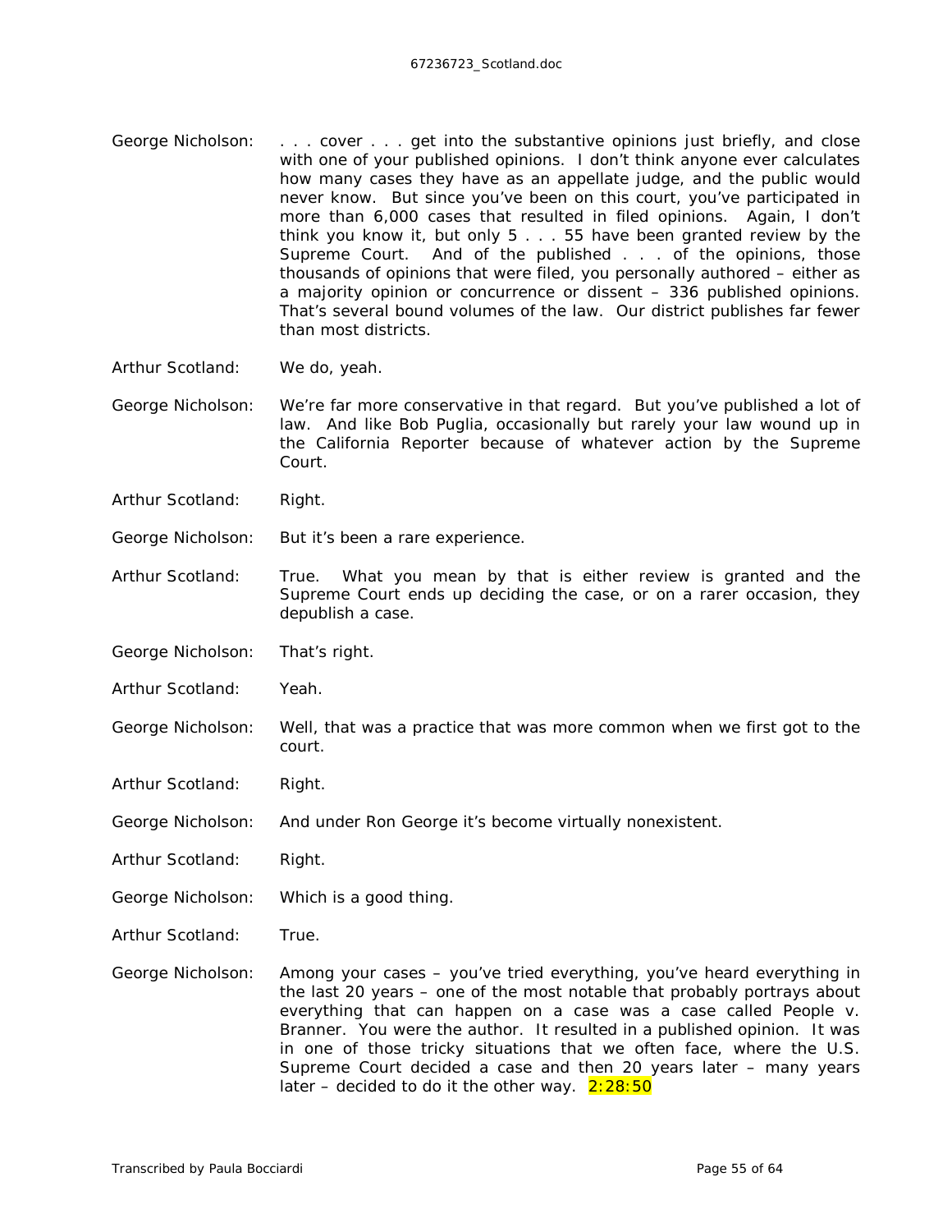George Nicholson: . . . cover . . . get into the substantive opinions just briefly, and close with one of your published opinions. I don't think anyone ever calculates how many cases they have as an appellate judge, and the public would never know. But since you've been on this court, you've participated in more than 6,000 cases that resulted in filed opinions. Again, I don't think you know it, but only 5 . . . 55 have been granted review by the Supreme Court. And of the published . . . of the opinions, those thousands of opinions that were filed, you personally authored – either as a majority opinion or concurrence or dissent – 336 published opinions. That's several bound volumes of the law. Our district publishes far fewer than most districts.

Arthur Scotland: We do, yeah.

George Nicholson: We're far more conservative in that regard. But you've published a lot of law. And like Bob Puglia, occasionally but rarely your law wound up in the California Reporter because of whatever action by the Supreme Court.

Arthur Scotland: Right.

George Nicholson: But it's been a rare experience.

Arthur Scotland: True. What you mean by that is either review is granted and the Supreme Court ends up deciding the case, or on a rarer occasion, they depublish a case.

George Nicholson: That's right.

Arthur Scotland: Yeah.

George Nicholson: Well, that was a practice that was more common when we first got to the court.

Arthur Scotland: Right.

George Nicholson: And under Ron George it's become virtually nonexistent.

Arthur Scotland: Right.

George Nicholson: Which is a good thing.

Arthur Scotland: True.

George Nicholson: Among your cases – you've tried everything, you've heard everything in the last 20 years – one of the most notable that probably portrays about everything that can happen on a case was a case called People v. Branner. You were the author. It resulted in a published opinion. It was in one of those tricky situations that we often face, where the U.S. Supreme Court decided a case and then 20 years later – many years later – decided to do it the other way. 2:28:50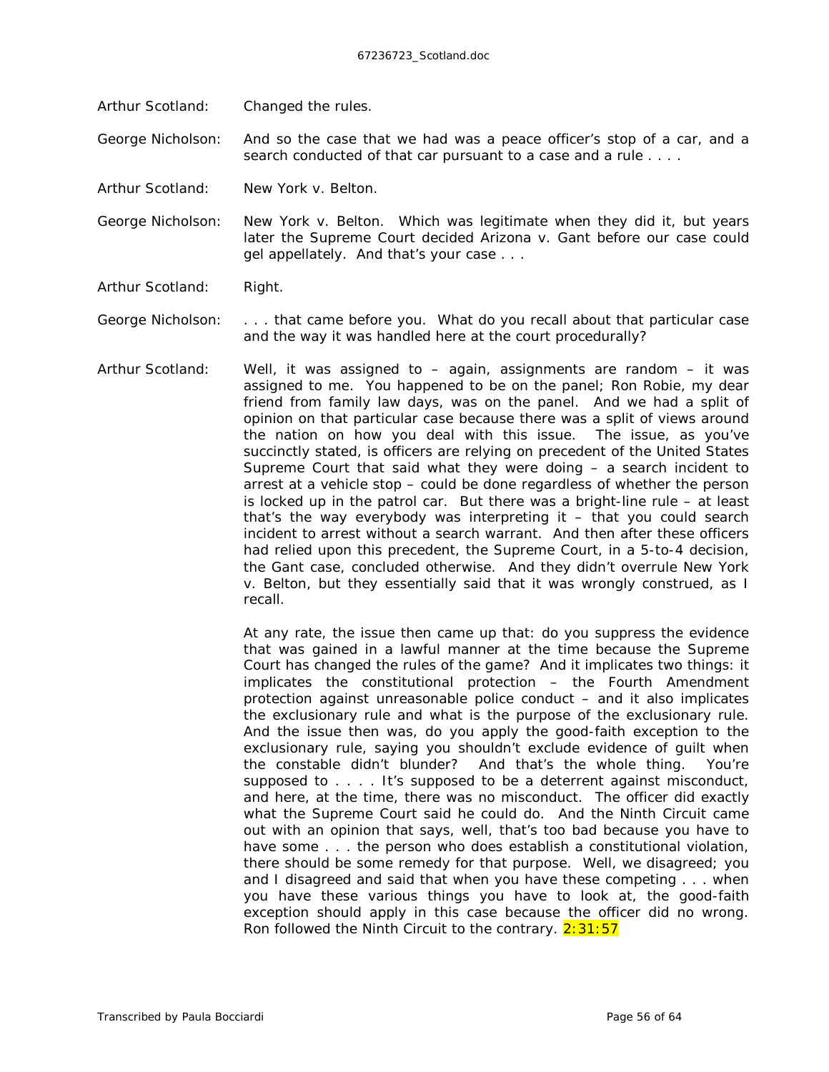Arthur Scotland: Changed the rules.

George Nicholson: And so the case that we had was a peace officer's stop of a car, and a search conducted of that car pursuant to a case and a rule . . . .

Arthur Scotland: New York v. Belton.

George Nicholson: New York v. Belton. Which was legitimate when they did it, but years later the Supreme Court decided Arizona v. Gant before our case could gel appellately. And that's your case . . .

Arthur Scotland: Right.

George Nicholson: . . . that came before you. What do you recall about that particular case and the way it was handled here at the court procedurally?

Arthur Scotland: Well, it was assigned to – again, assignments are random – it was assigned to me. You happened to be on the panel; Ron Robie, my dear friend from family law days, was on the panel. And we had a split of opinion on that particular case because there was a split of views around the nation on how you deal with this issue. The issue, as you've succinctly stated, is officers are relying on precedent of the United States Supreme Court that said what they were doing – a search incident to arrest at a vehicle stop – could be done regardless of whether the person is locked up in the patrol car. But there was a bright-line rule – at least that's the way everybody was interpreting it – that you could search incident to arrest without a search warrant. And then after these officers had relied upon this precedent, the Supreme Court, in a 5-to-4 decision, the Gant case, concluded otherwise. And they didn't overrule New York v. Belton, but they essentially said that it was wrongly construed, as I recall.

At any rate, the issue then came up that: do you suppress the evidence that was gained in a lawful manner at the time because the Supreme Court has changed the rules of the game? And it implicates two things: it implicates the constitutional protection – the Fourth Amendment protection against unreasonable police conduct – and it also implicates the exclusionary rule and what is the purpose of the exclusionary rule. And the issue then was, do you apply the good-faith exception to the exclusionary rule, saying you shouldn't exclude evidence of guilt when the constable didn't blunder? And that's the whole thing. You're supposed to . . . . It's supposed to be a deterrent against misconduct, and here, at the time, there was no misconduct. The officer did exactly what the Supreme Court said he could do. And the Ninth Circuit came out with an opinion that says, well, that's too bad because you have to have some . . . the person who does establish a constitutional violation, there should be some remedy for that purpose. Well, we disagreed; you and I disagreed and said that when you have these competing . . . when you have these various things you have to look at, the good-faith exception should apply in this case because the officer did no wrong. Ron followed the Ninth Circuit to the contrary. 2:31:57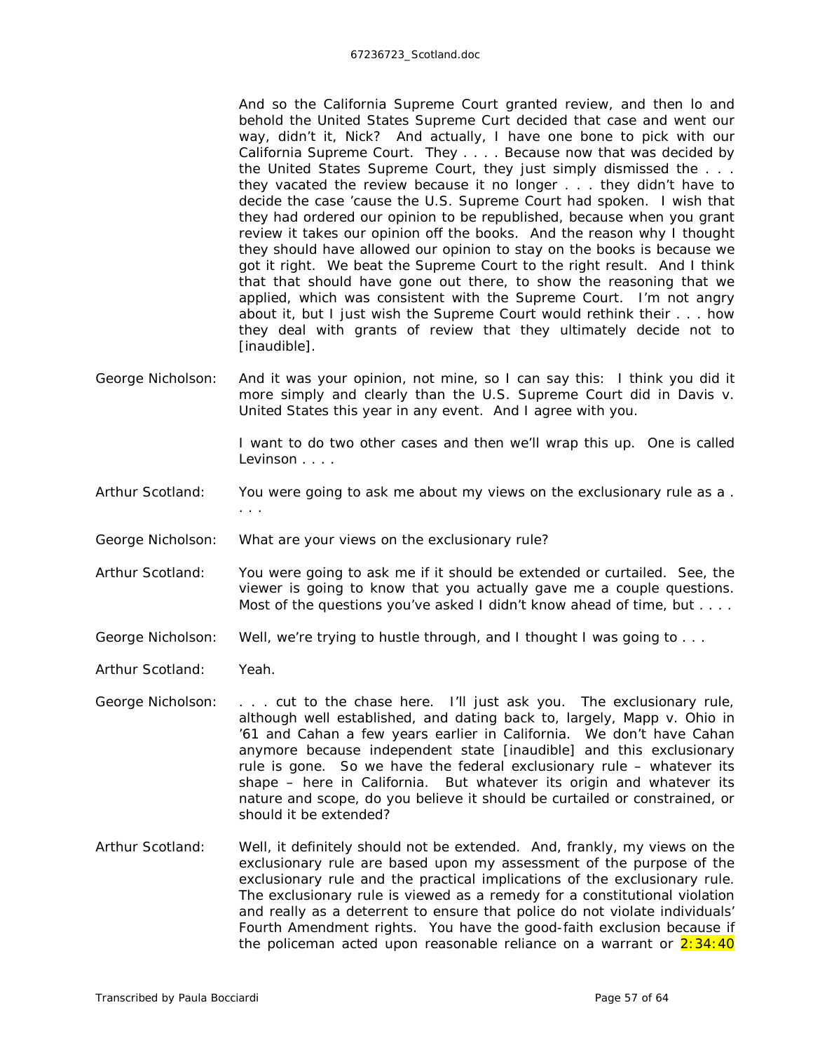And so the California Supreme Court granted review, and then lo and behold the United States Supreme Curt decided that case and went our way, didn't it, Nick? And actually, I have one bone to pick with our California Supreme Court. They . . . . Because now that was decided by the United States Supreme Court, they just simply dismissed the . . . they vacated the review because it no longer . . . they didn't have to decide the case 'cause the U.S. Supreme Court had spoken. I wish that they had ordered our opinion to be republished, because when you grant review it takes our opinion off the books. And the reason why I thought they should have allowed our opinion to stay on the books is because we got it right. We beat the Supreme Court to the right result. And I think that that should have gone out there, to show the reasoning that we applied, which was consistent with the Supreme Court. I'm not angry about it, but I just wish the Supreme Court would rethink their . . . how they deal with grants of review that they ultimately decide not to [inaudible].

George Nicholson: And it was your opinion, not mine, so I can say this: I think you did it more simply and clearly than the U.S. Supreme Court did in Davis v. United States this year in any event. And I agree with you.

I want to do two other cases and then we'll wrap this up. One is called Levinson . . . .

Arthur Scotland: You were going to ask me about my views on the exclusionary rule as a . . . .

George Nicholson: What are your views on the exclusionary rule?

Arthur Scotland: You were going to ask me if it should be extended or curtailed. See, the viewer is going to know that you actually gave me a couple questions. Most of the questions you've asked I didn't know ahead of time, but . . . .

George Nicholson: Well, we're trying to hustle through, and I thought I was going to . . .

Arthur Scotland: Yeah.

George Nicholson: . . . cut to the chase here. I'll just ask you. The exclusionary rule, although well established, and dating back to, largely, Mapp v. Ohio in '61 and Cahan a few years earlier in California. We don't have Cahan anymore because independent state [inaudible] and this exclusionary rule is gone. So we have the federal exclusionary rule – whatever its shape – here in California. But whatever its origin and whatever its nature and scope, do you believe it should be curtailed or constrained, or should it be extended?

Arthur Scotland: Well, it definitely should not be extended. And, frankly, my views on the exclusionary rule are based upon my assessment of the purpose of the exclusionary rule and the practical implications of the exclusionary rule. The exclusionary rule is viewed as a remedy for a constitutional violation and really as a deterrent to ensure that police do not violate individuals' Fourth Amendment rights. You have the good-faith exclusion because if the policeman acted upon reasonable reliance on a warrant or 2:34:40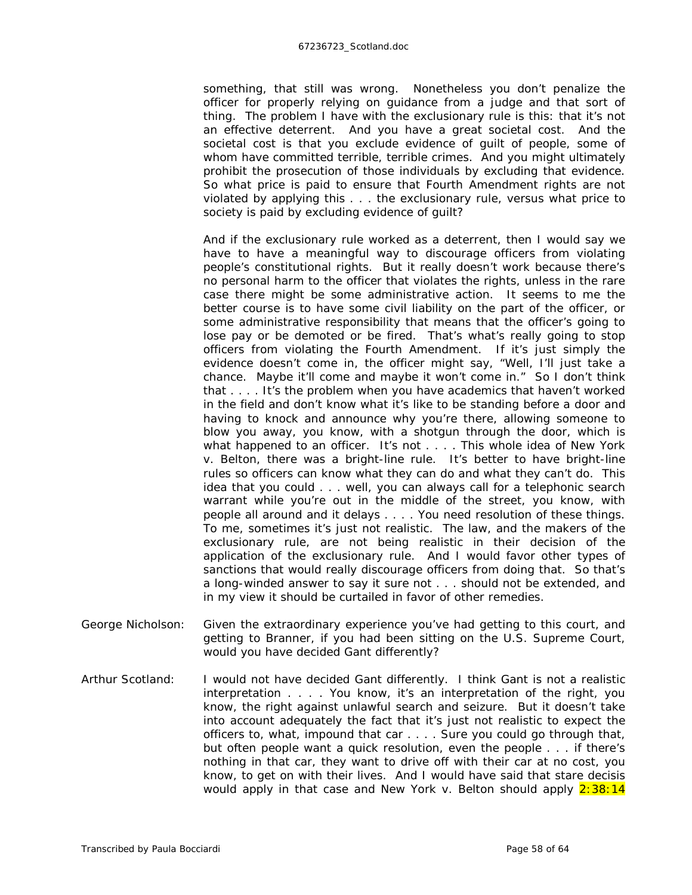something, that still was wrong. Nonetheless you don't penalize the officer for properly relying on guidance from a judge and that sort of thing. The problem I have with the exclusionary rule is this: that it's not an effective deterrent. And you have a great societal cost. And the societal cost is that you exclude evidence of guilt of people, some of whom have committed terrible, terrible crimes. And you might ultimately prohibit the prosecution of those individuals by excluding that evidence. So what price is paid to ensure that Fourth Amendment rights are not violated by applying this . . . the exclusionary rule, versus what price to society is paid by excluding evidence of guilt?

And if the exclusionary rule worked as a deterrent, then I would say we have to have a meaningful way to discourage officers from violating people's constitutional rights. But it really doesn't work because there's no personal harm to the officer that violates the rights, unless in the rare case there might be some administrative action. It seems to me the better course is to have some civil liability on the part of the officer, or some administrative responsibility that means that the officer's going to lose pay or be demoted or be fired. That's what's really going to stop officers from violating the Fourth Amendment. If it's just simply the evidence doesn't come in, the officer might say, "Well, I'll just take a chance. Maybe it'll come and maybe it won't come in." So I don't think that . . . . It's the problem when you have academics that haven't worked in the field and don't know what it's like to be standing before a door and having to knock and announce why you're there, allowing someone to blow you away, you know, with a shotgun through the door, which is what happened to an officer. It's not . . . . This whole idea of New York v. Belton, there was a bright-line rule. It's better to have bright-line rules so officers can know what they can do and what they can't do. This idea that you could . . . well, you can always call for a telephonic search warrant while you're out in the middle of the street, you know, with people all around and it delays . . . . You need resolution of these things. To me, sometimes it's just not realistic. The law, and the makers of the exclusionary rule, are not being realistic in their decision of the application of the exclusionary rule. And I would favor other types of sanctions that would really discourage officers from doing that. So that's a long-winded answer to say it sure not . . . should not be extended, and in my view it should be curtailed in favor of other remedies.

George Nicholson: Given the extraordinary experience you've had getting to this court, and getting to Branner, if you had been sitting on the U.S. Supreme Court, would you have decided Gant differently?

Arthur Scotland: I would not have decided Gant differently. I think Gant is not a realistic interpretation . . . . You know, it's an interpretation of the right, you know, the right against unlawful search and seizure. But it doesn't take into account adequately the fact that it's just not realistic to expect the officers to, what, impound that car . . . . Sure you could go through that, but often people want a quick resolution, even the people . . . if there's nothing in that car, they want to drive off with their car at no cost, you know, to get on with their lives. And I would have said that stare decisis would apply in that case and New York v. Belton should apply 2:38:14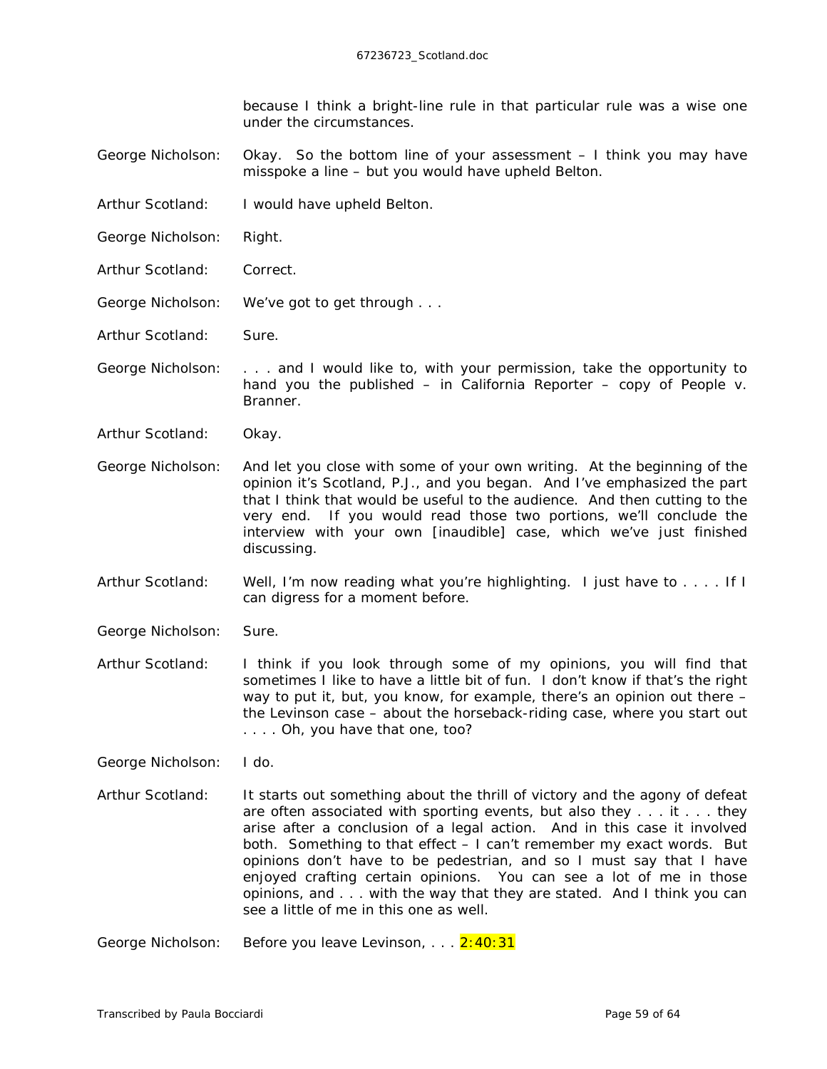because I think a bright-line rule in that particular rule was a wise one under the circumstances.

George Nicholson: Okay. So the bottom line of your assessment – I think you may have misspoke a line – but you would have upheld Belton.

Arthur Scotland: I would have upheld Belton.

George Nicholson: Right.

Arthur Scotland: Correct.

George Nicholson: We've got to get through . . .

Arthur Scotland: Sure.

George Nicholson: . . . and I would like to, with your permission, take the opportunity to hand you the published – in California Reporter – copy of People v. Branner.

Arthur Scotland: Okay.

George Nicholson: And let you close with some of your own writing. At the beginning of the opinion it's Scotland, P.J., and you began. And I've emphasized the part that I think that would be useful to the audience. And then cutting to the very end. If you would read those two portions, we'll conclude the interview with your own [inaudible] case, which we've just finished discussing.

Arthur Scotland: Well, I'm now reading what you're highlighting. I just have to . . . . If I can digress for a moment before.

George Nicholson: Sure.

Arthur Scotland: I think if you look through some of my opinions, you will find that sometimes I like to have a little bit of fun. I don't know if that's the right way to put it, but, you know, for example, there's an opinion out there – the Levinson case – about the horseback-riding case, where you start out . . . . Oh, you have that one, too?

George Nicholson: I do.

Arthur Scotland: It starts out something about the thrill of victory and the agony of defeat are often associated with sporting events, but also they . . . it . . . they arise after a conclusion of a legal action. And in this case it involved both. Something to that effect – I can't remember my exact words. But opinions don't have to be pedestrian, and so I must say that I have enjoyed crafting certain opinions. You can see a lot of me in those opinions, and . . . with the way that they are stated. And I think you can see a little of me in this one as well.

George Nicholson: Before you leave Levinson, . . . 2:40:31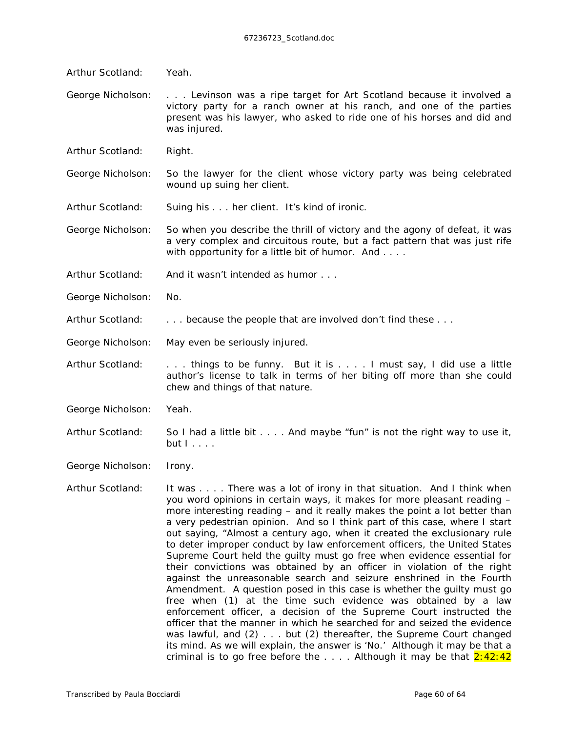Arthur Scotland: Yeah.

George Nicholson: . . . Levinson was a ripe target for Art Scotland because it involved a victory party for a ranch owner at his ranch, and one of the parties present was his lawyer, who asked to ride one of his horses and did and was injured.

Arthur Scotland: Right.

George Nicholson: So the lawyer for the client whose victory party was being celebrated wound up suing her client.

Arthur Scotland: Suing his . . . her client. It's kind of ironic.

George Nicholson: So when you describe the thrill of victory and the agony of defeat, it was a very complex and circuitous route, but a fact pattern that was just rife with opportunity for a little bit of humor. And . . . .

Arthur Scotland: And it wasn't intended as humor . . .

George Nicholson: No.

Arthur Scotland: . . . because the people that are involved don't find these . . .

George Nicholson: May even be seriously injured.

Arthur Scotland: . . . things to be funny. But it is . . . . I must say, I did use a little author's license to talk in terms of her biting off more than she could chew and things of that nature.

George Nicholson: Yeah.

Arthur Scotland: So I had a little bit . . . . And maybe "fun" is not the right way to use it, but I . . . .

George Nicholson: Irony.

Arthur Scotland: It was . . . . There was a lot of irony in that situation. And I think when you word opinions in certain ways, it makes for more pleasant reading – more interesting reading – and it really makes the point a lot better than a very pedestrian opinion. And so I think part of this case, where I start out saying, "Almost a century ago, when it created the exclusionary rule to deter improper conduct by law enforcement officers, the United States Supreme Court held the guilty must go free when evidence essential for their convictions was obtained by an officer in violation of the right against the unreasonable search and seizure enshrined in the Fourth Amendment. A question posed in this case is whether the guilty must go free when (1) at the time such evidence was obtained by a law enforcement officer, a decision of the Supreme Court instructed the officer that the manner in which he searched for and seized the evidence was lawful, and (2) . . . but (2) thereafter, the Supreme Court changed its mind. As we will explain, the answer is 'No.' Although it may be that a criminal is to go free before the . . . . Although it may be that 2:42:42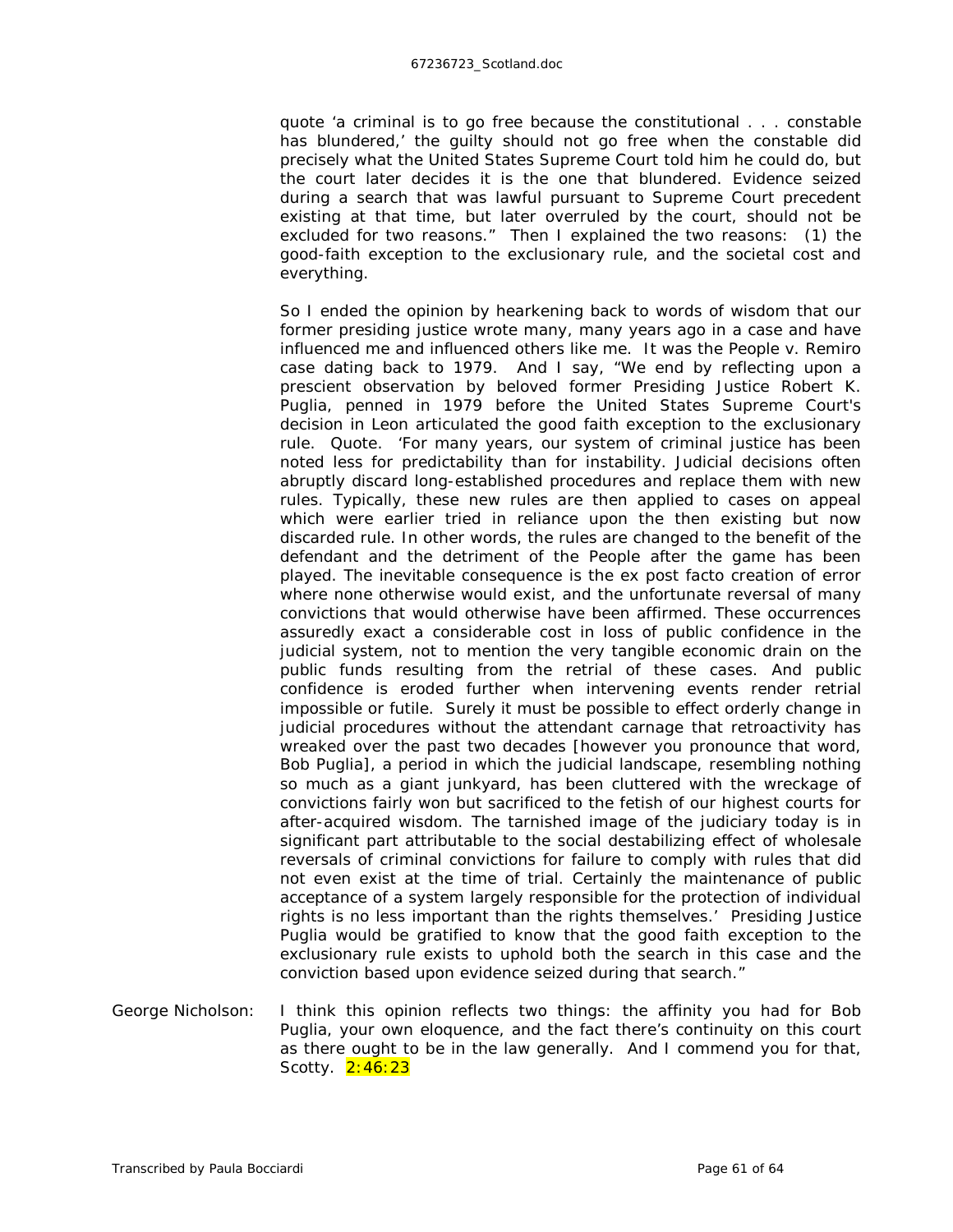quote 'a criminal is to go free because the constitutional . . . constable has blundered,' the guilty should not go free when the constable did precisely what the United States Supreme Court told him he could do, but the court later decides it is the one that blundered. Evidence seized during a search that was lawful pursuant to Supreme Court precedent existing at that time, but later overruled by the court, should not be excluded for two reasons." Then I explained the two reasons: (1) the good-faith exception to the exclusionary rule, and the societal cost and everything.

So I ended the opinion by hearkening back to words of wisdom that our former presiding justice wrote many, many years ago in a case and have influenced me and influenced others like me. It was the People v. Remiro case dating back to 1979. And I say, "We end by reflecting upon a prescient observation by beloved former Presiding Justice Robert K. Puglia, penned in 1979 before the United States Supreme Court's decision in Leon articulated the good faith exception to the exclusionary rule. Quote. 'For many years, our system of criminal justice has been noted less for predictability than for instability. Judicial decisions often abruptly discard long-established procedures and replace them with new rules. Typically, these new rules are then applied to cases on appeal which were earlier tried in reliance upon the then existing but now discarded rule. In other words, the rules are changed to the benefit of the defendant and the detriment of the People after the game has been played. The inevitable consequence is the ex post facto creation of error where none otherwise would exist, and the unfortunate reversal of many convictions that would otherwise have been affirmed. These occurrences assuredly exact a considerable cost in loss of public confidence in the judicial system, not to mention the very tangible economic drain on the public funds resulting from the retrial of these cases. And public confidence is eroded further when intervening events render retrial impossible or futile. Surely it must be possible to effect orderly change in judicial procedures without the attendant carnage that retroactivity has wreaked over the past two decades [however you pronounce that word, Bob Puglia], a period in which the judicial landscape, resembling nothing so much as a giant junkyard, has been cluttered with the wreckage of convictions fairly won but sacrificed to the fetish of our highest courts for after-acquired wisdom. The tarnished image of the judiciary today is in significant part attributable to the social destabilizing effect of wholesale reversals of criminal convictions for failure to comply with rules that did not even exist at the time of trial. Certainly the maintenance of public acceptance of a system largely responsible for the protection of individual rights is no less important than the rights themselves.' Presiding Justice Puglia would be gratified to know that the good faith exception to the exclusionary rule exists to uphold both the search in this case and the conviction based upon evidence seized during that search."

George Nicholson: I think this opinion reflects two things: the affinity you had for Bob Puglia, your own eloquence, and the fact there's continuity on this court as there ought to be in the law generally. And I commend you for that, Scotty. 2:46:23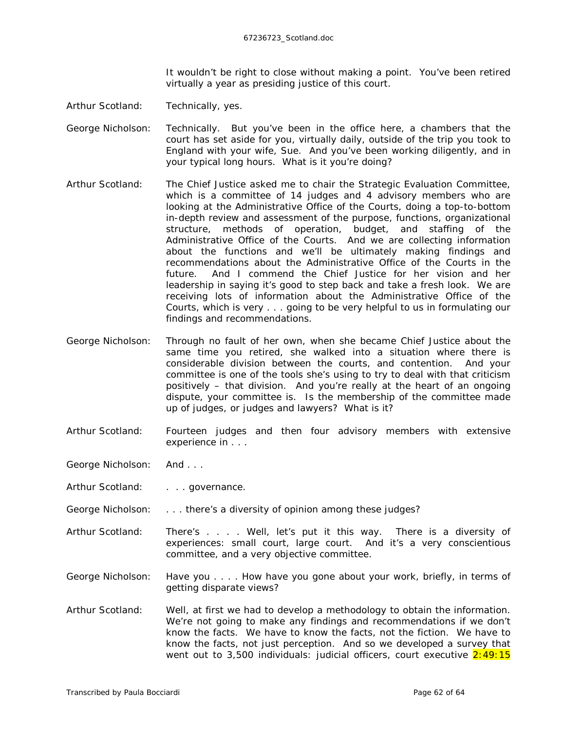It wouldn't be right to close without making a point. You've been retired virtually a year as presiding justice of this court.

Arthur Scotland: Technically, yes.

George Nicholson: Technically. But you've been in the office here, a chambers that the court has set aside for you, virtually daily, outside of the trip you took to England with your wife, Sue. And you've been working diligently, and in your typical long hours. What is it you're doing?

Arthur Scotland: The Chief Justice asked me to chair the Strategic Evaluation Committee, which is a committee of 14 judges and 4 advisory members who are looking at the Administrative Office of the Courts, doing a top-to-bottom in-depth review and assessment of the purpose, functions, organizational structure, methods of operation, budget, and staffing of the Administrative Office of the Courts. And we are collecting information about the functions and we'll be ultimately making findings and recommendations about the Administrative Office of the Courts in the future. And I commend the Chief Justice for her vision and her leadership in saying it's good to step back and take a fresh look. We are receiving lots of information about the Administrative Office of the Courts, which is very . . . going to be very helpful to us in formulating our findings and recommendations.

George Nicholson: Through no fault of her own, when she became Chief Justice about the same time you retired, she walked into a situation where there is considerable division between the courts, and contention. And your committee is one of the tools she's using to try to deal with that criticism positively – that division. And you're really at the heart of an ongoing dispute, your committee is. Is the membership of the committee made up of judges, or judges and lawyers? What is it?

Arthur Scotland: Fourteen judges and then four advisory members with extensive experience in . . .

George Nicholson: And . . .

Arthur Scotland: . . . governance.

George Nicholson: . . . there's a diversity of opinion among these judges?

Arthur Scotland: There's . . . . Well, let's put it this way. There is a diversity of experiences: small court, large court. And it's a very conscientious committee, and a very objective committee.

George Nicholson: Have you . . . . How have you gone about your work, briefly, in terms of getting disparate views?

Arthur Scotland: Well, at first we had to develop a methodology to obtain the information. We're not going to make any findings and recommendations if we don't know the facts. We have to know the facts, not the fiction. We have to know the facts, not just perception. And so we developed a survey that went out to 3,500 individuals: judicial officers, court executive 2:49:15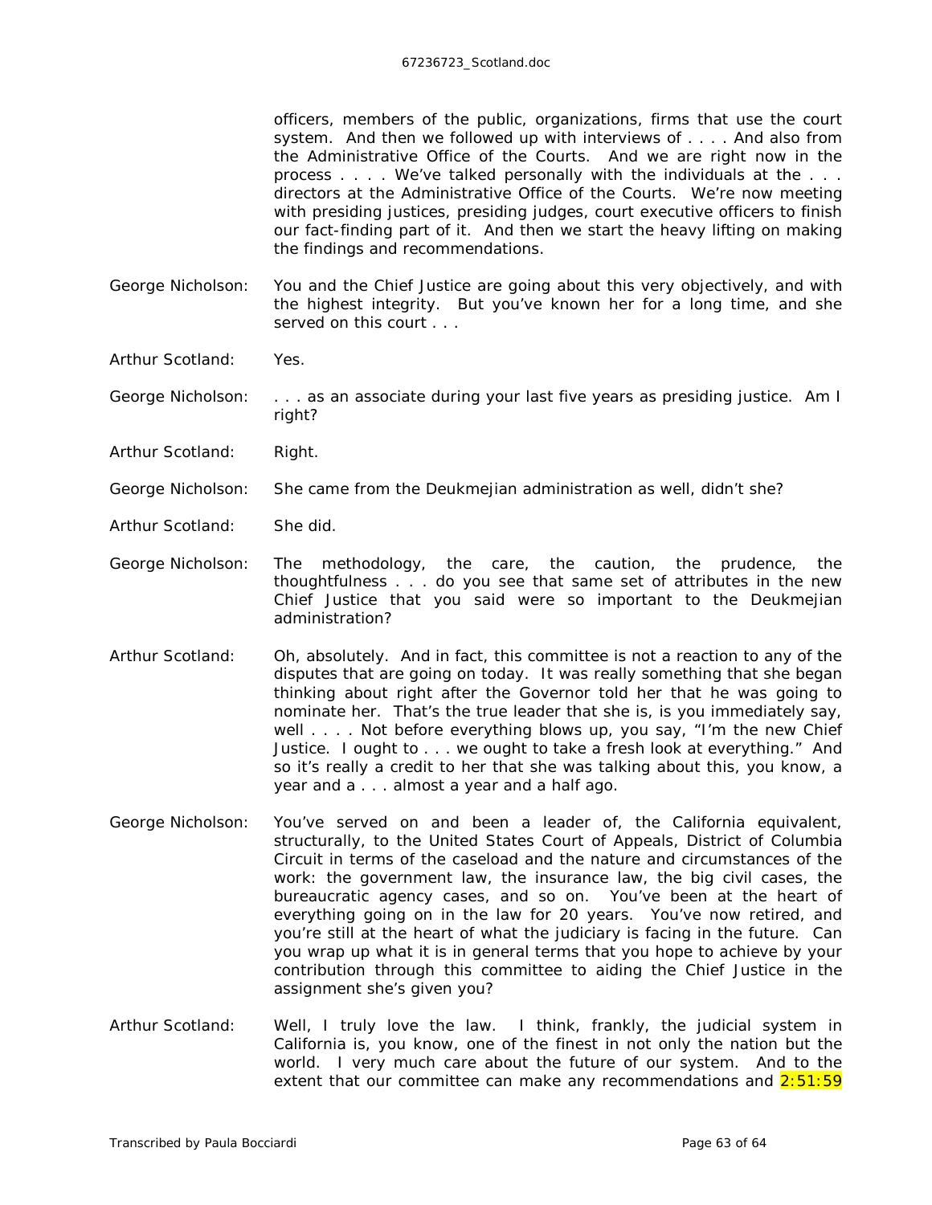officers, members of the public, organizations, firms that use the court system. And then we followed up with interviews of . . . . And also from the Administrative Office of the Courts. And we are right now in the process . . . . We've talked personally with the individuals at the . . . directors at the Administrative Office of the Courts. We're now meeting with presiding justices, presiding judges, court executive officers to finish our fact-finding part of it. And then we start the heavy lifting on making the findings and recommendations.

George Nicholson: You and the Chief Justice are going about this very objectively, and with the highest integrity. But you've known her for a long time, and she served on this court . . .

Arthur Scotland: Yes.

George Nicholson: . . . as an associate during your last five years as presiding justice. Am I right?

Arthur Scotland: Right.

George Nicholson: She came from the Deukmejian administration as well, didn't she?

Arthur Scotland: She did.

George Nicholson: The methodology, the care, the caution, the prudence, the thoughtfulness . . . do you see that same set of attributes in the new Chief Justice that you said were so important to the Deukmejian administration?

Arthur Scotland: Oh, absolutely. And in fact, this committee is not a reaction to any of the disputes that are going on today. It was really something that she began thinking about right after the Governor told her that he was going to nominate her. That's the true leader that she is, is you immediately say, well . . . . Not before everything blows up, you say, "I'm the new Chief Justice. I ought to . . . we ought to take a fresh look at everything." And so it's really a credit to her that she was talking about this, you know, a year and a . . . almost a year and a half ago.

George Nicholson: You've served on and been a leader of, the California equivalent, structurally, to the United States Court of Appeals, District of Columbia Circuit in terms of the caseload and the nature and circumstances of the work: the government law, the insurance law, the big civil cases, the bureaucratic agency cases, and so on. You've been at the heart of everything going on in the law for 20 years. You've now retired, and you're still at the heart of what the judiciary is facing in the future. Can you wrap up what it is in general terms that you hope to achieve by your contribution through this committee to aiding the Chief Justice in the assignment she's given you?

Arthur Scotland: Well, I truly love the law. I think, frankly, the judicial system in California is, you know, one of the finest in not only the nation but the world. I very much care about the future of our system. And to the extent that our committee can make any recommendations and 2:51:59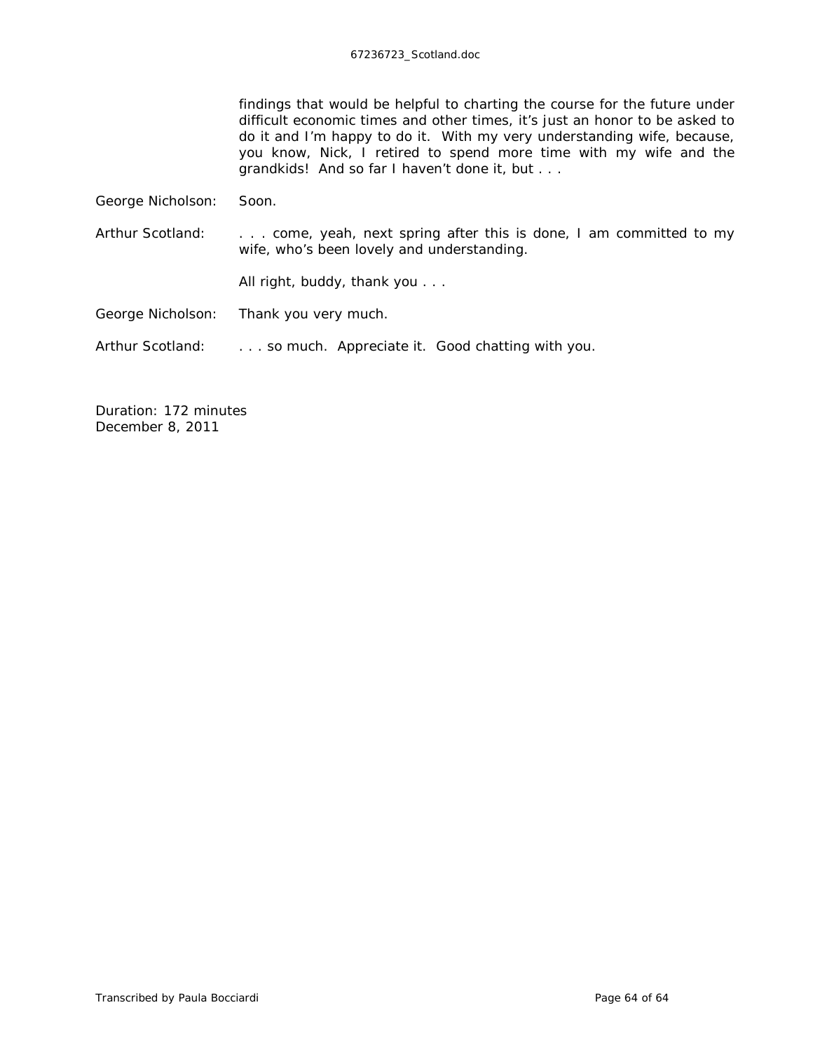findings that would be helpful to charting the course for the future under difficult economic times and other times, it's just an honor to be asked to do it and I'm happy to do it. With my very understanding wife, because, you know, Nick, I retired to spend more time with my wife and the grandkids! And so far I haven't done it, but . . .

George Nicholson: Soon.

Arthur Scotland: . . . come, yeah, next spring after this is done, I am committed to my wife, who's been lovely and understanding.

All right, buddy, thank you . . .

George Nicholson: Thank you very much.

Arthur Scotland: . . . so much. Appreciate it. Good chatting with you.

Duration: 172 minutes
December 8, 2011